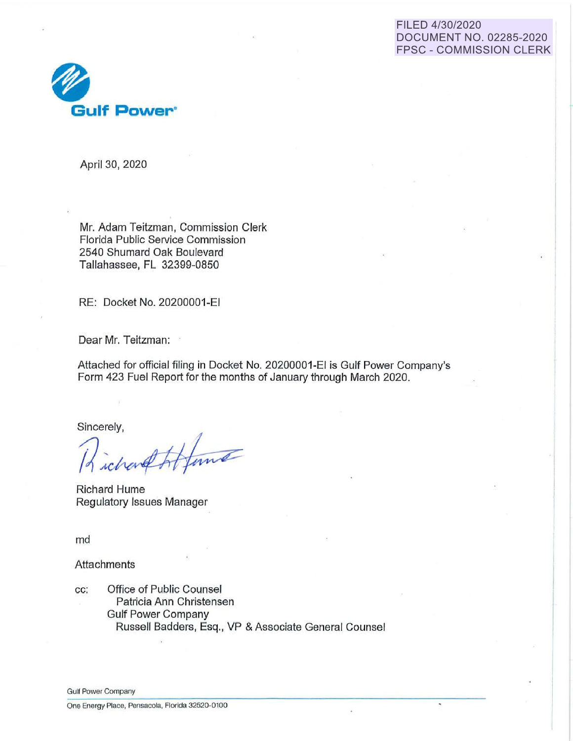FILED 4/30/2020
DOCUMENT NO. 02285-2020
FPSC - COMMISSION CLERK

**Gulf Power**®

April 30, 2020

Mr. Adam Teitzman, Commission Clerk
Florida Public Service Commission
2540 Shumard Oak Boulevard
Tallahassee, FL 32399-0850

RE: Docket No. 20200001-EI

Dear Mr. Teitzman:

Attached for official filing in Docket No. 20200001-EI is Gulf Power Company's Form 423 Fuel Report for the months of January through March 2020.

Sincerely,

Richard Hume
Regulatory Issues Manager

md

Attachments

cc: Office of Public Counsel
  Patricia Ann Christensen
 Gulf Power Company
  Russell Badders, Esq., VP & Associate General Counsel

Gulf Power Company
One Energy Place, Pensacola, Florida 32520-0100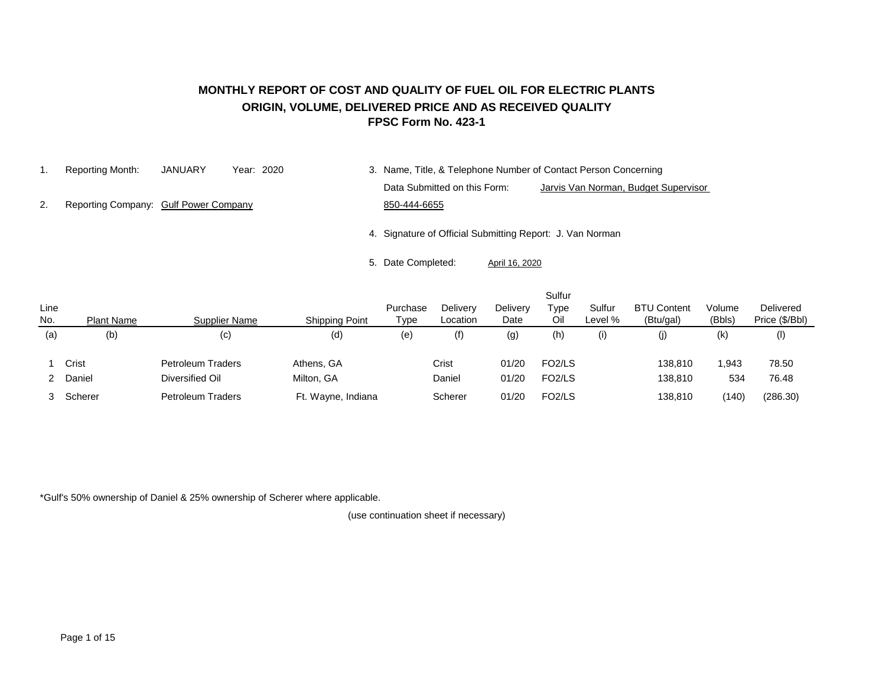# MONTHLY REPORT OF COST AND QUALITY OF FUEL OIL FOR ELECTRIC PLANTS

## ORIGIN, VOLUME, DELIVERED PRICE AND AS RECEIVED QUALITY

### FPSC Form No. 423-1

1. Reporting Month: JANUARY Year: 2020
2. Reporting Company: Gulf Power Company
3. Name, Title, & Telephone Number of Contact Person Concerning Data Submitted on this Form: Jarvis Van Norman, Budget Supervisor 850-444-6655
4. Signature of Official Submitting Report: J. Van Norman
5. Date Completed: April 16, 2020

| Line No. | Plant Name | Supplier Name | Shipping Point | Purchase Type | Delivery Location | Delivery Date | Sulfur Type Oil | Sulfur Level % | BTU Content (Btu/gal) | Volume (Bbls) | Delivered Price ($/Bbl) |
|---|---|---|---|---|---|---|---|---|---|---|---|
| (a) | (b) | (c) | (d) | (e) | (f) | (g) | (h) | (i) | (j) | (k) | (l) |
| 1 | Crist | Petroleum Traders | Athens, GA | | Crist | 01/20 | FO2/LS | | 138,810 | 1,943 | 78.50 |
| 2 | Daniel | Diversified Oil | Milton, GA | | Daniel | 01/20 | FO2/LS | | 138,810 | 534 | 76.48 |
| 3 | Scherer | Petroleum Traders | Ft. Wayne, Indiana | | Scherer | 01/20 | FO2/LS | | 138,810 | (140) | (286.30) |

*Gulf's 50% ownership of Daniel & 25% ownership of Scherer where applicable.

(use continuation sheet if necessary)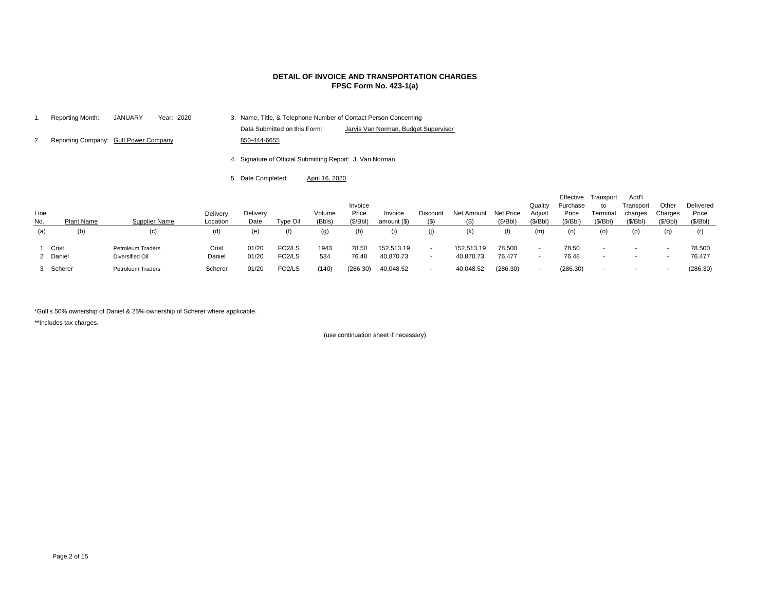# DETAIL OF INVOICE AND TRANSPORTATION CHARGES
## FPSC Form No. 423-1(a)

1. Reporting Month: JANUARY Year: 2020
2. Reporting Company: Gulf Power Company
3. Name, Title, & Telephone Number of Contact Person Concerning Data Submitted on this Form: Jarvis Van Norman, Budget Supervisor 850-444-6655
4. Signature of Official Submitting Report: J. Van Norman
5. Date Completed: April 16, 2020

| Line No. | Plant Name | Supplier Name | Delivery Location | Delivery Date | Type Oil | Volume (Bbls) | Invoice Price ($/Bbl) | Invoice amount ($) | Discount ($) | Net Amount ($) | Net Price ($/Bbl) | Quality Adjust ($/Bbl) | Effective Purchase Price ($/Bbl) | Transport to Terminal ($/Bbl) | Add'l Transport charges ($/Bbl) | Other Charges ($/Bbl) | Delivered Price ($/Bbl) |
|---|---|---|---|---|---|---|---|---|---|---|---|---|---|---|---|---|---|
| (a) | (b) | (c) | (d) | (e) | (f) | (g) | (h) | (i) | (j) | (k) | (l) | (m) | (n) | (o) | (p) | (q) | (r) |
| 1 | Crist | Petroleum Traders | Crist | 01/20 | FO2/LS | 1943 | 78.50 | 152,513.19 | - | 152,513.19 | 78.500 | - | 78.50 | - | - | - | 78.500 |
| 2 | Daniel | Diversified Oil | Daniel | 01/20 | FO2/LS | 534 | 76.48 | 40,870.73 | - | 40,870.73 | 76.477 | - | 76.48 | - | - | - | 76.477 |
| 3 | Scherer | Petroleum Traders | Scherer | 01/20 | FO2/LS | (140) | (286.30) | 40,048.52 | - | 40,048.52 | (286.30) | - | (286.30) | - | - | - | (286.30) |

*Gulf's 50% ownership of Daniel & 25% ownership of Scherer where applicable.

**Includes tax charges.

(use continuation sheet if necessary)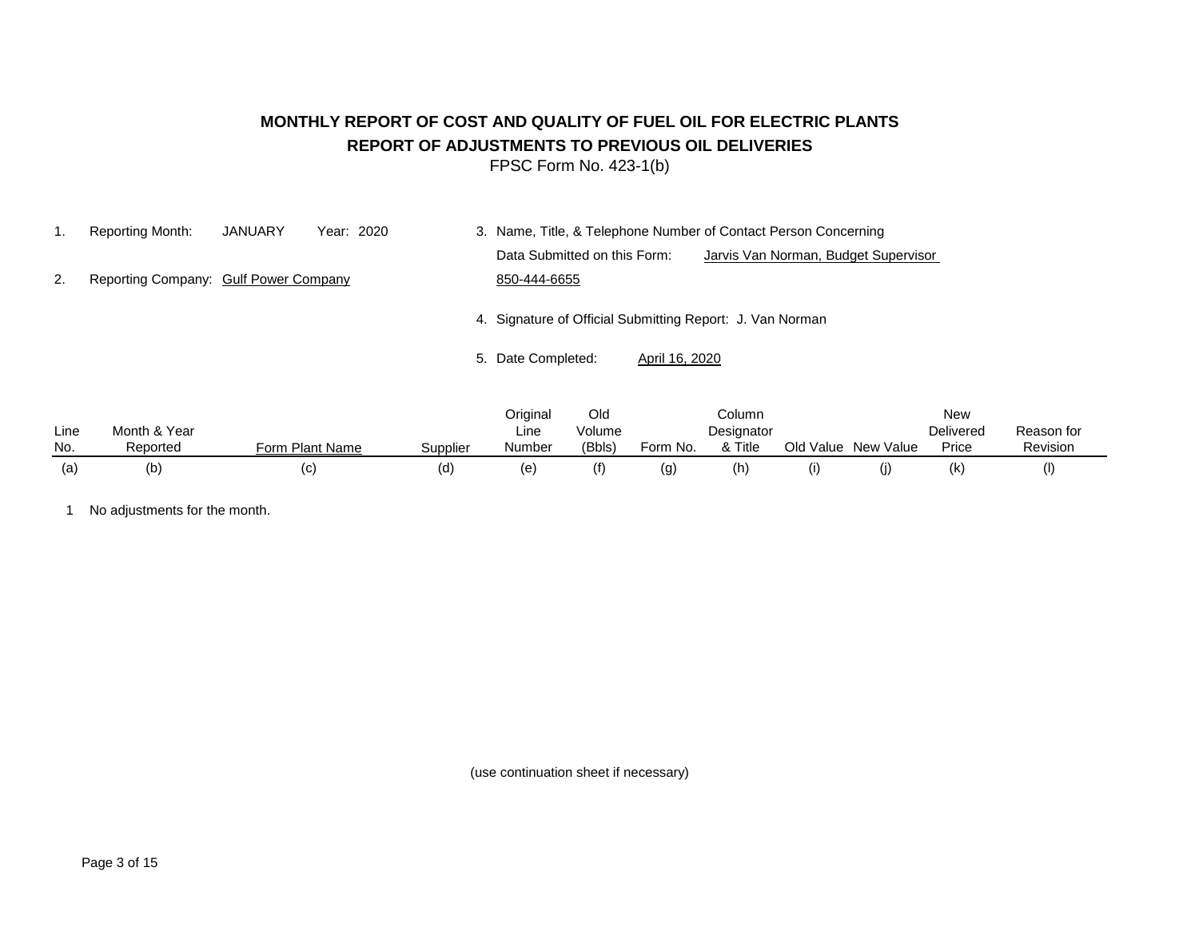# MONTHLY REPORT OF COST AND QUALITY OF FUEL OIL FOR ELECTRIC PLANTS

## REPORT OF ADJUSTMENTS TO PREVIOUS OIL DELIVERIES

FPSC Form No. 423-1(b)

1. Reporting Month: JANUARY Year: 2020
2. Reporting Company: Gulf Power Company
3. Name, Title, & Telephone Number of Contact Person Concerning Data Submitted on this Form: Jarvis Van Norman, Budget Supervisor 850-444-6655
4. Signature of Official Submitting Report: J. Van Norman
5. Date Completed: April 16, 2020

| Line No. | Month & Year Reported | Form Plant Name | Supplier | Original Line Number | Old Volume (Bbls) | Form No. | Column Designator & Title | Old Value | New Value | New Delivered Price | Reason for Revision |
|---|---|---|---|---|---|---|---|---|---|---|---|
| (a) | (b) | (c) | (d) | (e) | (f) | (g) | (h) | (i) | (j) | (k) | (l) |
| 1 | No adjustments for the month. | | | | | | | | | | |

(use continuation sheet if necessary)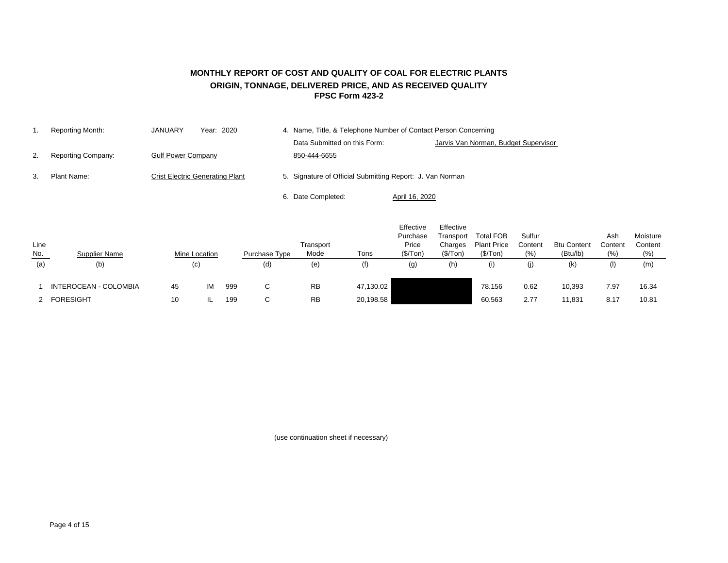# MONTHLY REPORT OF COST AND QUALITY OF COAL FOR ELECTRIC PLANTS
## ORIGIN, TONNAGE, DELIVERED PRICE, AND AS RECEIVED QUALITY
### FPSC Form 423-2

1. Reporting Month: JANUARY Year: 2020
2. Reporting Company: Gulf Power Company
3. Plant Name: Crist Electric Generating Plant
4. Name, Title, & Telephone Number of Contact Person Concerning Data Submitted on this Form: Jarvis Van Norman, Budget Supervisor 850-444-6655
5. Signature of Official Submitting Report: J. Van Norman
6. Date Completed: April 16, 2020

| Line No. | Supplier Name | Mine Location | | | Purchase Type | Transport Mode | Tons | Effective Purchase Price ($/Ton) | Effective Transport Charges ($/Ton) | Total FOB Plant Price ($/Ton) | Sulfur Content (%) | Btu Content (Btu/lb) | Ash Content (%) | Moisture Content (%) |
|---|---|---|---|---|---|---|---|---|---|---|---|---|---|---|
| (a) | (b) | (c) | | | (d) | (e) | (f) | (g) | (h) | (i) | (j) | (k) | (l) | (m) |
| 1 | INTEROCEAN - COLOMBIA | 45 | IM | 999 | C | RB | 47,130.02 | | | 78.156 | 0.62 | 10,393 | 7.97 | 16.34 |
| 2 | FORESIGHT | 10 | IL | 199 | C | RB | 20,198.58 | | | 60.563 | 2.77 | 11,831 | 8.17 | 10.81 |

(use continuation sheet if necessary)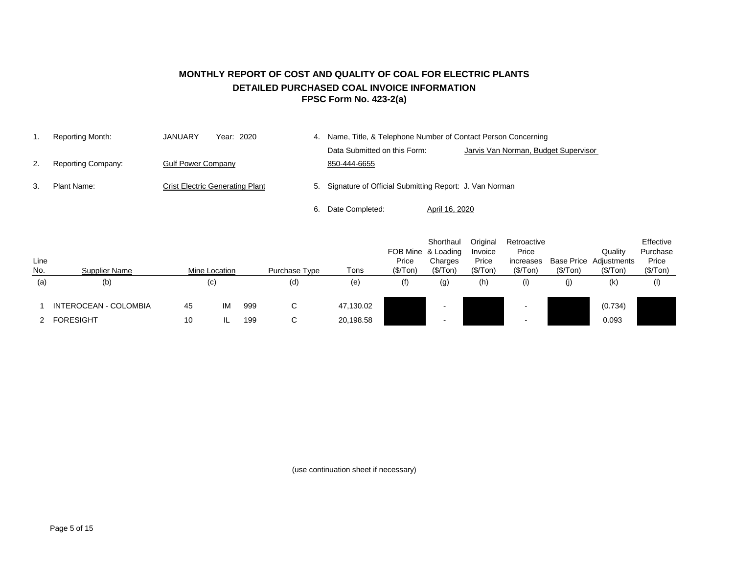# MONTHLY REPORT OF COST AND QUALITY OF COAL FOR ELECTRIC PLANTS
## DETAILED PURCHASED COAL INVOICE INFORMATION
## FPSC Form No. 423-2(a)

1. Reporting Month: JANUARY Year: 2020
2. Reporting Company: Gulf Power Company
3. Plant Name: Crist Electric Generating Plant
4. Name, Title, & Telephone Number of Contact Person Concerning Data Submitted on this Form: Jarvis Van Norman, Budget Supervisor 850-444-6655
5. Signature of Official Submitting Report: J. Van Norman
6. Date Completed: April 16, 2020

| Line No. | Supplier Name | Mine Location | | | Purchase Type | Tons | FOB Mine Price ($/Ton) | Shorthaul & Loading Charges ($/Ton) | Original Invoice Price ($/Ton) | Retroactive Price increases ($/Ton) | Base Price ($/Ton) | Quality Adjustments ($/Ton) | Effective Purchase Price ($/Ton) |
|---|---|---|---|---|---|---|---|---|---|---|---|---|---|
| (a) | (b) | (c) | | | (d) | (e) | (f) | (g) | (h) | (i) | (j) | (k) | (l) |
| 1 | INTEROCEAN - COLOMBIA | 45 | IM | 999 | C | 47,130.02 | | - | | - | | (0.734) | |
| 2 | FORESIGHT | 10 | IL | 199 | C | 20,198.58 | | - | | - | | 0.093 | |

(use continuation sheet if necessary)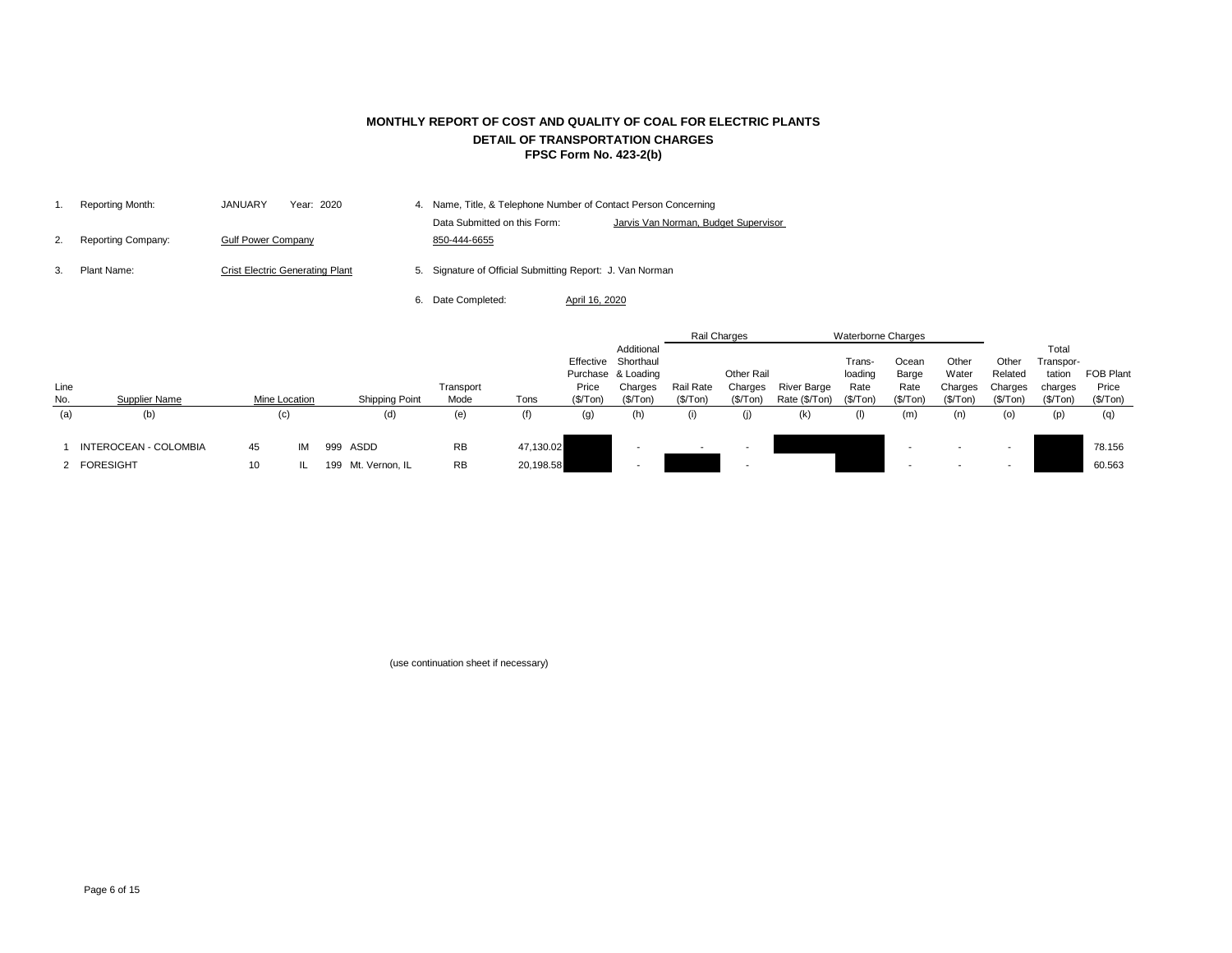# MONTHLY REPORT OF COST AND QUALITY OF COAL FOR ELECTRIC PLANTS
## DETAIL OF TRANSPORTATION CHARGES
### FPSC Form No. 423-2(b)

1. Reporting Month: JANUARY Year: 2020
2. Reporting Company: Gulf Power Company
3. Plant Name: Crist Electric Generating Plant
4. Name, Title, & Telephone Number of Contact Person Concerning Data Submitted on this Form: Jarvis Van Norman, Budget Supervisor 850-444-6655
5. Signature of Official Submitting Report: J. Van Norman
6. Date Completed: April 16, 2020

| Line No. | Supplier Name | Mine Location | | | Shipping Point | Transport Mode | Tons | Effective Purchase Price ($/Ton) | Additional Shorthaul & Loading Charges ($/Ton) | Rail Charges: Rail Rate ($/Ton) | Rail Charges: Other Rail Charges ($/Ton) | Waterborne Charges: River Barge Rate ($/Ton) | Waterborne Charges: Trans-loading Rate ($/Ton) | Waterborne Charges: Ocean Barge Rate ($/Ton) | Waterborne Charges: Other Water Charges ($/Ton) | Other Related Charges ($/Ton) | Total Transportation charges ($/Ton) | FOB Plant Price ($/Ton) |
|---|---|---|---|---|---|---|---|---|---|---|---|---|---|---|---|---|---|---|
| (a) | (b) | (c) | | | (d) | (e) | (f) | (g) | (h) | (i) | (j) | (k) | (l) | (m) | (n) | (o) | (p) | (q) |
| 1 | INTEROCEAN - COLOMBIA | 45 | IM | 999 | ASDD | RB | 47,130.02 | | - | - | - | | | - | - | - | | 78.156 |
| 2 | FORESIGHT | 10 | IL | 199 | Mt. Vernon, IL | RB | 20,198.58 | | - | | - | | | - | - | - | | 60.563 |

(use continuation sheet if necessary)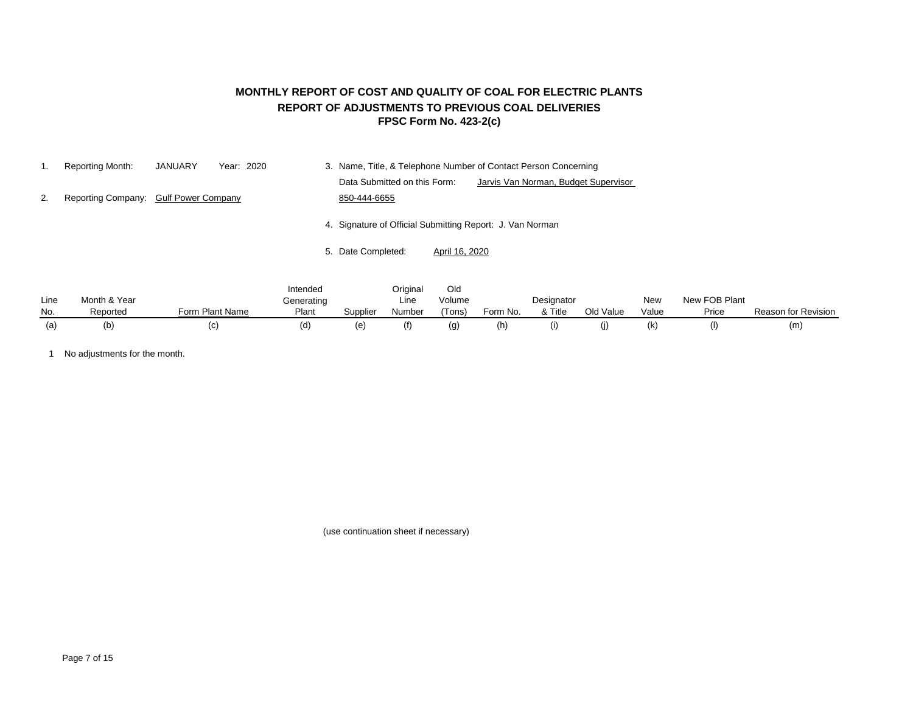# MONTHLY REPORT OF COST AND QUALITY OF COAL FOR ELECTRIC PLANTS
## REPORT OF ADJUSTMENTS TO PREVIOUS COAL DELIVERIES
### FPSC Form No. 423-2(c)

1. Reporting Month: JANUARY Year: 2020
2. Reporting Company: Gulf Power Company
3. Name, Title, & Telephone Number of Contact Person Concerning Data Submitted on this Form: Jarvis Van Norman, Budget Supervisor 850-444-6655
4. Signature of Official Submitting Report: J. Van Norman
5. Date Completed: April 16, 2020

| Line No. | Month & Year Reported | Form Plant Name | Intended Generating Plant | Supplier | Original Line Number | Old Volume (Tons) | Form No. | Designator & Title | Old Value | New Value | New FOB Plant Price | Reason for Revision |
|---|---|---|---|---|---|---|---|---|---|---|---|---|
| (a) | (b) | (c) | (d) | (e) | (f) | (g) | (h) | (i) | (j) | (k) | (l) | (m) |
| 1 | No adjustments for the month. | | | | | | | | | | | |

(use continuation sheet if necessary)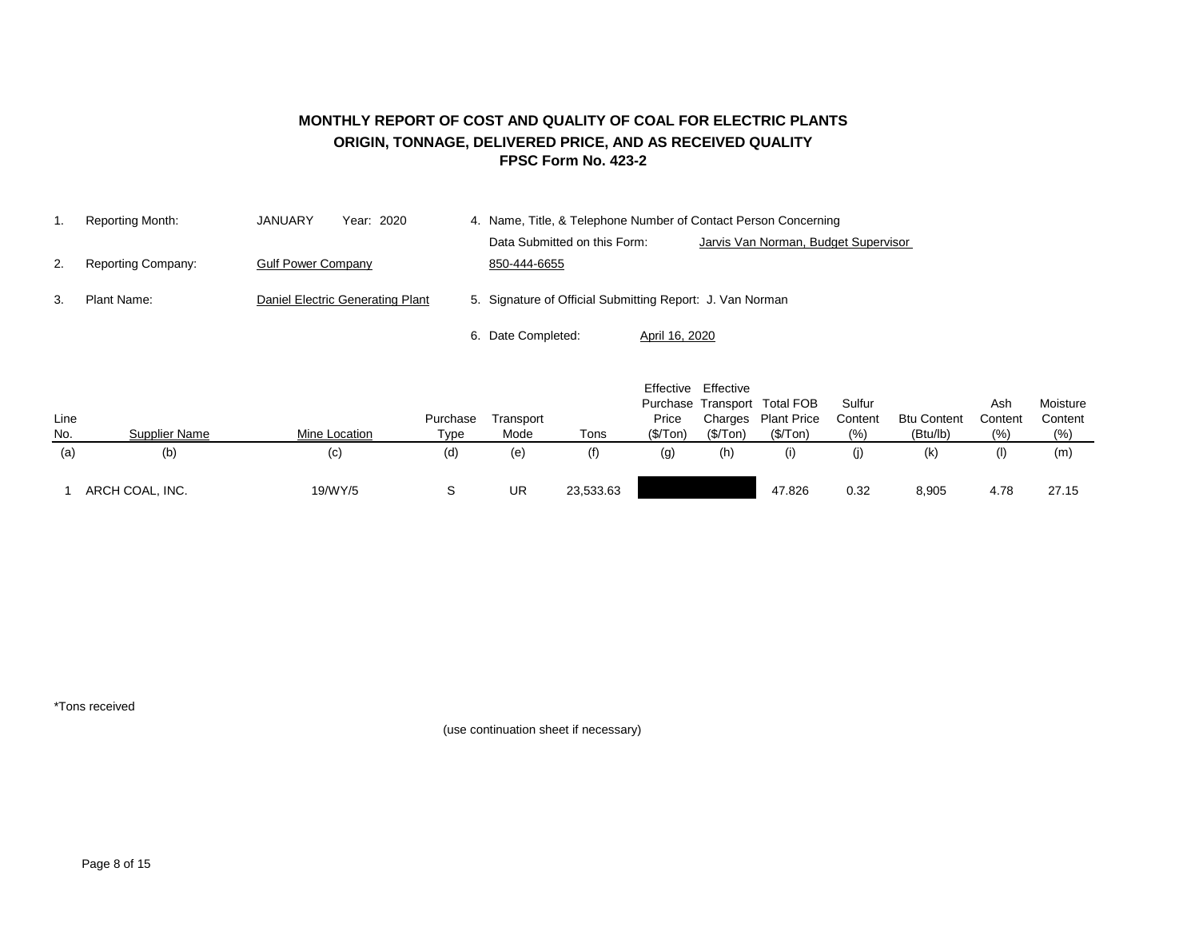# MONTHLY REPORT OF COST AND QUALITY OF COAL FOR ELECTRIC PLANTS
## ORIGIN, TONNAGE, DELIVERED PRICE, AND AS RECEIVED QUALITY
### FPSC Form No. 423-2

1. Reporting Month: JANUARY Year: 2020
2. Reporting Company: Gulf Power Company
3. Plant Name: Daniel Electric Generating Plant
4. Name, Title, & Telephone Number of Contact Person Concerning Data Submitted on this Form: Jarvis Van Norman, Budget Supervisor 850-444-6655
5. Signature of Official Submitting Report: J. Van Norman
6. Date Completed: April 16, 2020

| Line No. | Supplier Name | Mine Location | Purchase Type | Transport Mode | Tons | Effective Purchase Price ($/Ton) | Effective Transport Charges ($/Ton) | Total FOB Plant Price ($/Ton) | Sulfur Content (%) | Btu Content (Btu/lb) | Ash Content (%) | Moisture Content (%) |
|---|---|---|---|---|---|---|---|---|---|---|---|---|
| (a) | (b) | (c) | (d) | (e) | (f) | (g) | (h) | (i) | (j) | (k) | (l) | (m) |
| 1 | ARCH COAL, INC. | 19/WY/5 | S | UR | 23,533.63 | | | 47.826 | 0.32 | 8,905 | 4.78 | 27.15 |

*Tons received

(use continuation sheet if necessary)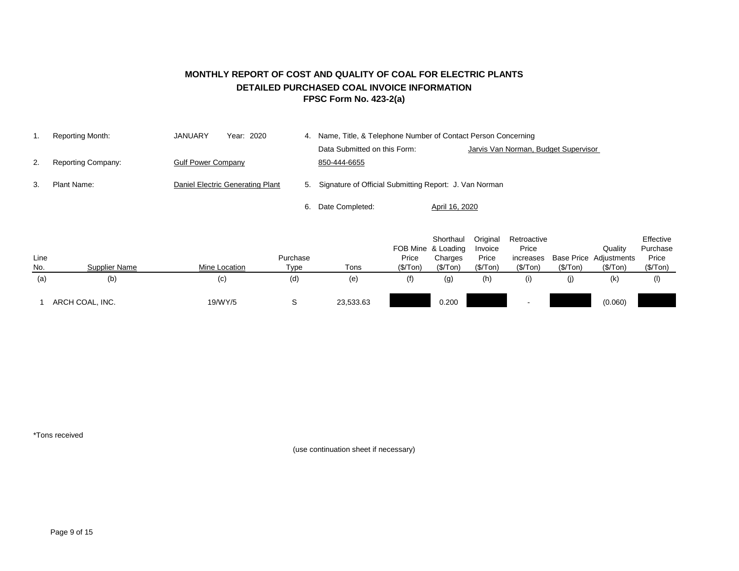# MONTHLY REPORT OF COST AND QUALITY OF COAL FOR ELECTRIC PLANTS

## DETAILED PURCHASED COAL INVOICE INFORMATION

### FPSC Form No. 423-2(a)

1. Reporting Month: JANUARY Year: 2020
2. Reporting Company: Gulf Power Company
3. Plant Name: Daniel Electric Generating Plant
4. Name, Title, & Telephone Number of Contact Person Concerning Data Submitted on this Form: Jarvis Van Norman, Budget Supervisor 850-444-6655
5. Signature of Official Submitting Report: J. Van Norman
6. Date Completed: April 16, 2020

| Line No. | Supplier Name | Mine Location | Purchase Type | Tons | FOB Mine Price ($/Ton) | Shorthaul & Loading Charges ($/Ton) | Original Invoice Price ($/Ton) | Retroactive Price increases ($/Ton) | Base Price ($/Ton) | Quality Adjustments ($/Ton) | Effective Purchase Price ($/Ton) |
|---|---|---|---|---|---|---|---|---|---|---|---|
| (a) | (b) | (c) | (d) | (e) | (f) | (g) | (h) | (i) | (j) | (k) | (l) |
| 1 | ARCH COAL, INC. | 19/WY/5 | S | 23,533.63 | | 0.200 | | - | | (0.060) | |

*Tons received

(use continuation sheet if necessary)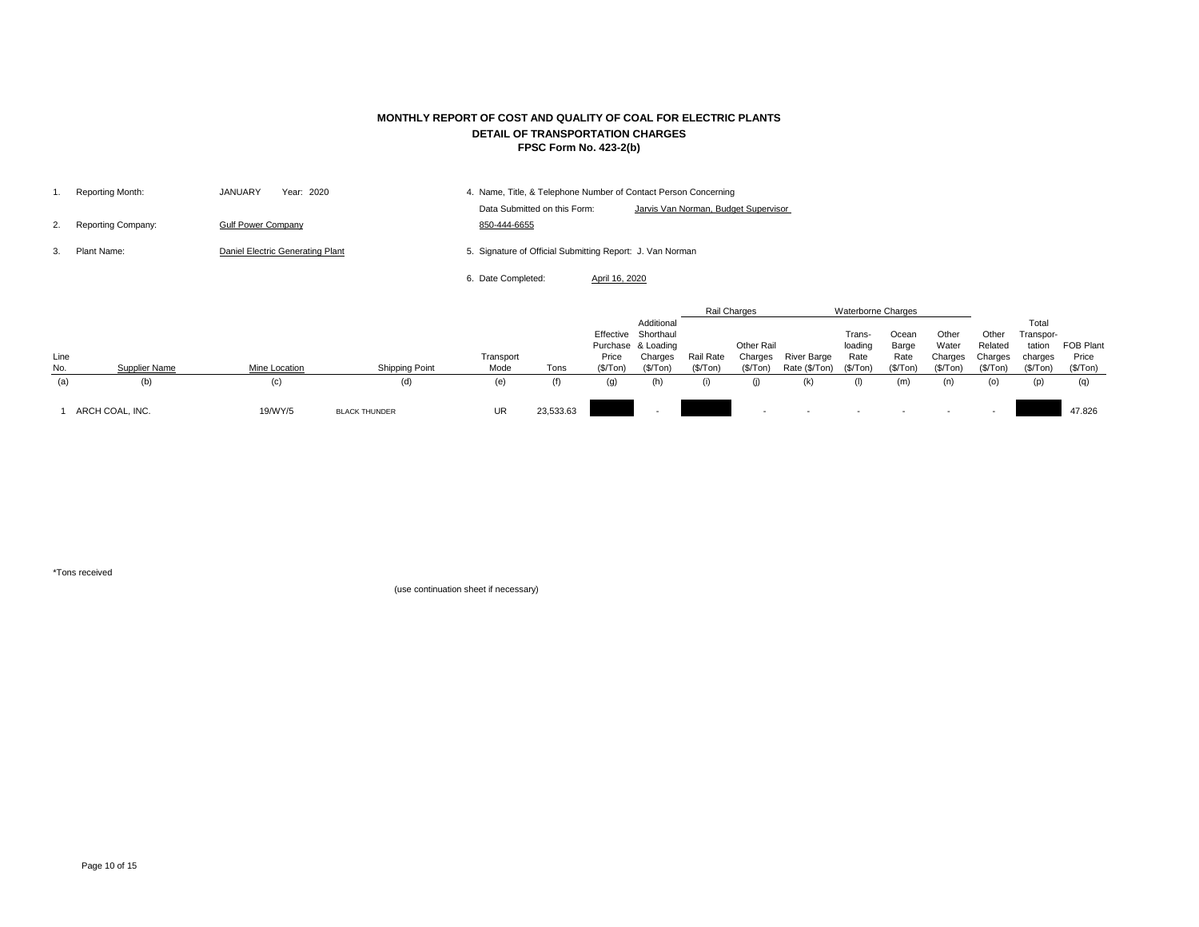# MONTHLY REPORT OF COST AND QUALITY OF COAL FOR ELECTRIC PLANTS

## DETAIL OF TRANSPORTATION CHARGES

### FPSC Form No. 423-2(b)

1. Reporting Month: JANUARY Year: 2020
2. Reporting Company: Gulf Power Company
3. Plant Name: Daniel Electric Generating Plant
4. Name, Title, & Telephone Number of Contact Person Concerning Data Submitted on this Form: Jarvis Van Norman, Budget Supervisor 850-444-6655
5. Signature of Official Submitting Report: J. Van Norman
6. Date Completed: April 16, 2020

| | | | | | | | | Rail Charges | | Waterborne Charges | | | | | | |
|---|---|---|---|---|---|---|---|---|---|---|---|---|---|---|---|---|
| Line No. | Supplier Name | Mine Location | Shipping Point | Transport Mode | Tons | Effective Purchase Price ($/Ton) | Additional Shorthaul & Loading Charges ($/Ton) | Rail Rate ($/Ton) | Other Rail Charges ($/Ton) | River Barge Rate ($/Ton) | Trans-loading Rate ($/Ton) | Ocean Barge Rate ($/Ton) | Other Water Charges ($/Ton) | Other Related Charges ($/Ton) | Total Transpor-tation charges ($/Ton) | FOB Plant Price ($/Ton) |
| (a) | (b) | (c) | (d) | (e) | (f) | (g) | (h) | (i) | (j) | (k) | (l) | (m) | (n) | (o) | (p) | (q) |
| 1 | ARCH COAL, INC. | 19/WY/5 | BLACK THUNDER | UR | 23,533.63 | | - | | - | - | - | - | - | - | | 47.826 |

*Tons received

(use continuation sheet if necessary)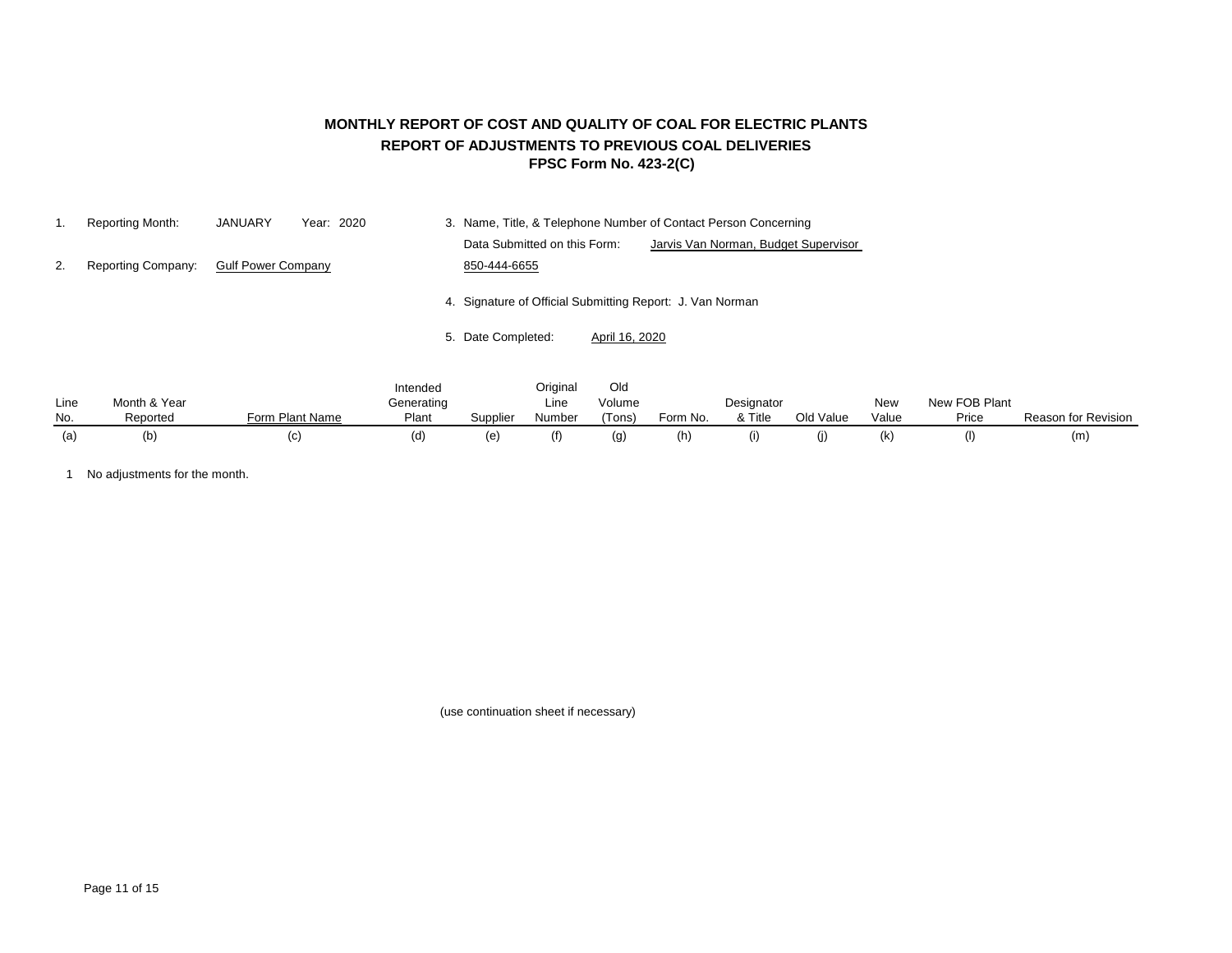# MONTHLY REPORT OF COST AND QUALITY OF COAL FOR ELECTRIC PLANTS

## REPORT OF ADJUSTMENTS TO PREVIOUS COAL DELIVERIES

### FPSC Form No. 423-2(C)

1. Reporting Month: JANUARY Year: 2020
2. Reporting Company: Gulf Power Company
3. Name, Title, & Telephone Number of Contact Person Concerning Data Submitted on this Form: Jarvis Van Norman, Budget Supervisor 850-444-6655
4. Signature of Official Submitting Report: J. Van Norman
5. Date Completed: April 16, 2020

| Line No. | Month & Year Reported | Form Plant Name | Intended Generating Plant | Supplier | Original Line Number | Old Volume (Tons) | Form No. | Designator & Title | Old Value | New Value | New FOB Plant Price | Reason for Revision |
|---|---|---|---|---|---|---|---|---|---|---|---|---|
| (a) | (b) | (c) | (d) | (e) | (f) | (g) | (h) | (i) | (j) | (k) | (l) | (m) |
| 1 | No adjustments for the month. | | | | | | | | | | | |

(use continuation sheet if necessary)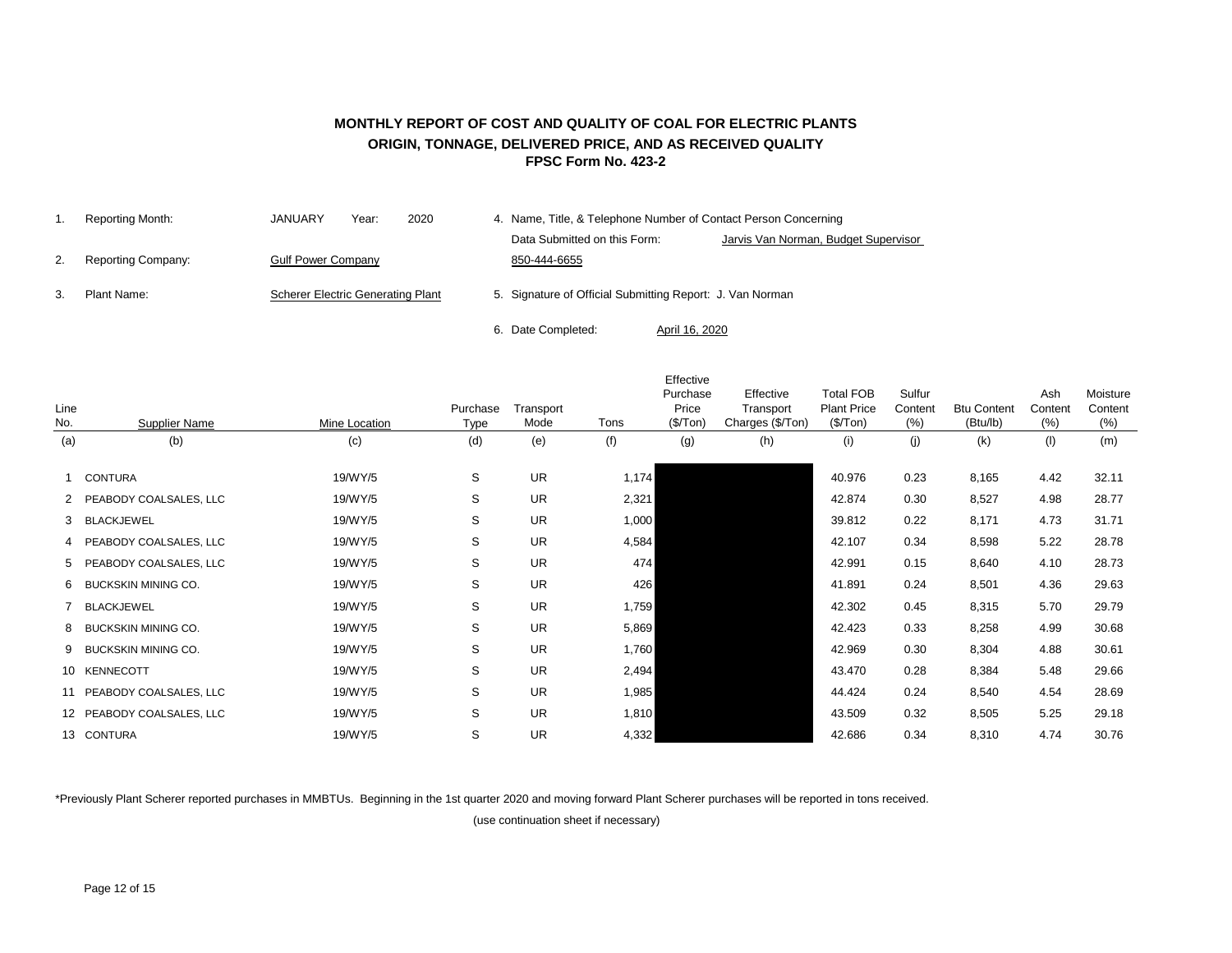# MONTHLY REPORT OF COST AND QUALITY OF COAL FOR ELECTRIC PLANTS
## ORIGIN, TONNAGE, DELIVERED PRICE, AND AS RECEIVED QUALITY
### FPSC Form No. 423-2

1. Reporting Month: JANUARY Year: 2020
2. Reporting Company: Gulf Power Company
3. Plant Name: Scherer Electric Generating Plant
4. Name, Title, & Telephone Number of Contact Person Concerning Data Submitted on this Form: Jarvis Van Norman, Budget Supervisor 850-444-6655
5. Signature of Official Submitting Report: J. Van Norman
6. Date Completed: April 16, 2020

| Line No. | Supplier Name | Mine Location | Purchase Type | Transport Mode | Tons | Effective Purchase Price ($/Ton) | Effective Transport Charges ($/Ton) | Total FOB Plant Price ($/Ton) | Sulfur Content (%) | Btu Content (Btu/lb) | Ash Content (%) | Moisture Content (%) |
|---|---|---|---|---|---|---|---|---|---|---|---|---|
| (a) | (b) | (c) | (d) | (e) | (f) | (g) | (h) | (i) | (j) | (k) | (l) | (m) |
| 1 | CONTURA | 19/WY/5 | S | UR | 1,174 | | | 40.976 | 0.23 | 8,165 | 4.42 | 32.11 |
| 2 | PEABODY COALSALES, LLC | 19/WY/5 | S | UR | 2,321 | | | 42.874 | 0.30 | 8,527 | 4.98 | 28.77 |
| 3 | BLACKJEWEL | 19/WY/5 | S | UR | 1,000 | | | 39.812 | 0.22 | 8,171 | 4.73 | 31.71 |
| 4 | PEABODY COALSALES, LLC | 19/WY/5 | S | UR | 4,584 | | | 42.107 | 0.34 | 8,598 | 5.22 | 28.78 |
| 5 | PEABODY COALSALES, LLC | 19/WY/5 | S | UR | 474 | | | 42.991 | 0.15 | 8,640 | 4.10 | 28.73 |
| 6 | BUCKSKIN MINING CO. | 19/WY/5 | S | UR | 426 | | | 41.891 | 0.24 | 8,501 | 4.36 | 29.63 |
| 7 | BLACKJEWEL | 19/WY/5 | S | UR | 1,759 | | | 42.302 | 0.45 | 8,315 | 5.70 | 29.79 |
| 8 | BUCKSKIN MINING CO. | 19/WY/5 | S | UR | 5,869 | | | 42.423 | 0.33 | 8,258 | 4.99 | 30.68 |
| 9 | BUCKSKIN MINING CO. | 19/WY/5 | S | UR | 1,760 | | | 42.969 | 0.30 | 8,304 | 4.88 | 30.61 |
| 10 | KENNECOTT | 19/WY/5 | S | UR | 2,494 | | | 43.470 | 0.28 | 8,384 | 5.48 | 29.66 |
| 11 | PEABODY COALSALES, LLC | 19/WY/5 | S | UR | 1,985 | | | 44.424 | 0.24 | 8,540 | 4.54 | 28.69 |
| 12 | PEABODY COALSALES, LLC | 19/WY/5 | S | UR | 1,810 | | | 43.509 | 0.32 | 8,505 | 5.25 | 29.18 |
| 13 | CONTURA | 19/WY/5 | S | UR | 4,332 | | | 42.686 | 0.34 | 8,310 | 4.74 | 30.76 |

*Previously Plant Scherer reported purchases in MMBTUs. Beginning in the 1st quarter 2020 and moving forward Plant Scherer purchases will be reported in tons received.

(use continuation sheet if necessary)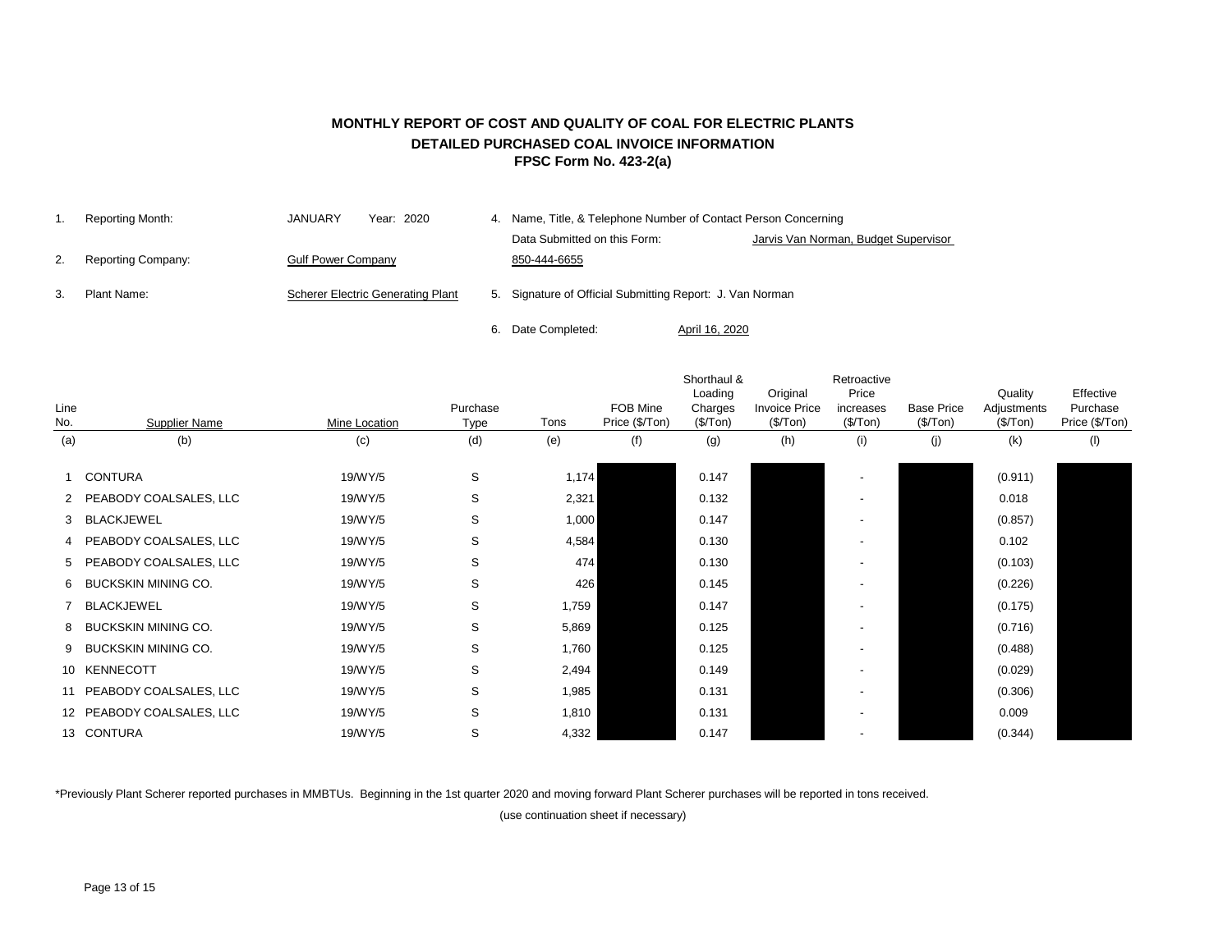# MONTHLY REPORT OF COST AND QUALITY OF COAL FOR ELECTRIC PLANTS
## DETAILED PURCHASED COAL INVOICE INFORMATION
### FPSC Form No. 423-2(a)

1. Reporting Month: JANUARY Year: 2020
2. Reporting Company: Gulf Power Company
3. Plant Name: Scherer Electric Generating Plant
4. Name, Title, & Telephone Number of Contact Person Concerning Data Submitted on this Form: Jarvis Van Norman, Budget Supervisor 850-444-6655
5. Signature of Official Submitting Report: J. Van Norman
6. Date Completed: April 16, 2020

| Line No. | Supplier Name | Mine Location | Purchase Type | Tons | FOB Mine Price ($/Ton) | Shorthaul & Loading Charges ($/Ton) | Original Invoice Price ($/Ton) | Retroactive Price increases ($/Ton) | Base Price ($/Ton) | Quality Adjustments ($/Ton) | Effective Purchase Price ($/Ton) |
|---|---|---|---|---|---|---|---|---|---|---|---|
| (a) | (b) | (c) | (d) | (e) | (f) | (g) | (h) | (i) | (j) | (k) | (l) |
| 1 | CONTURA | 19/WY/5 | S | 1,174 | | 0.147 | | - | | (0.911) | |
| 2 | PEABODY COALSALES, LLC | 19/WY/5 | S | 2,321 | | 0.132 | | - | | 0.018 | |
| 3 | BLACKJEWEL | 19/WY/5 | S | 1,000 | | 0.147 | | - | | (0.857) | |
| 4 | PEABODY COALSALES, LLC | 19/WY/5 | S | 4,584 | | 0.130 | | - | | 0.102 | |
| 5 | PEABODY COALSALES, LLC | 19/WY/5 | S | 474 | | 0.130 | | - | | (0.103) | |
| 6 | BUCKSKIN MINING CO. | 19/WY/5 | S | 426 | | 0.145 | | - | | (0.226) | |
| 7 | BLACKJEWEL | 19/WY/5 | S | 1,759 | | 0.147 | | - | | (0.175) | |
| 8 | BUCKSKIN MINING CO. | 19/WY/5 | S | 5,869 | | 0.125 | | - | | (0.716) | |
| 9 | BUCKSKIN MINING CO. | 19/WY/5 | S | 1,760 | | 0.125 | | - | | (0.488) | |
| 10 | KENNECOTT | 19/WY/5 | S | 2,494 | | 0.149 | | - | | (0.029) | |
| 11 | PEABODY COALSALES, LLC | 19/WY/5 | S | 1,985 | | 0.131 | | - | | (0.306) | |
| 12 | PEABODY COALSALES, LLC | 19/WY/5 | S | 1,810 | | 0.131 | | - | | 0.009 | |
| 13 | CONTURA | 19/WY/5 | S | 4,332 | | 0.147 | | - | | (0.344) | |

*Previously Plant Scherer reported purchases in MMBTUs. Beginning in the 1st quarter 2020 and moving forward Plant Scherer purchases will be reported in tons received.

(use continuation sheet if necessary)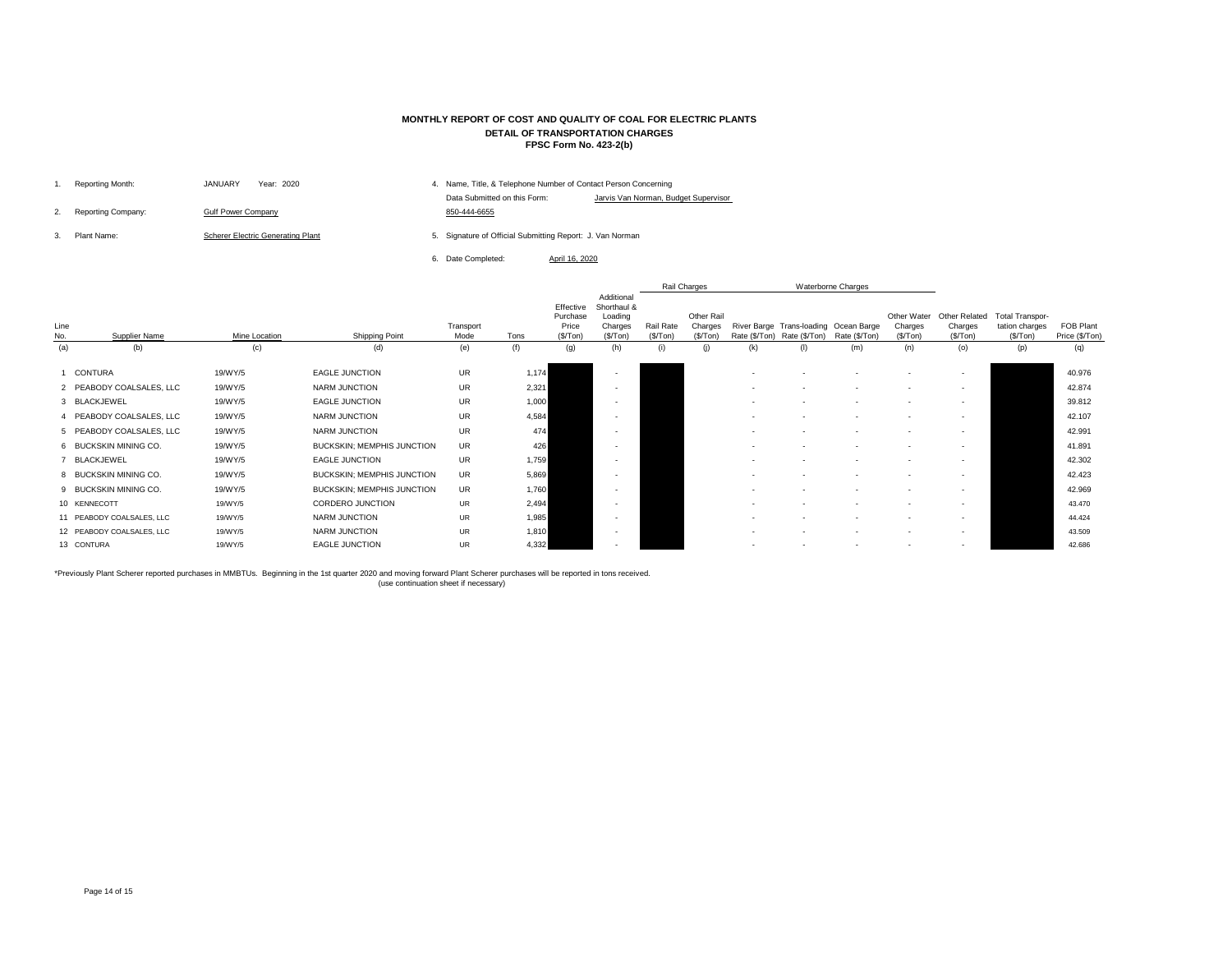**MONTHLY REPORT OF COST AND QUALITY OF COAL FOR ELECTRIC PLANTS**
**DETAIL OF TRANSPORTATION CHARGES**
**FPSC Form No. 423-2(b)**

1. Reporting Month: JANUARY Year: 2020
2. Reporting Company: Gulf Power Company
3. Plant Name: Scherer Electric Generating Plant
4. Name, Title, & Telephone Number of Contact Person Concerning Data Submitted on this Form: Jarvis Van Norman, Budget Supervisor 850-444-6655
5. Signature of Official Submitting Report: J. Van Norman
6. Date Completed: April 16, 2020

| | | | | | | | | Rail Charges | | Waterborne Charges | | | | | | |
|---|---|---|---|---|---|---|---|---|---|---|---|---|---|---|---|---|
| Line No. | Supplier Name | Mine Location | Shipping Point | Transport Mode | Tons | Effective Purchase Price ($/Ton) | Additional Shorthaul & Loading Charges ($/Ton) | Rail Rate ($/Ton) | Other Rail Charges ($/Ton) | River Barge Rate ($/Ton) | Trans-loading Rate ($/Ton) | Ocean Barge Rate ($/Ton) | Other Water Charges ($/Ton) | Other Related Charges ($/Ton) | Total Transportation charges ($/Ton) | FOB Plant Price ($/Ton) |
| (a) | (b) | (c) | (d) | (e) | (f) | (g) | (h) | (i) | (j) | (k) | (l) | (m) | (n) | (o) | (p) | (q) |
| 1 | CONTURA | 19/WY/5 | EAGLE JUNCTION | UR | 1,174 | | - | | | - | - | - | - | - | | 40.976 |
| 2 | PEABODY COALSALES, LLC | 19/WY/5 | NARM JUNCTION | UR | 2,321 | | - | | | - | - | - | - | - | | 42.874 |
| 3 | BLACKJEWEL | 19/WY/5 | EAGLE JUNCTION | UR | 1,000 | | - | | | - | - | - | - | - | | 39.812 |
| 4 | PEABODY COALSALES, LLC | 19/WY/5 | NARM JUNCTION | UR | 4,584 | | - | | | - | - | - | - | - | | 42.107 |
| 5 | PEABODY COALSALES, LLC | 19/WY/5 | NARM JUNCTION | UR | 474 | | - | | | - | - | - | - | - | | 42.991 |
| 6 | BUCKSKIN MINING CO. | 19/WY/5 | BUCKSKIN; MEMPHIS JUNCTION | UR | 426 | | - | | | - | - | - | - | - | | 41.891 |
| 7 | BLACKJEWEL | 19/WY/5 | EAGLE JUNCTION | UR | 1,759 | | - | | | - | - | - | - | - | | 42.302 |
| 8 | BUCKSKIN MINING CO. | 19/WY/5 | BUCKSKIN; MEMPHIS JUNCTION | UR | 5,869 | | - | | | - | - | - | - | - | | 42.423 |
| 9 | BUCKSKIN MINING CO. | 19/WY/5 | BUCKSKIN; MEMPHIS JUNCTION | UR | 1,760 | | - | | | - | - | - | - | - | | 42.969 |
| 10 | KENNECOTT | 19/WY/5 | CORDERO JUNCTION | UR | 2,494 | | - | | | - | - | - | - | - | | 43.470 |
| 11 | PEABODY COALSALES, LLC | 19/WY/5 | NARM JUNCTION | UR | 1,985 | | - | | | - | - | - | - | - | | 44.424 |
| 12 | PEABODY COALSALES, LLC | 19/WY/5 | NARM JUNCTION | UR | 1,810 | | - | | | - | - | - | - | - | | 43.509 |
| 13 | CONTURA | 19/WY/5 | EAGLE JUNCTION | UR | 4,332 | | - | | | - | - | - | - | - | | 42.686 |

*Previously Plant Scherer reported purchases in MMBTUs. Beginning in the 1st quarter 2020 and moving forward Plant Scherer purchases will be reported in tons received.

(use continuation sheet if necessary)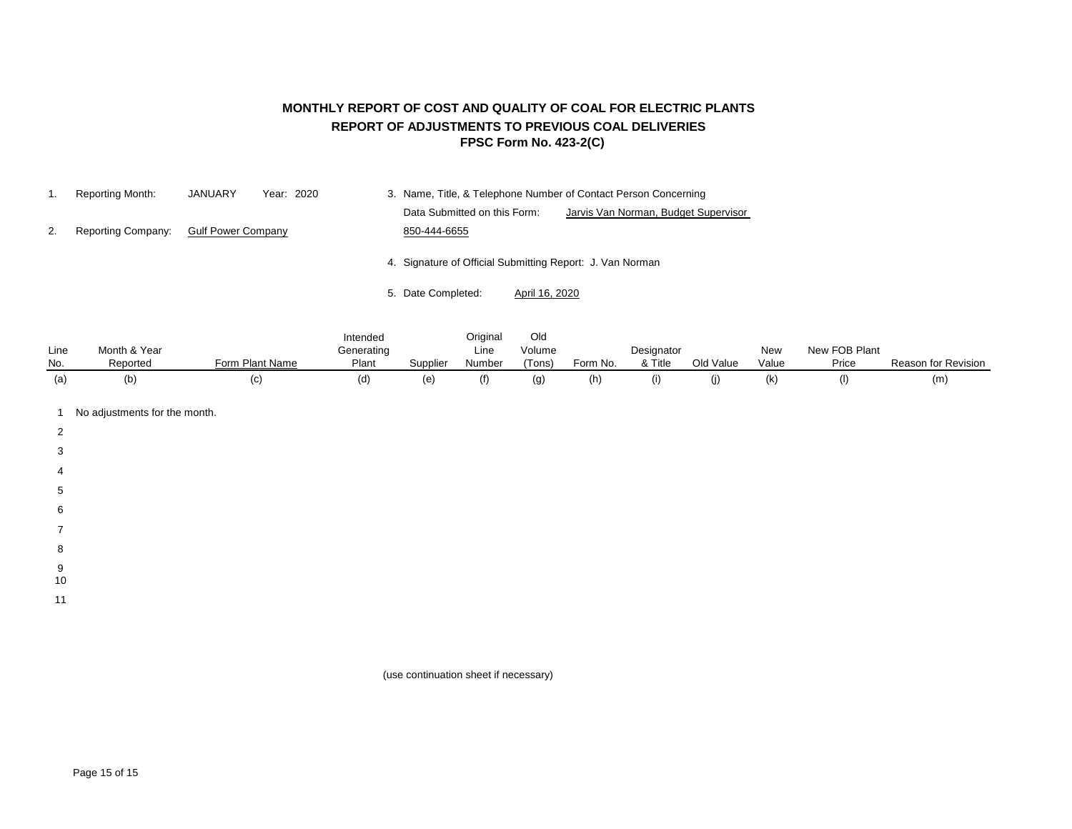# MONTHLY REPORT OF COST AND QUALITY OF COAL FOR ELECTRIC PLANTS
## REPORT OF ADJUSTMENTS TO PREVIOUS COAL DELIVERIES
### FPSC Form No. 423-2(C)

1. Reporting Month: JANUARY Year: 2020
2. Reporting Company: Gulf Power Company
3. Name, Title, & Telephone Number of Contact Person Concerning Data Submitted on this Form: Jarvis Van Norman, Budget Supervisor 850-444-6655
4. Signature of Official Submitting Report: J. Van Norman
5. Date Completed: April 16, 2020

| Line No. | Month & Year Reported | Form Plant Name | Intended Generating Plant | Supplier | Original Line Number | Old Volume (Tons) | Form No. | Designator & Title | Old Value | New Value | New FOB Plant Price | Reason for Revision |
|---|---|---|---|---|---|---|---|---|---|---|---|---|
| (a) | (b) | (c) | (d) | (e) | (f) | (g) | (h) | (i) | (j) | (k) | (l) | (m) |
| 1 | No adjustments for the month. | | | | | | | | | | | |
| 2 | | | | | | | | | | | | |
| 3 | | | | | | | | | | | | |
| 4 | | | | | | | | | | | | |
| 5 | | | | | | | | | | | | |
| 6 | | | | | | | | | | | | |
| 7 | | | | | | | | | | | | |
| 8 | | | | | | | | | | | | |
| 9 | | | | | | | | | | | | |
| 10 | | | | | | | | | | | | |
| 11 | | | | | | | | | | | | |

(use continuation sheet if necessary)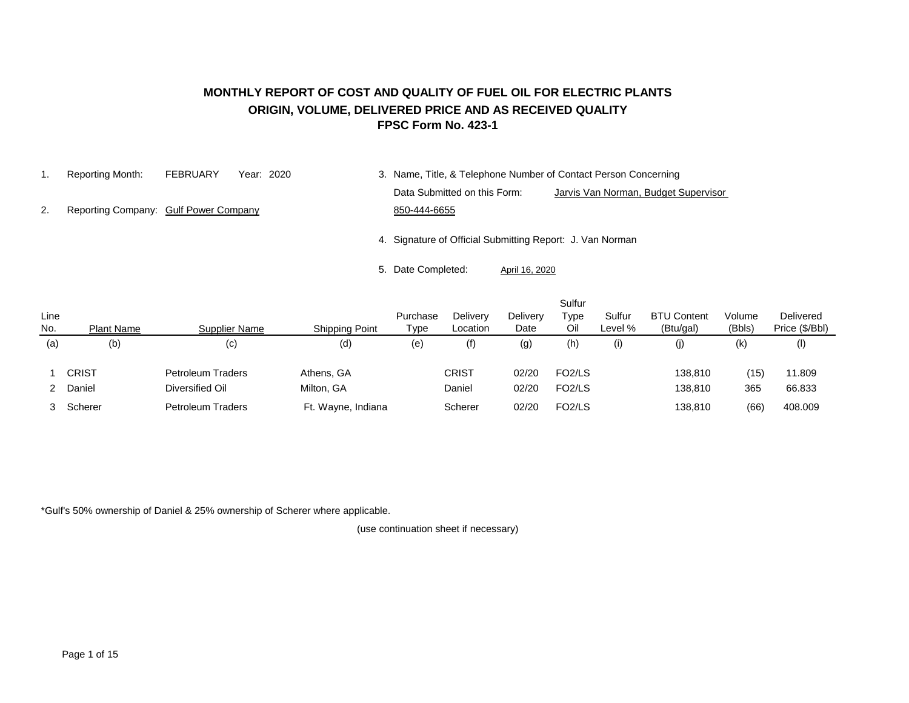**MONTHLY REPORT OF COST AND QUALITY OF FUEL OIL FOR ELECTRIC PLANTS**
**ORIGIN, VOLUME, DELIVERED PRICE AND AS RECEIVED QUALITY**
**FPSC Form No. 423-1**

1. Reporting Month: FEBRUARY Year: 2020
2. Reporting Company: Gulf Power Company
3. Name, Title, & Telephone Number of Contact Person Concerning Data Submitted on this Form: Jarvis Van Norman, Budget Supervisor 850-444-6655
4. Signature of Official Submitting Report: J. Van Norman
5. Date Completed: April 16, 2020

| Line No. | Plant Name | Supplier Name | Shipping Point | Purchase Type | Delivery Location | Delivery Date | Sulfur Type Oil | Sulfur Level % | BTU Content (Btu/gal) | Volume (Bbls) | Delivered Price ($/Bbl) |
|---|---|---|---|---|---|---|---|---|---|---|---|
| (a) | (b) | (c) | (d) | (e) | (f) | (g) | (h) | (i) | (j) | (k) | (l) |
| 1 | CRIST | Petroleum Traders | Athens, GA | | CRIST | 02/20 | FO2/LS | | 138,810 | (15) | 11.809 |
| 2 | Daniel | Diversified Oil | Milton, GA | | Daniel | 02/20 | FO2/LS | | 138,810 | 365 | 66.833 |
| 3 | Scherer | Petroleum Traders | Ft. Wayne, Indiana | | Scherer | 02/20 | FO2/LS | | 138,810 | (66) | 408.009 |

*Gulf's 50% ownership of Daniel & 25% ownership of Scherer where applicable.

(use continuation sheet if necessary)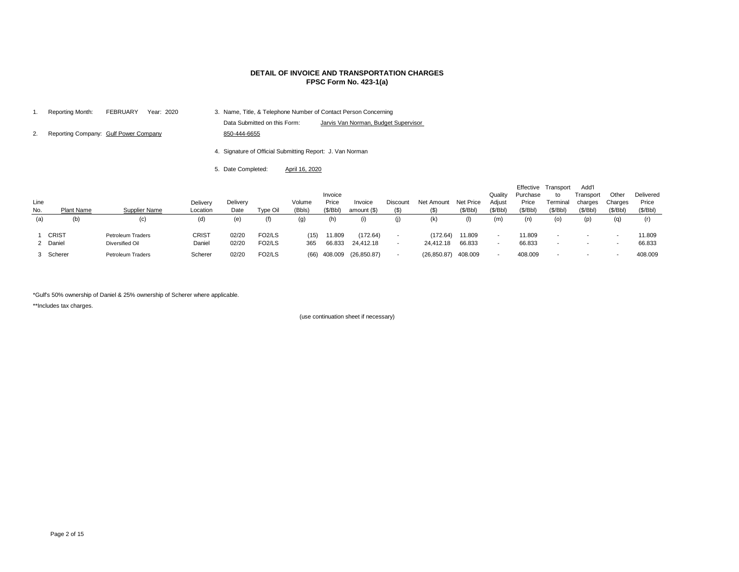# DETAIL OF INVOICE AND TRANSPORTATION CHARGES
## FPSC Form No. 423-1(a)

1. Reporting Month: FEBRUARY Year: 2020
2. Reporting Company: Gulf Power Company
3. Name, Title, & Telephone Number of Contact Person Concerning Data Submitted on this Form: Jarvis Van Norman, Budget Supervisor 850-444-6655
4. Signature of Official Submitting Report: J. Van Norman
5. Date Completed: April 16, 2020

| Line No. | Plant Name | Supplier Name | Delivery Location | Delivery Date | Type Oil | Volume (Bbls) | Invoice Price ($/Bbl) | Invoice amount ($) | Discount ($) | Net Amount ($) | Net Price ($/Bbl) | Quality Adjust ($/Bbl) | Effective Purchase Price ($/Bbl) | Transport to Terminal ($/Bbl) | Add'l Transport charges ($/Bbl) | Other Charges ($/Bbl) | Delivered Price ($/Bbl) |
|---|---|---|---|---|---|---|---|---|---|---|---|---|---|---|---|---|---|
| (a) | (b) | (c) | (d) | (e) | (f) | (g) | (h) | (i) | (j) | (k) | (l) | (m) | (n) | (o) | (p) | (q) | (r) |
| 1 | CRIST | Petroleum Traders | CRIST | 02/20 | FO2/LS | (15) | 11.809 | (172.64) | - | (172.64) | 11.809 | - | 11.809 | - | - | - | 11.809 |
| 2 | Daniel | Diversified Oil | Daniel | 02/20 | FO2/LS | 365 | 66.833 | 24,412.18 | - | 24,412.18 | 66.833 | - | 66.833 | - | - | - | 66.833 |
| 3 | Scherer | Petroleum Traders | Scherer | 02/20 | FO2/LS | (66) | 408.009 | (26,850.87) | - | (26,850.87) | 408.009 | - | 408.009 | - | - | - | 408.009 |

*Gulf's 50% ownership of Daniel & 25% ownership of Scherer where applicable.

**Includes tax charges.

(use continuation sheet if necessary)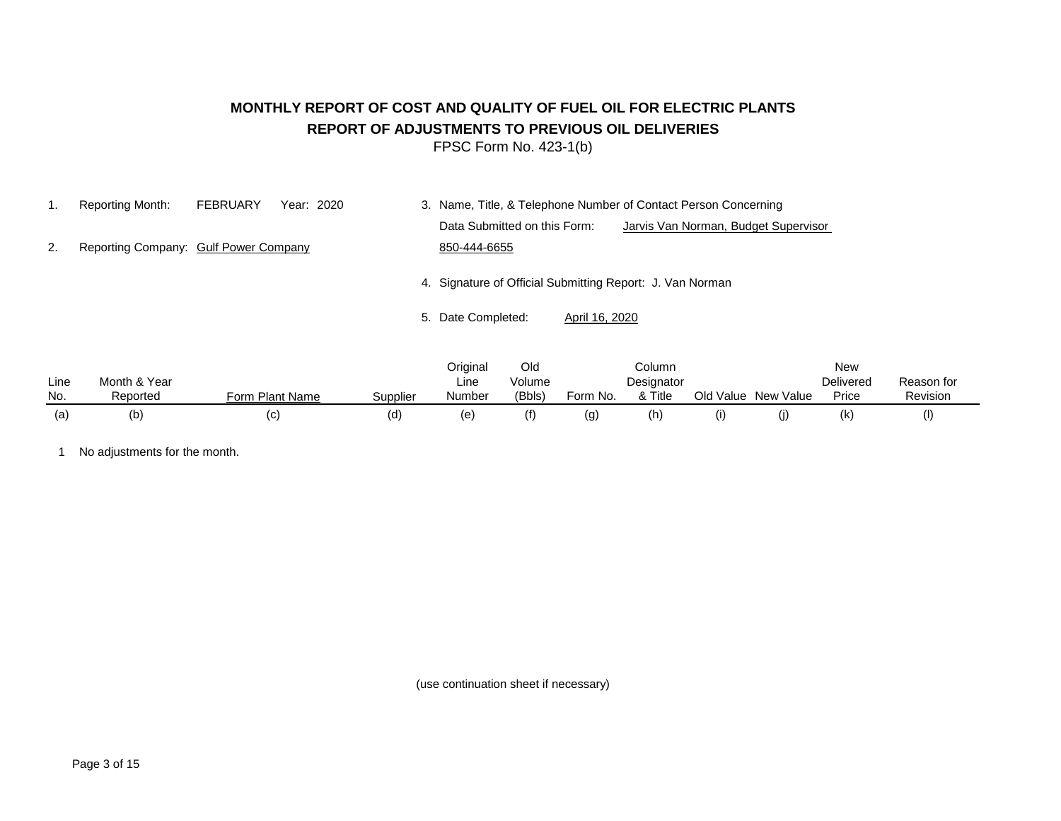# MONTHLY REPORT OF COST AND QUALITY OF FUEL OIL FOR ELECTRIC PLANTS

## REPORT OF ADJUSTMENTS TO PREVIOUS OIL DELIVERIES

FPSC Form No. 423-1(b)

1. Reporting Month: FEBRUARY Year: 2020
2. Reporting Company: Gulf Power Company
3. Name, Title, & Telephone Number of Contact Person Concerning Data Submitted on this Form: Jarvis Van Norman, Budget Supervisor 850-444-6655
4. Signature of Official Submitting Report: J. Van Norman
5. Date Completed: April 16, 2020

| Line No. | Month & Year Reported | Form Plant Name | Supplier | Original Line Number | Old Volume (Bbls) | Form No. | Column Designator & Title | Old Value | New Value | New Delivered Price | Reason for Revision |
|---|---|---|---|---|---|---|---|---|---|---|---|
| (a) | (b) | (c) | (d) | (e) | (f) | (g) | (h) | (i) | (j) | (k) | (l) |
| 1 | No adjustments for the month. | | | | | | | | | | |

(use continuation sheet if necessary)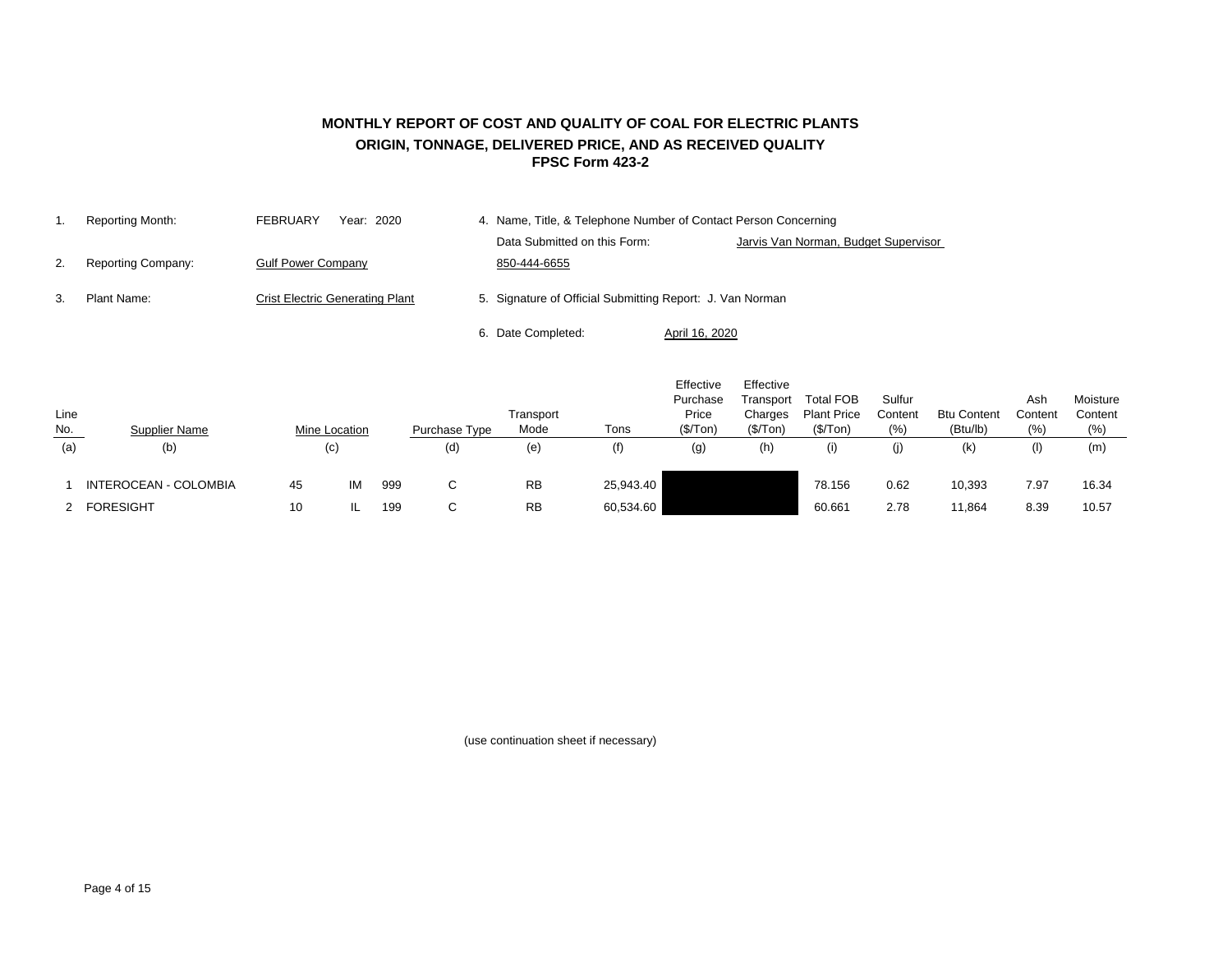# MONTHLY REPORT OF COST AND QUALITY OF COAL FOR ELECTRIC PLANTS
## ORIGIN, TONNAGE, DELIVERED PRICE, AND AS RECEIVED QUALITY
### FPSC Form 423-2

1. Reporting Month: FEBRUARY Year: 2020
2. Reporting Company: Gulf Power Company
3. Plant Name: Crist Electric Generating Plant
4. Name, Title, & Telephone Number of Contact Person Concerning Data Submitted on this Form: Jarvis Van Norman, Budget Supervisor 850-444-6655
5. Signature of Official Submitting Report: J. Van Norman
6. Date Completed: April 16, 2020

| Line No. | Supplier Name | Mine Location | | | Purchase Type | Transport Mode | Tons | Effective Purchase Price ($/Ton) | Effective Transport Charges ($/Ton) | Total FOB Plant Price ($/Ton) | Sulfur Content (%) | Btu Content (Btu/lb) | Ash Content (%) | Moisture Content (%) |
|---|---|---|---|---|---|---|---|---|---|---|---|---|---|---|
| (a) | (b) | (c) | | | (d) | (e) | (f) | (g) | (h) | (i) | (j) | (k) | (l) | (m) |
| 1 | INTEROCEAN - COLOMBIA | 45 | IM | 999 | C | RB | 25,943.40 | | | 78.156 | 0.62 | 10,393 | 7.97 | 16.34 |
| 2 | FORESIGHT | 10 | IL | 199 | C | RB | 60,534.60 | | | 60.661 | 2.78 | 11,864 | 8.39 | 10.57 |

(use continuation sheet if necessary)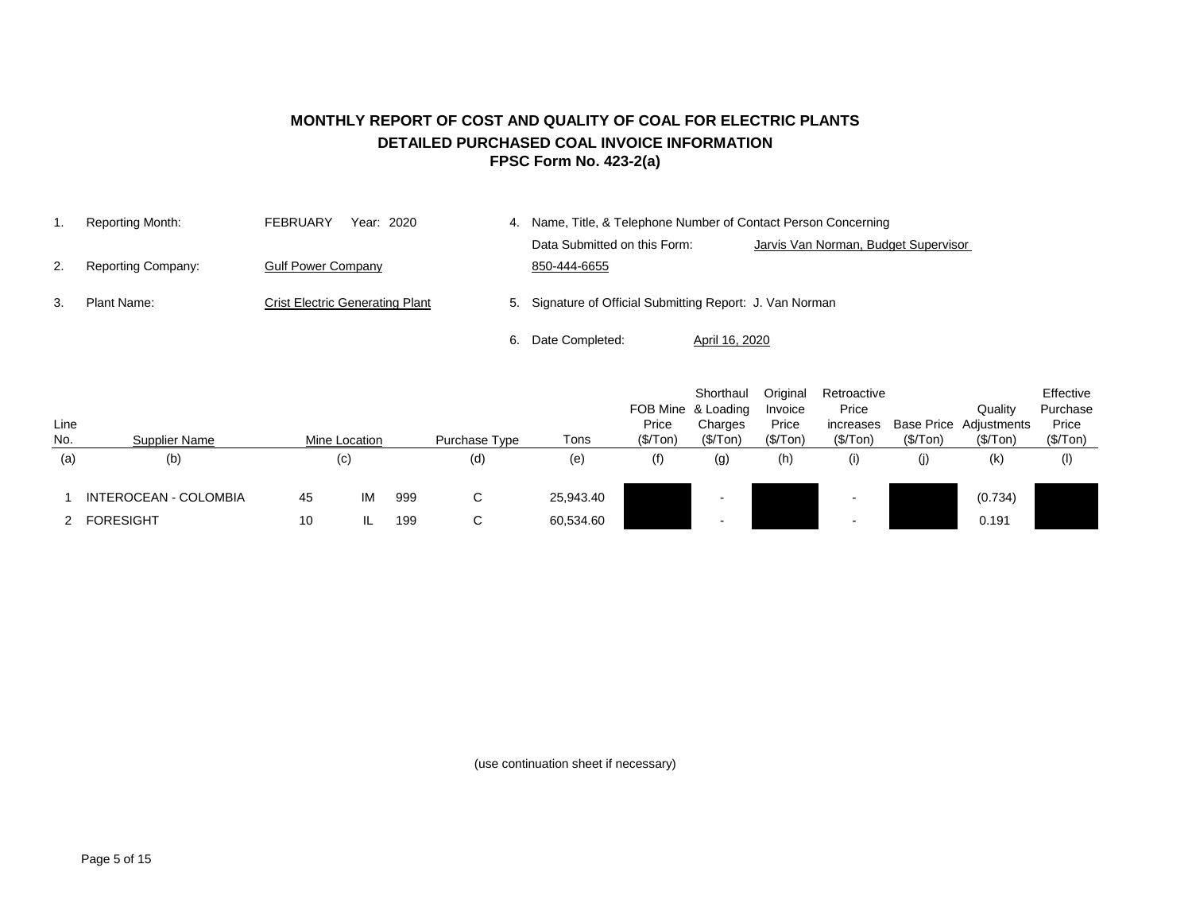# MONTHLY REPORT OF COST AND QUALITY OF COAL FOR ELECTRIC PLANTS

## DETAILED PURCHASED COAL INVOICE INFORMATION

## FPSC Form No. 423-2(a)

1. Reporting Month: FEBRUARY Year: 2020
2. Reporting Company: Gulf Power Company
3. Plant Name: Crist Electric Generating Plant
4. Name, Title, & Telephone Number of Contact Person Concerning Data Submitted on this Form: Jarvis Van Norman, Budget Supervisor 850-444-6655
5. Signature of Official Submitting Report: J. Van Norman
6. Date Completed: April 16, 2020

| Line No. | Supplier Name | Mine Location | | | Purchase Type | Tons | FOB Mine Price ($/Ton) | Shorthaul & Loading Charges ($/Ton) | Original Invoice Price ($/Ton) | Retroactive Price increases ($/Ton) | Base Price ($/Ton) | Quality Adjustments ($/Ton) | Effective Purchase Price ($/Ton) |
|---|---|---|---|---|---|---|---|---|---|---|---|---|---|
| (a) | (b) | (c) | | | (d) | (e) | (f) | (g) | (h) | (i) | (j) | (k) | (l) |
| 1 | INTEROCEAN - COLOMBIA | 45 | IM | 999 | C | 25,943.40 | | - | | - | | (0.734) | |
| 2 | FORESIGHT | 10 | IL | 199 | C | 60,534.60 | | - | | - | | 0.191 | |

(use continuation sheet if necessary)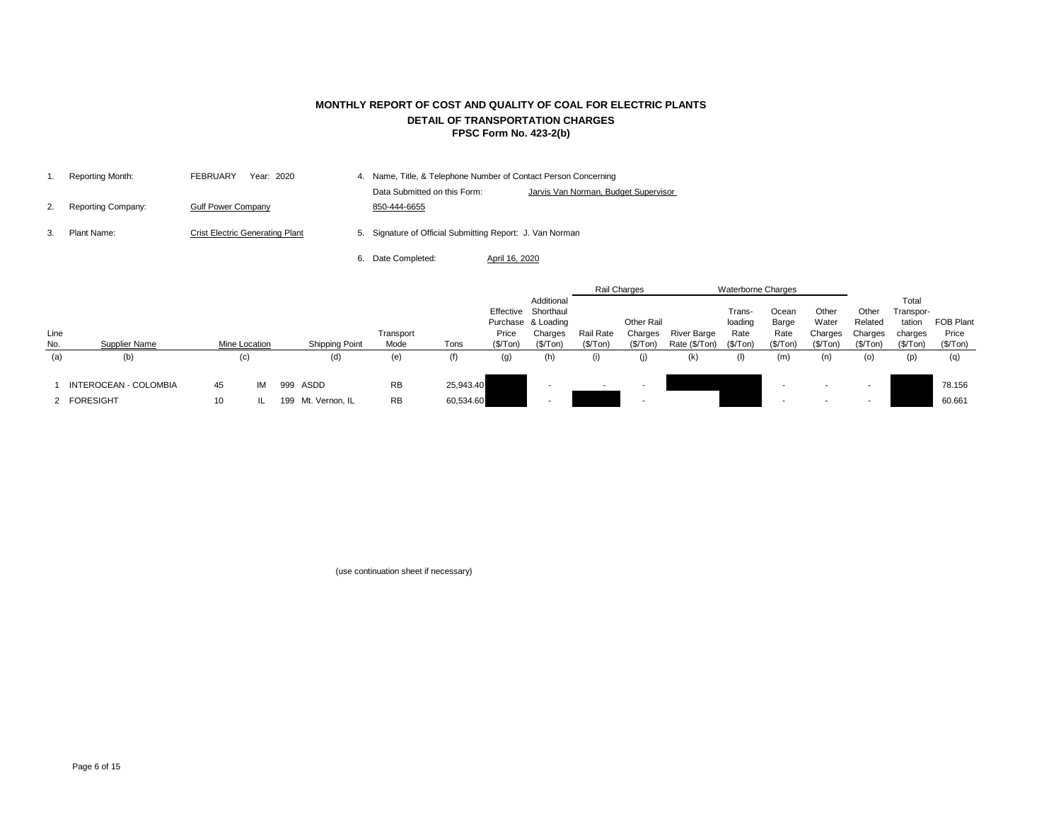# MONTHLY REPORT OF COST AND QUALITY OF COAL FOR ELECTRIC PLANTS
## DETAIL OF TRANSPORTATION CHARGES
### FPSC Form No. 423-2(b)

1. Reporting Month: FEBRUARY Year: 2020
2. Reporting Company: Gulf Power Company
3. Plant Name: Crist Electric Generating Plant
4. Name, Title, & Telephone Number of Contact Person Concerning Data Submitted on this Form: Jarvis Van Norman, Budget Supervisor 850-444-6655
5. Signature of Official Submitting Report: J. Van Norman
6. Date Completed: April 16, 2020

| | | | | | | | | | Rail Charges | | Waterborne Charges | | | | | | |
|---|---|---|---|---|---|---|---|---|---|---|---|---|---|---|---|---|---|
| Line No. | Supplier Name | Mine Location | | | Shipping Point | Transport Mode | Tons | Effective Purchase Price ($/Ton) | Additional Shorthaul & Loading Charges ($/Ton) | Rail Rate ($/Ton) | Other Rail Charges ($/Ton) | River Barge Rate ($/Ton) | Trans-loading Rate ($/Ton) | Ocean Barge Rate ($/Ton) | Other Water Charges ($/Ton) | Other Related Charges ($/Ton) | Total Transpor-tation charges ($/Ton) | FOB Plant Price ($/Ton) |
| (a) | (b) | (c) | | | (d) | (e) | (f) | (g) | (h) | (i) | (j) | (k) | (l) | (m) | (n) | (o) | (p) | (q) |
| 1 | INTEROCEAN - COLOMBIA | 45 | IM | 999 | ASDD | RB | 25,943.40 | | - | - | - | | | - | - | - | | 78.156 |
| 2 | FORESIGHT | 10 | IL | 199 | Mt. Vernon, IL | RB | 60,534.60 | | - | | - | | | - | - | - | | 60.661 |

(use continuation sheet if necessary)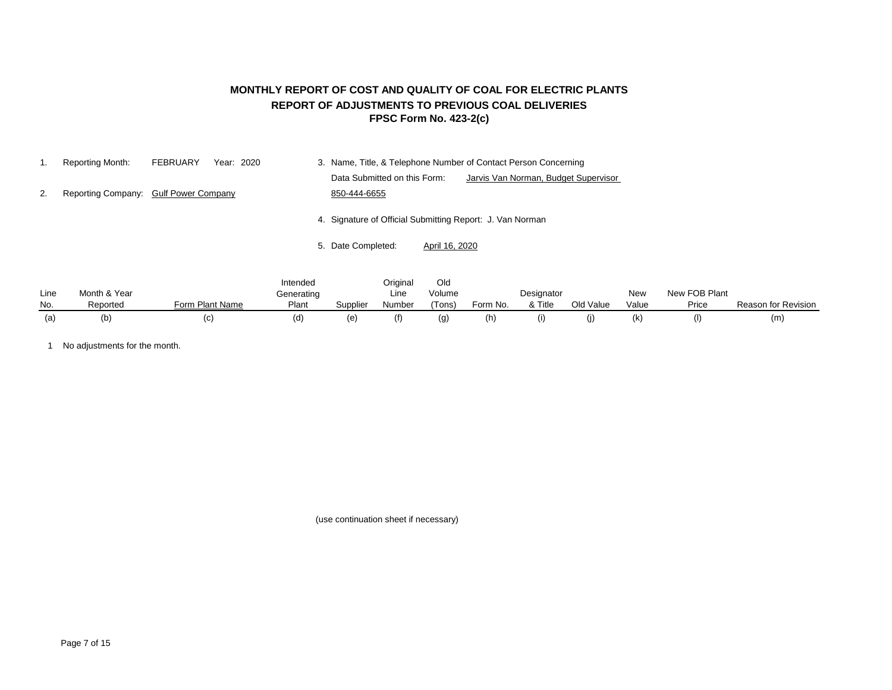# MONTHLY REPORT OF COST AND QUALITY OF COAL FOR ELECTRIC PLANTS

## REPORT OF ADJUSTMENTS TO PREVIOUS COAL DELIVERIES

## FPSC Form No. 423-2(c)

1. Reporting Month: FEBRUARY Year: 2020
2. Reporting Company: Gulf Power Company
3. Name, Title, & Telephone Number of Contact Person Concerning Data Submitted on this Form: Jarvis Van Norman, Budget Supervisor 850-444-6655
4. Signature of Official Submitting Report: J. Van Norman
5. Date Completed: April 16, 2020

| Line No. | Month & Year Reported | Form Plant Name | Intended Generating Plant | Supplier | Original Line Number | Old Volume (Tons) | Form No. | Designator & Title | Old Value | New Value | New FOB Plant Price | Reason for Revision |
|---|---|---|---|---|---|---|---|---|---|---|---|---|
| (a) | (b) | (c) | (d) | (e) | (f) | (g) | (h) | (i) | (j) | (k) | (l) | (m) |
| 1 | No adjustments for the month. | | | | | | | | | | | |

(use continuation sheet if necessary)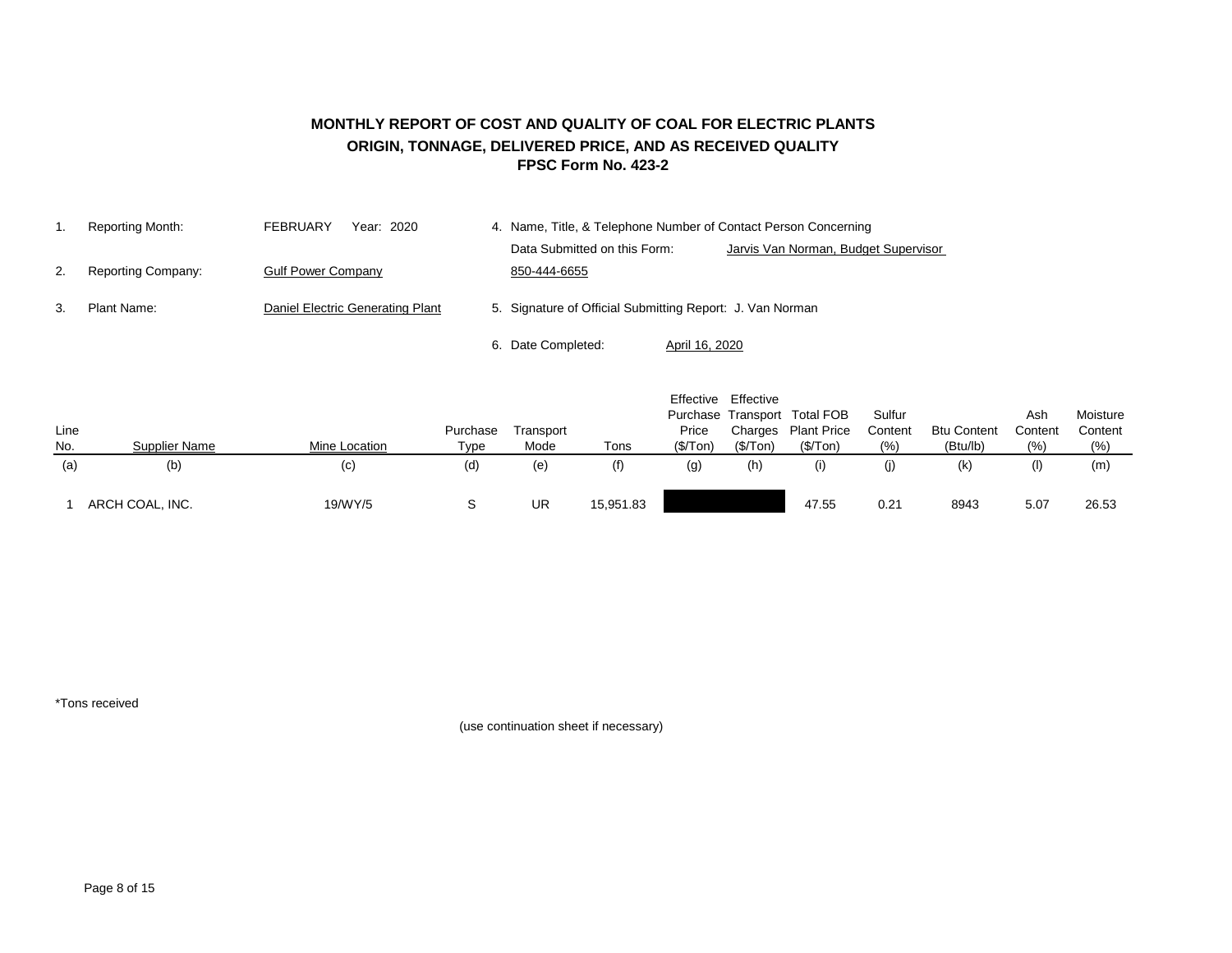# MONTHLY REPORT OF COST AND QUALITY OF COAL FOR ELECTRIC PLANTS
## ORIGIN, TONNAGE, DELIVERED PRICE, AND AS RECEIVED QUALITY
### FPSC Form No. 423-2

1. Reporting Month: FEBRUARY Year: 2020
2. Reporting Company: Gulf Power Company
3. Plant Name: Daniel Electric Generating Plant
4. Name, Title, & Telephone Number of Contact Person Concerning Data Submitted on this Form: Jarvis Van Norman, Budget Supervisor 850-444-6655
5. Signature of Official Submitting Report: J. Van Norman
6. Date Completed: April 16, 2020

| Line No. | Supplier Name | Mine Location | Purchase Type | Transport Mode | Tons | Effective Purchase Price ($/Ton) | Effective Transport Charges ($/Ton) | Total FOB Plant Price ($/Ton) | Sulfur Content (%) | Btu Content (Btu/lb) | Ash Content (%) | Moisture Content (%) |
|---|---|---|---|---|---|---|---|---|---|---|---|---|
| (a) | (b) | (c) | (d) | (e) | (f) | (g) | (h) | (i) | (j) | (k) | (l) | (m) |
| 1 | ARCH COAL, INC. | 19/WY/5 | S | UR | 15,951.83 | | | 47.55 | 0.21 | 8943 | 5.07 | 26.53 |

*Tons received

(use continuation sheet if necessary)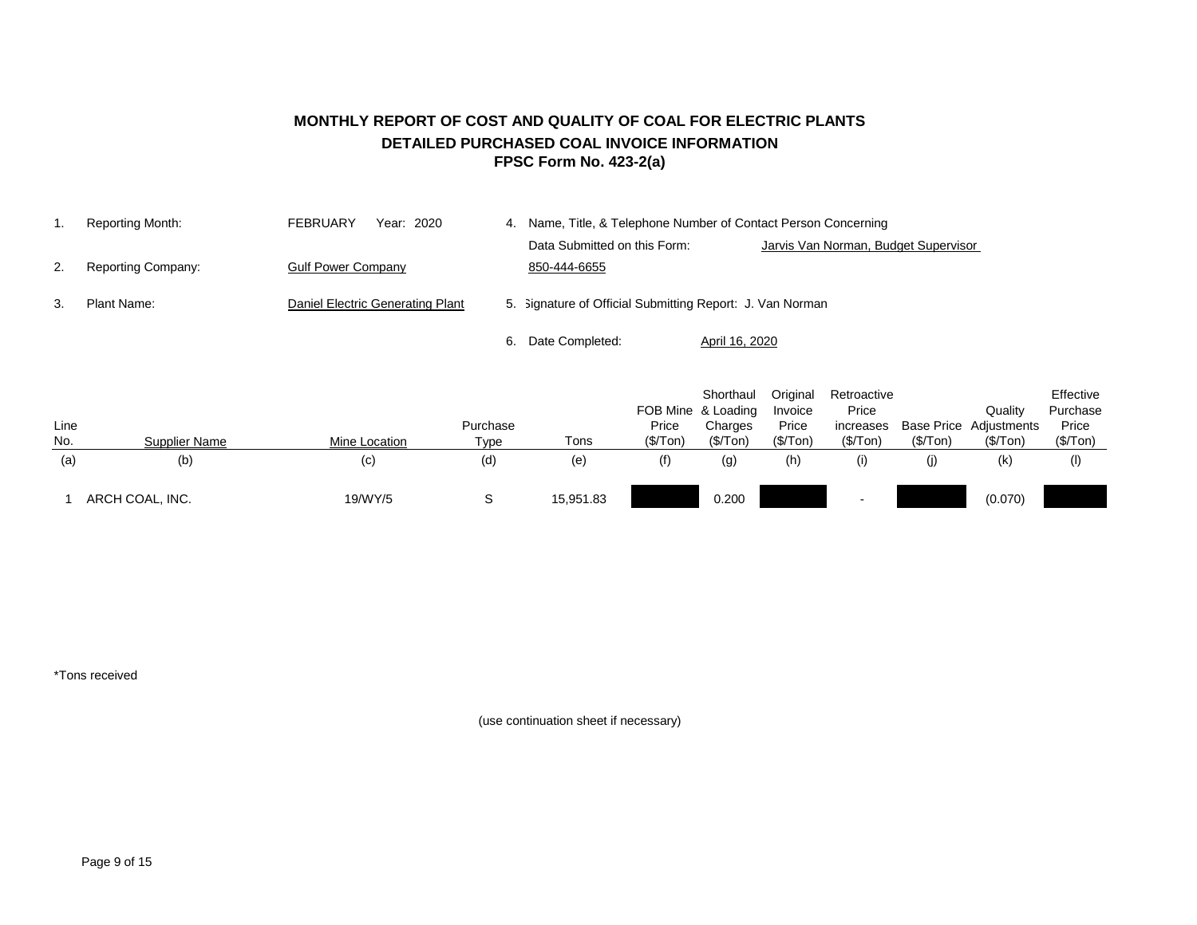# MONTHLY REPORT OF COST AND QUALITY OF COAL FOR ELECTRIC PLANTS
## DETAILED PURCHASED COAL INVOICE INFORMATION
### FPSC Form No. 423-2(a)

1. Reporting Month: FEBRUARY Year: 2020
2. Reporting Company: Gulf Power Company
3. Plant Name: Daniel Electric Generating Plant
4. Name, Title, & Telephone Number of Contact Person Concerning Data Submitted on this Form: Jarvis Van Norman, Budget Supervisor 850-444-6655
5. Signature of Official Submitting Report: J. Van Norman
6. Date Completed: April 16, 2020

| Line No. | Supplier Name | Mine Location | Purchase Type | Tons | FOB Mine Price ($/Ton) | Shorthaul & Loading Charges ($/Ton) | Original Invoice Price ($/Ton) | Retroactive Price increases ($/Ton) | Base Price ($/Ton) | Quality Adjustments ($/Ton) | Effective Purchase Price ($/Ton) |
|---|---|---|---|---|---|---|---|---|---|---|---|
| (a) | (b) | (c) | (d) | (e) | (f) | (g) | (h) | (i) | (j) | (k) | (l) |
| 1 | ARCH COAL, INC. | 19/WY/5 | S | 15,951.83 | | 0.200 | | - | | (0.070) | |

*Tons received

(use continuation sheet if necessary)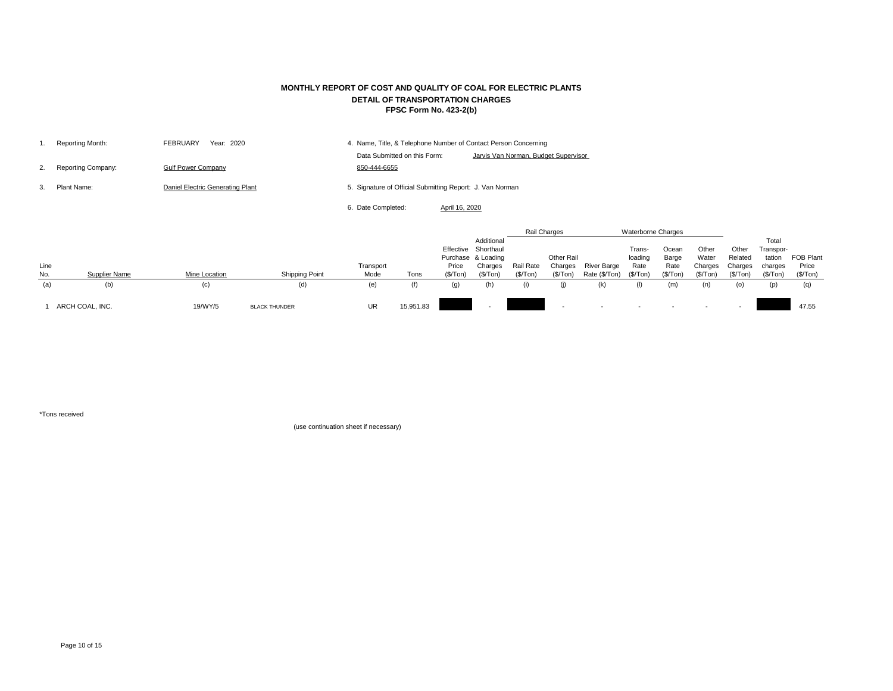# MONTHLY REPORT OF COST AND QUALITY OF COAL FOR ELECTRIC PLANTS

## DETAIL OF TRANSPORTATION CHARGES

### FPSC Form No. 423-2(b)

1. Reporting Month: FEBRUARY Year: 2020
2. Reporting Company: Gulf Power Company
3. Plant Name: Daniel Electric Generating Plant
4. Name, Title, & Telephone Number of Contact Person Concerning Data Submitted on this Form: Jarvis Van Norman, Budget Supervisor 850-444-6655
5. Signature of Official Submitting Report: J. Van Norman
6. Date Completed: April 16, 2020

| | | | | | | | | Rail Charges | | Waterborne Charges | | | | | | |
|---|---|---|---|---|---|---|---|---|---|---|---|---|---|---|---|---|
| Line No. | Supplier Name | Mine Location | Shipping Point | Transport Mode | Tons | Effective Purchase Price ($/Ton) | Additional Shorthaul & Loading Charges ($/Ton) | Rail Rate ($/Ton) | Other Rail Charges ($/Ton) | River Barge Rate ($/Ton) | Trans-loading Rate ($/Ton) | Ocean Barge Rate ($/Ton) | Other Water Charges ($/Ton) | Other Related Charges ($/Ton) | Total Transpor-tation charges ($/Ton) | FOB Plant Price ($/Ton) |
| (a) | (b) | (c) | (d) | (e) | (f) | (g) | (h) | (i) | (j) | (k) | (l) | (m) | (n) | (o) | (p) | (q) |
| 1 | ARCH COAL, INC. | 19/WY/5 | BLACK THUNDER | UR | 15,951.83 | | - | | - | - | - | - | - | - | | 47.55 |

*Tons received

(use continuation sheet if necessary)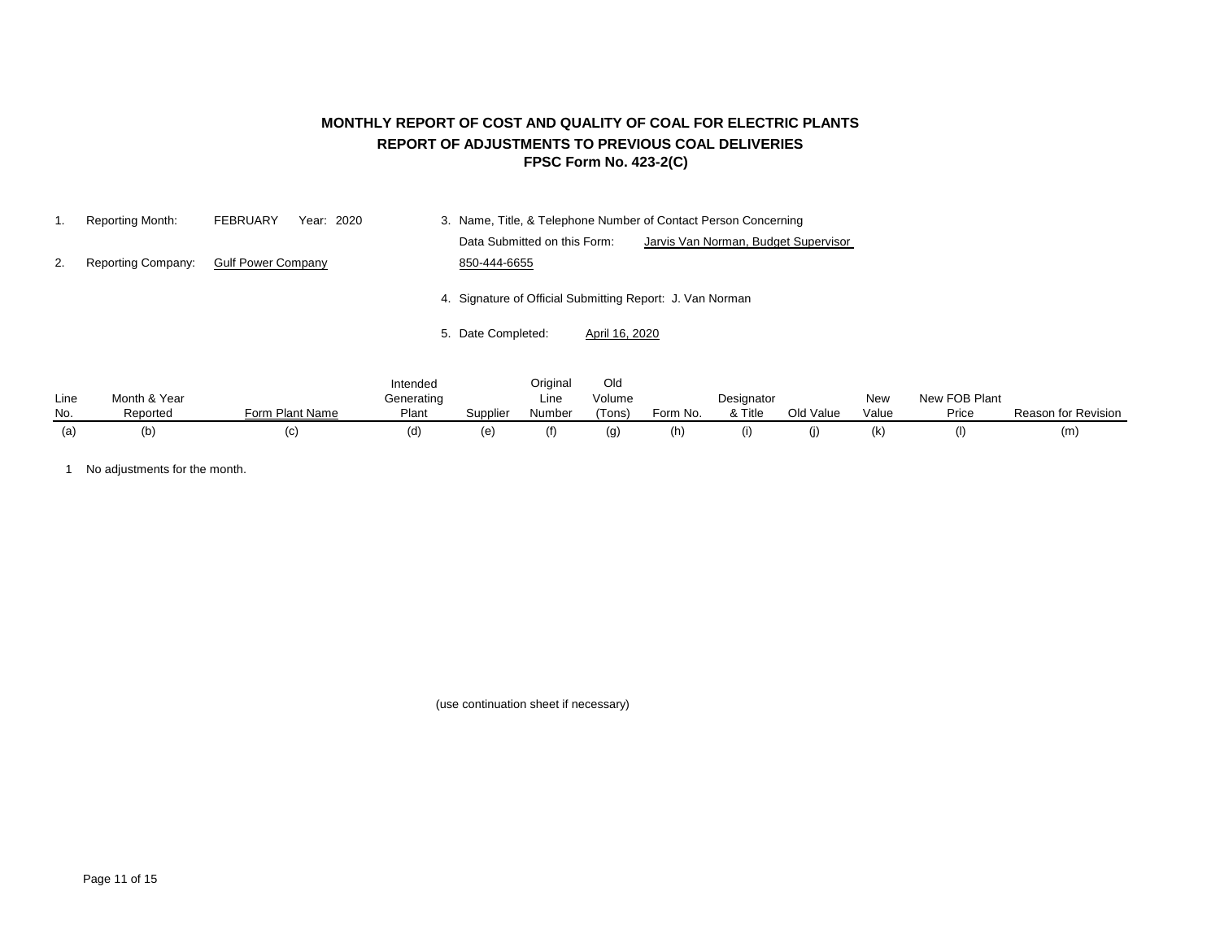# MONTHLY REPORT OF COST AND QUALITY OF COAL FOR ELECTRIC PLANTS

## REPORT OF ADJUSTMENTS TO PREVIOUS COAL DELIVERIES

### FPSC Form No. 423-2(C)

1. Reporting Month: FEBRUARY Year: 2020
2. Reporting Company: Gulf Power Company
3. Name, Title, & Telephone Number of Contact Person Concerning Data Submitted on this Form: Jarvis Van Norman, Budget Supervisor 850-444-6655
4. Signature of Official Submitting Report: J. Van Norman
5. Date Completed: April 16, 2020

| Line No. | Month & Year Reported | Form Plant Name | Intended Generating Plant | Supplier | Original Line Number | Old Volume (Tons) | Form No. | Designator & Title | Old Value | New Value | New FOB Plant Price | Reason for Revision |
|---|---|---|---|---|---|---|---|---|---|---|---|---|
| (a) | (b) | (c) | (d) | (e) | (f) | (g) | (h) | (i) | (j) | (k) | (l) | (m) |
| 1 | No adjustments for the month. | | | | | | | | | | | |

(use continuation sheet if necessary)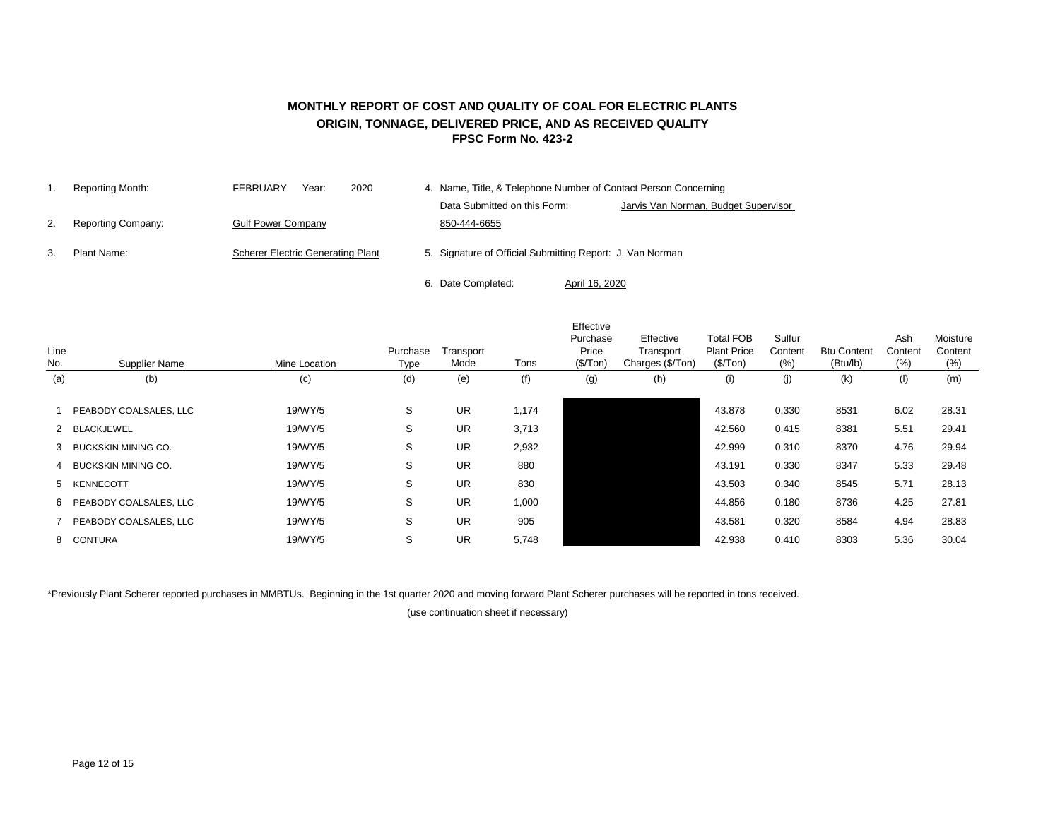# MONTHLY REPORT OF COST AND QUALITY OF COAL FOR ELECTRIC PLANTS
## ORIGIN, TONNAGE, DELIVERED PRICE, AND AS RECEIVED QUALITY
## FPSC Form No. 423-2

1. Reporting Month: FEBRUARY Year: 2020
2. Reporting Company: Gulf Power Company
3. Plant Name: Scherer Electric Generating Plant
4. Name, Title, & Telephone Number of Contact Person Concerning Data Submitted on this Form: Jarvis Van Norman, Budget Supervisor 850-444-6655
5. Signature of Official Submitting Report: J. Van Norman
6. Date Completed: April 16, 2020

| Line No. | Supplier Name | Mine Location | Purchase Type | Transport Mode | Tons | Effective Purchase Price ($/Ton) | Effective Transport Charges ($/Ton) | Total FOB Plant Price ($/Ton) | Sulfur Content (%) | Btu Content (Btu/lb) | Ash Content (%) | Moisture Content (%) |
|---|---|---|---|---|---|---|---|---|---|---|---|---|
| (a) | (b) | (c) | (d) | (e) | (f) | (g) | (h) | (i) | (j) | (k) | (l) | (m) |
| 1 | PEABODY COALSALES, LLC | 19/WY/5 | S | UR | 1,174 | | | 43.878 | 0.330 | 8531 | 6.02 | 28.31 |
| 2 | BLACKJEWEL | 19/WY/5 | S | UR | 3,713 | | | 42.560 | 0.415 | 8381 | 5.51 | 29.41 |
| 3 | BUCKSKIN MINING CO. | 19/WY/5 | S | UR | 2,932 | | | 42.999 | 0.310 | 8370 | 4.76 | 29.94 |
| 4 | BUCKSKIN MINING CO. | 19/WY/5 | S | UR | 880 | | | 43.191 | 0.330 | 8347 | 5.33 | 29.48 |
| 5 | KENNECOTT | 19/WY/5 | S | UR | 830 | | | 43.503 | 0.340 | 8545 | 5.71 | 28.13 |
| 6 | PEABODY COALSALES, LLC | 19/WY/5 | S | UR | 1,000 | | | 44.856 | 0.180 | 8736 | 4.25 | 27.81 |
| 7 | PEABODY COALSALES, LLC | 19/WY/5 | S | UR | 905 | | | 43.581 | 0.320 | 8584 | 4.94 | 28.83 |
| 8 | CONTURA | 19/WY/5 | S | UR | 5,748 | | | 42.938 | 0.410 | 8303 | 5.36 | 30.04 |

*Previously Plant Scherer reported purchases in MMBTUs. Beginning in the 1st quarter 2020 and moving forward Plant Scherer purchases will be reported in tons received.

(use continuation sheet if necessary)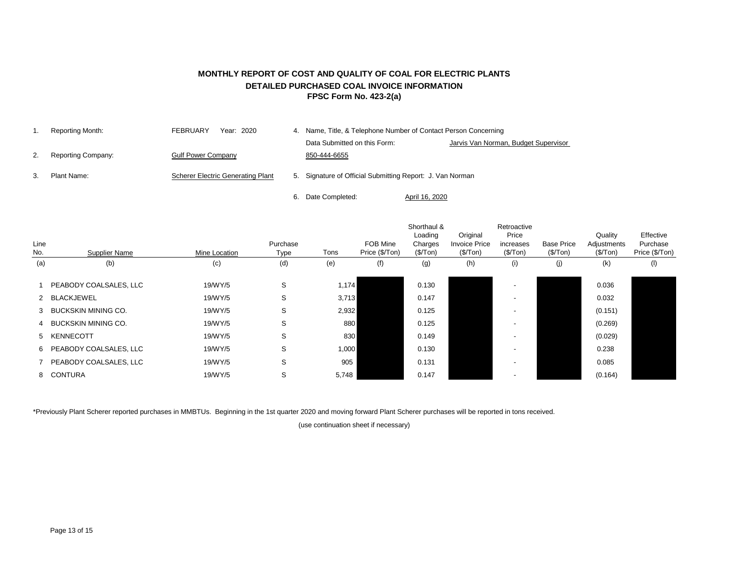# MONTHLY REPORT OF COST AND QUALITY OF COAL FOR ELECTRIC PLANTS
## DETAILED PURCHASED COAL INVOICE INFORMATION
### FPSC Form No. 423-2(a)

1. Reporting Month: FEBRUARY Year: 2020
2. Reporting Company: Gulf Power Company
3. Plant Name: Scherer Electric Generating Plant
4. Name, Title, & Telephone Number of Contact Person Concerning Data Submitted on this Form: Jarvis Van Norman, Budget Supervisor 850-444-6655
5. Signature of Official Submitting Report: J. Van Norman
6. Date Completed: April 16, 2020

| Line No. | Supplier Name | Mine Location | Purchase Type | Tons | FOB Mine Price ($/Ton) | Shorthaul & Loading Charges ($/Ton) | Original Invoice Price ($/Ton) | Retroactive Price increases ($/Ton) | Base Price ($/Ton) | Quality Adjustments ($/Ton) | Effective Purchase Price ($/Ton) |
|---|---|---|---|---|---|---|---|---|---|---|---|
| (a) | (b) | (c) | (d) | (e) | (f) | (g) | (h) | (i) | (j) | (k) | (l) |
| 1 | PEABODY COALSALES, LLC | 19/WY/5 | S | 1,174 | | 0.130 | | - | | 0.036 | |
| 2 | BLACKJEWEL | 19/WY/5 | S | 3,713 | | 0.147 | | - | | 0.032 | |
| 3 | BUCKSKIN MINING CO. | 19/WY/5 | S | 2,932 | | 0.125 | | - | | (0.151) | |
| 4 | BUCKSKIN MINING CO. | 19/WY/5 | S | 880 | | 0.125 | | - | | (0.269) | |
| 5 | KENNECOTT | 19/WY/5 | S | 830 | | 0.149 | | - | | (0.029) | |
| 6 | PEABODY COALSALES, LLC | 19/WY/5 | S | 1,000 | | 0.130 | | - | | 0.238 | |
| 7 | PEABODY COALSALES, LLC | 19/WY/5 | S | 905 | | 0.131 | | - | | 0.085 | |
| 8 | CONTURA | 19/WY/5 | S | 5,748 | | 0.147 | | - | | (0.164) | |

*Previously Plant Scherer reported purchases in MMBTUs. Beginning in the 1st quarter 2020 and moving forward Plant Scherer purchases will be reported in tons received.

(use continuation sheet if necessary)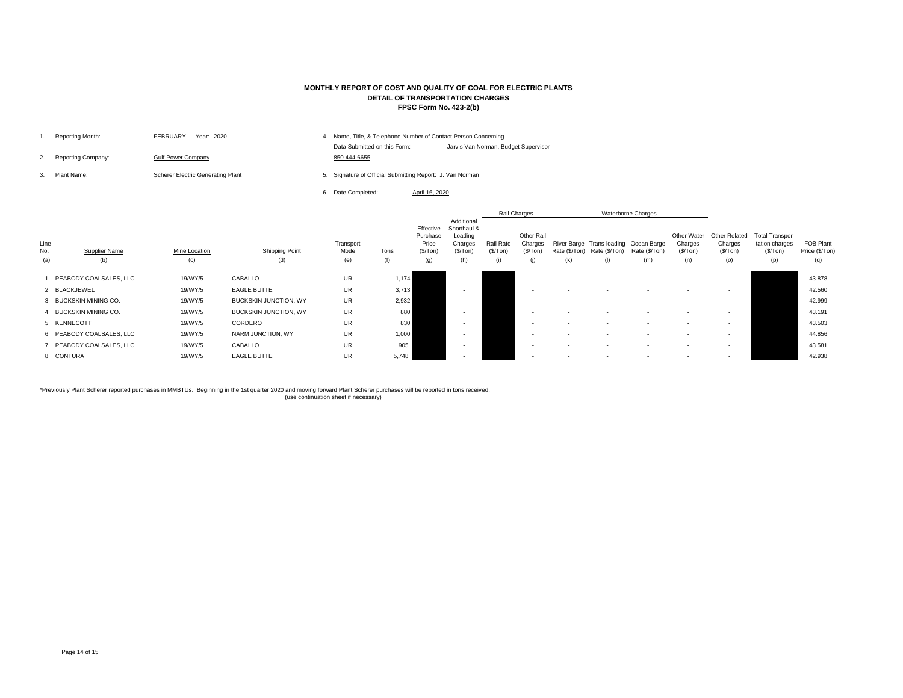# MONTHLY REPORT OF COST AND QUALITY OF COAL FOR ELECTRIC PLANTS
## DETAIL OF TRANSPORTATION CHARGES
### FPSC Form No. 423-2(b)

1. Reporting Month: FEBRUARY Year: 2020
2. Reporting Company: Gulf Power Company
3. Plant Name: Scherer Electric Generating Plant
4. Name, Title, & Telephone Number of Contact Person Concerning Data Submitted on this Form: Jarvis Van Norman, Budget Supervisor 850-444-6655
5. Signature of Official Submitting Report: J. Van Norman
6. Date Completed: April 16, 2020

| | | | | | | | | Rail Charges | | Waterborne Charges | | | | | | |
|---|---|---|---|---|---|---|---|---|---|---|---|---|---|---|---|---|
| Line No. | Supplier Name | Mine Location | Shipping Point | Transport Mode | Tons | Effective Purchase Price ($/Ton) | Additional Shorthaul & Loading Charges ($/Ton) | Rail Rate ($/Ton) | Other Rail Charges ($/Ton) | River Barge Rate ($/Ton) | Trans-loading Rate ($/Ton) | Ocean Barge Rate ($/Ton) | Other Water Charges ($/Ton) | Other Related Charges ($/Ton) | Total Transportation charges ($/Ton) | FOB Plant Price ($/Ton) |
| (a) | (b) | (c) | (d) | (e) | (f) | (g) | (h) | (i) | (j) | (k) | (l) | (m) | (n) | (o) | (p) | (q) |
| 1 | PEABODY COALSALES, LLC | 19/WY/5 | CABALLO | UR | 1,174 | | - | | - | - | - | - | - | - | | 43.878 |
| 2 | BLACKJEWEL | 19/WY/5 | EAGLE BUTTE | UR | 3,713 | | - | | - | - | - | - | - | - | | 42.560 |
| 3 | BUCKSKIN MINING CO. | 19/WY/5 | BUCKSKIN JUNCTION, WY | UR | 2,932 | | - | | - | - | - | - | - | - | | 42.999 |
| 4 | BUCKSKIN MINING CO. | 19/WY/5 | BUCKSKIN JUNCTION, WY | UR | 880 | | - | | - | - | - | - | - | - | | 43.191 |
| 5 | KENNECOTT | 19/WY/5 | CORDERO | UR | 830 | | - | | - | - | - | - | - | - | | 43.503 |
| 6 | PEABODY COALSALES, LLC | 19/WY/5 | NARM JUNCTION, WY | UR | 1,000 | | - | | - | - | - | - | - | - | | 44.856 |
| 7 | PEABODY COALSALES, LLC | 19/WY/5 | CABALLO | UR | 905 | | - | | - | - | - | - | - | - | | 43.581 |
| 8 | CONTURA | 19/WY/5 | EAGLE BUTTE | UR | 5,748 | | - | | - | - | - | - | - | - | | 42.938 |

*Previously Plant Scherer reported purchases in MMBTUs. Beginning in the 1st quarter 2020 and moving forward Plant Scherer purchases will be reported in tons received.

(use continuation sheet if necessary)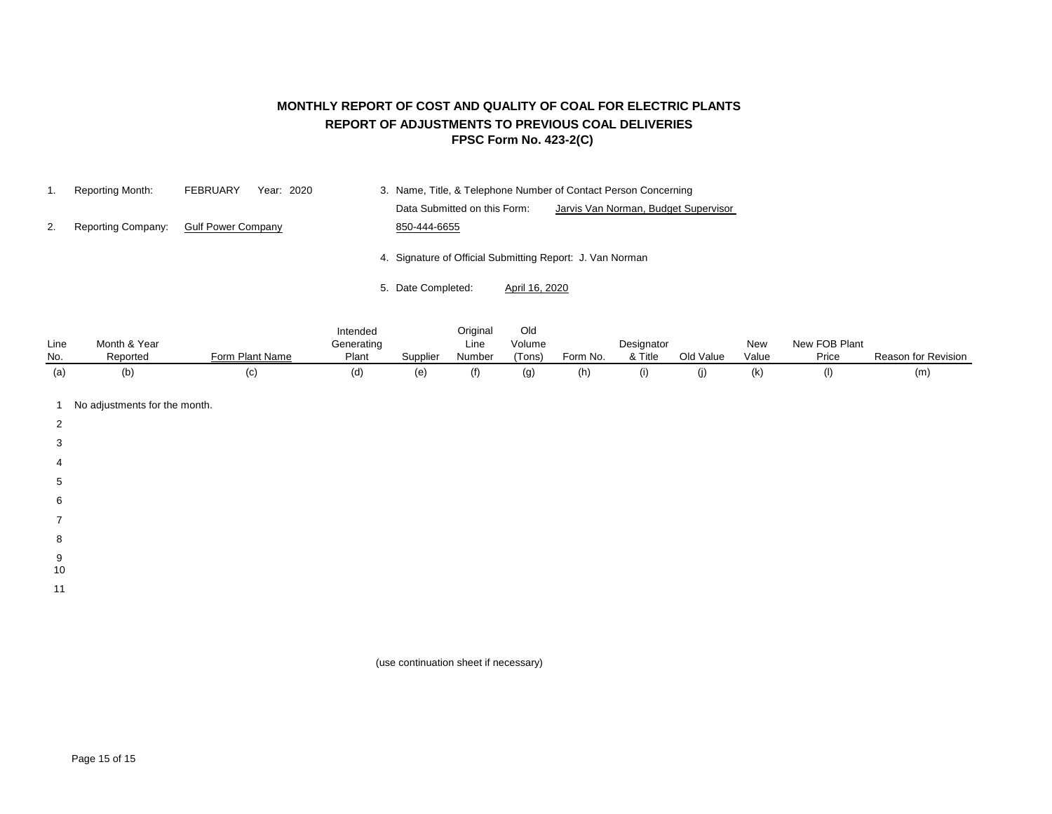# MONTHLY REPORT OF COST AND QUALITY OF COAL FOR ELECTRIC PLANTS

## REPORT OF ADJUSTMENTS TO PREVIOUS COAL DELIVERIES

### FPSC Form No. 423-2(C)

1. Reporting Month: FEBRUARY Year: 2020
2. Reporting Company: Gulf Power Company
3. Name, Title, & Telephone Number of Contact Person Concerning Data Submitted on this Form: Jarvis Van Norman, Budget Supervisor 850-444-6655
4. Signature of Official Submitting Report: J. Van Norman
5. Date Completed: April 16, 2020

| Line No. | Month & Year Reported | Form Plant Name | Intended Generating Plant | Supplier | Original Line Number | Old Volume (Tons) | Form No. | Designator & Title | Old Value | New Value | New FOB Plant Price | Reason for Revision |
|---|---|---|---|---|---|---|---|---|---|---|---|---|
| (a) | (b) | (c) | (d) | (e) | (f) | (g) | (h) | (i) | (j) | (k) | (l) | (m) |
| 1 | No adjustments for the month. | | | | | | | | | | | |
| 2 | | | | | | | | | | | | |
| 3 | | | | | | | | | | | | |
| 4 | | | | | | | | | | | | |
| 5 | | | | | | | | | | | | |
| 6 | | | | | | | | | | | | |
| 7 | | | | | | | | | | | | |
| 8 | | | | | | | | | | | | |
| 9 | | | | | | | | | | | | |
| 10 | | | | | | | | | | | | |
| 11 | | | | | | | | | | | | |

(use continuation sheet if necessary)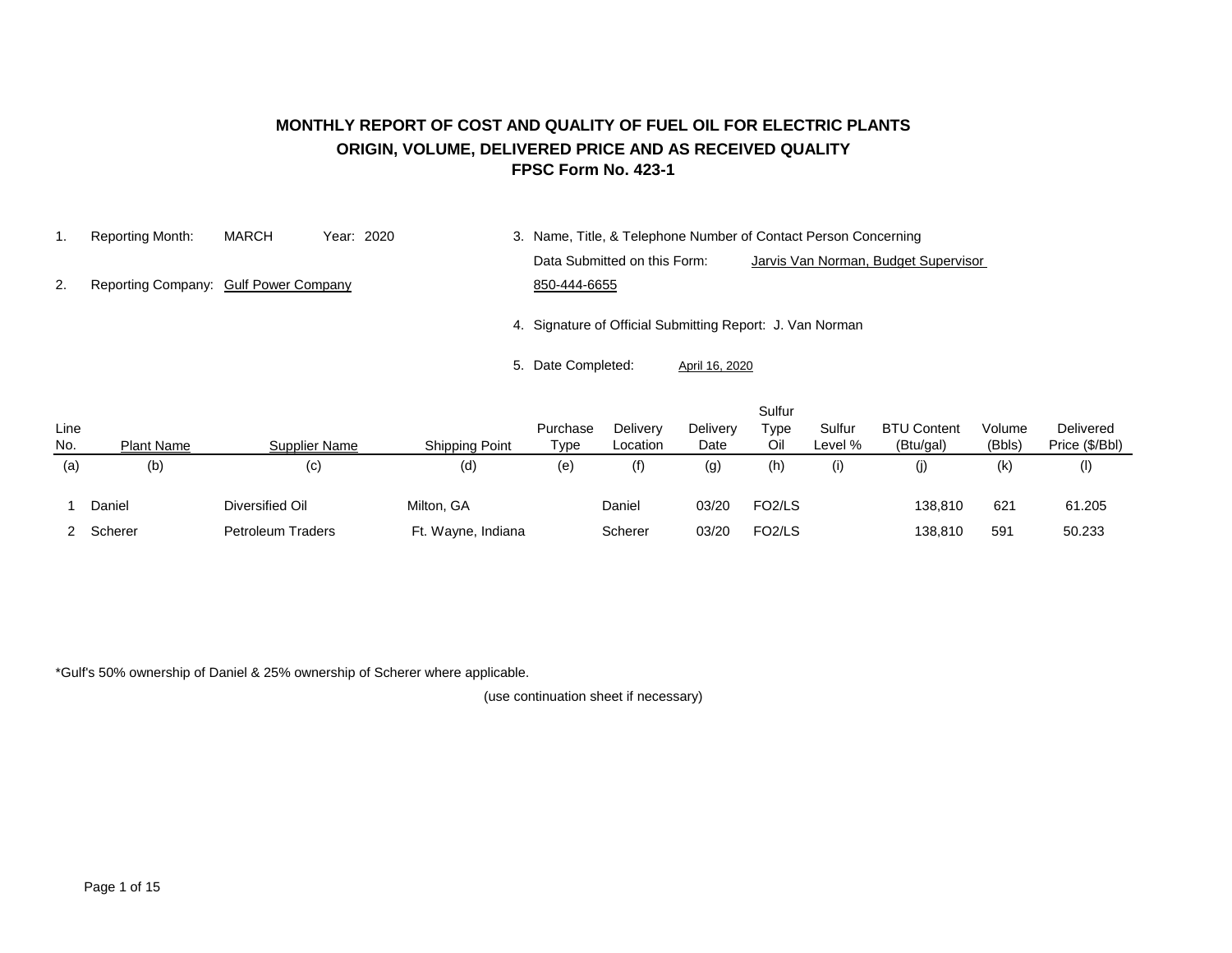# MONTHLY REPORT OF COST AND QUALITY OF FUEL OIL FOR ELECTRIC PLANTS

## ORIGIN, VOLUME, DELIVERED PRICE AND AS RECEIVED QUALITY

## FPSC Form No. 423-1

1. Reporting Month: MARCH Year: 2020
2. Reporting Company: Gulf Power Company
3. Name, Title, & Telephone Number of Contact Person Concerning Data Submitted on this Form: Jarvis Van Norman, Budget Supervisor 850-444-6655
4. Signature of Official Submitting Report: J. Van Norman
5. Date Completed: April 16, 2020

| Line No. | Plant Name | Supplier Name | Shipping Point | Purchase Type | Delivery Location | Delivery Date | Sulfur Type Oil | Sulfur Level % | BTU Content (Btu/gal) | Volume (Bbls) | Delivered Price ($/Bbl) |
|---|---|---|---|---|---|---|---|---|---|---|---|
| (a) | (b) | (c) | (d) | (e) | (f) | (g) | (h) | (i) | (j) | (k) | (l) |
| 1 | Daniel | Diversified Oil | Milton, GA | | Daniel | 03/20 | FO2/LS | | 138,810 | 621 | 61.205 |
| 2 | Scherer | Petroleum Traders | Ft. Wayne, Indiana | | Scherer | 03/20 | FO2/LS | | 138,810 | 591 | 50.233 |

*Gulf's 50% ownership of Daniel & 25% ownership of Scherer where applicable.

(use continuation sheet if necessary)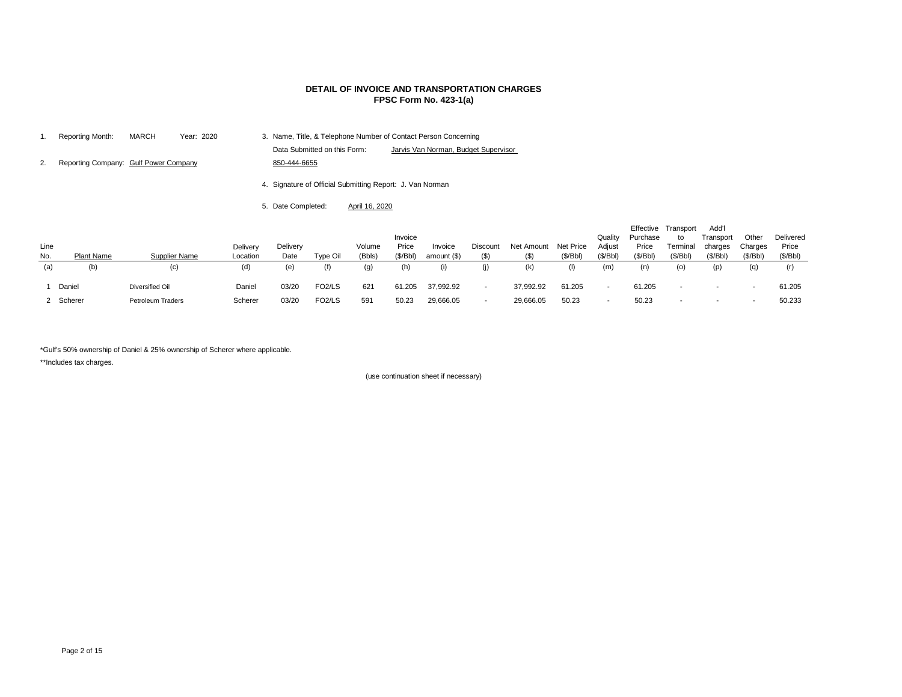**DETAIL OF INVOICE AND TRANSPORTATION CHARGES**
**FPSC Form No. 423-1(a)**

1. Reporting Month: MARCH Year: 2020
2. Reporting Company: Gulf Power Company
3. Name, Title, & Telephone Number of Contact Person Concerning Data Submitted on this Form: Jarvis Van Norman, Budget Supervisor 850-444-6655
4. Signature of Official Submitting Report: J. Van Norman
5. Date Completed: April 16, 2020

| Line No. | Plant Name | Supplier Name | Delivery Location | Delivery Date | Type Oil | Volume (Bbls) | Invoice Price ($/Bbl) | Invoice amount ($) | Discount ($) | Net Amount ($) | Net Price ($/Bbl) | Quality Adjust ($/Bbl) | Effective Purchase Price ($/Bbl) | Transport to Terminal ($/Bbl) | Add'l Transport charges ($/Bbl) | Other Charges ($/Bbl) | Delivered Price ($/Bbl) |
|---|---|---|---|---|---|---|---|---|---|---|---|---|---|---|---|---|---|
| (a) | (b) | (c) | (d) | (e) | (f) | (g) | (h) | (i) | (j) | (k) | (l) | (m) | (n) | (o) | (p) | (q) | (r) |
| 1 | Daniel | Diversified Oil | Daniel | 03/20 | FO2/LS | 621 | 61.205 | 37,992.92 | - | 37,992.92 | 61.205 | - | 61.205 | - | - | - | 61.205 |
| 2 | Scherer | Petroleum Traders | Scherer | 03/20 | FO2/LS | 591 | 50.23 | 29,666.05 | - | 29,666.05 | 50.23 | - | 50.23 | - | - | - | 50.233 |

*Gulf's 50% ownership of Daniel & 25% ownership of Scherer where applicable.

**Includes tax charges.

(use continuation sheet if necessary)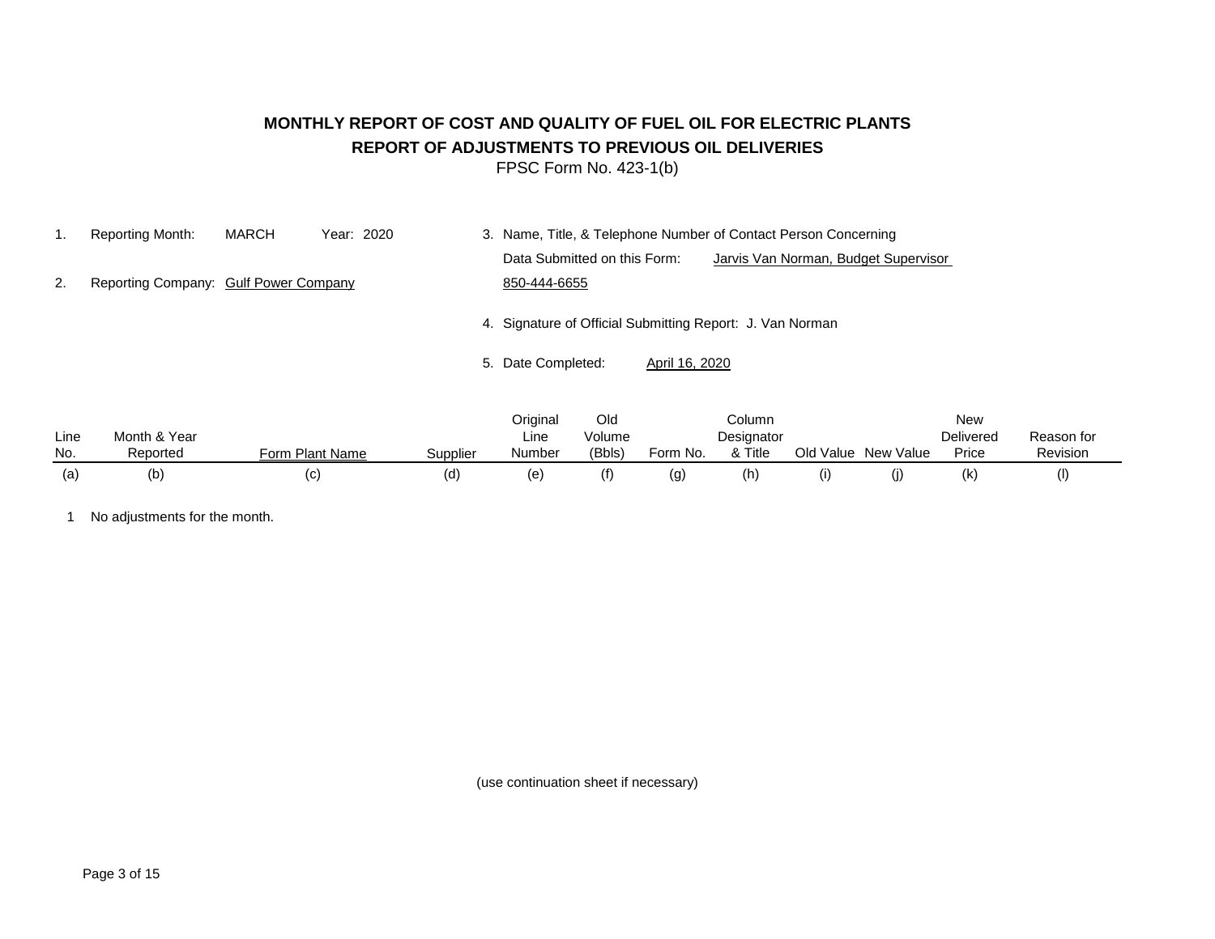# MONTHLY REPORT OF COST AND QUALITY OF FUEL OIL FOR ELECTRIC PLANTS

## REPORT OF ADJUSTMENTS TO PREVIOUS OIL DELIVERIES

FPSC Form No. 423-1(b)

1. Reporting Month: MARCH Year: 2020
2. Reporting Company: Gulf Power Company
3. Name, Title, & Telephone Number of Contact Person Concerning Data Submitted on this Form: Jarvis Van Norman, Budget Supervisor 850-444-6655
4. Signature of Official Submitting Report: J. Van Norman
5. Date Completed: April 16, 2020

| Line No. | Month & Year Reported | Form Plant Name | Supplier | Original Line Number | Old Volume (Bbls) | Form No. | Column Designator & Title | Old Value | New Value | New Delivered Price | Reason for Revision |
|---|---|---|---|---|---|---|---|---|---|---|---|
| (a) | (b) | (c) | (d) | (e) | (f) | (g) | (h) | (i) | (j) | (k) | (l) |
| 1 | No adjustments for the month. | | | | | | | | | | |

(use continuation sheet if necessary)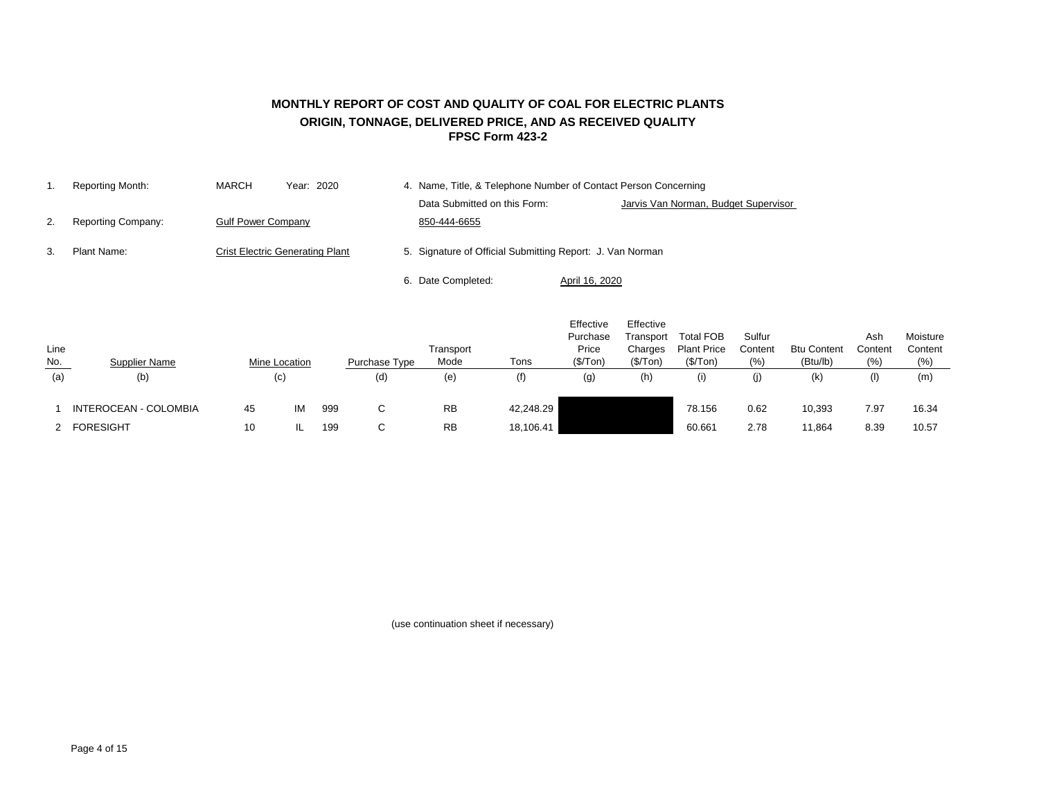**MONTHLY REPORT OF COST AND QUALITY OF COAL FOR ELECTRIC PLANTS**
**ORIGIN, TONNAGE, DELIVERED PRICE, AND AS RECEIVED QUALITY**
**FPSC Form 423-2**

1. Reporting Month: MARCH Year: 2020
2. Reporting Company: Gulf Power Company
3. Plant Name: Crist Electric Generating Plant
4. Name, Title, & Telephone Number of Contact Person Concerning Data Submitted on this Form: Jarvis Van Norman, Budget Supervisor 850-444-6655
5. Signature of Official Submitting Report: J. Van Norman
6. Date Completed: April 16, 2020

| Line No. | Supplier Name | Mine Location | | | Purchase Type | Transport Mode | Tons | Effective Purchase Price ($/Ton) | Effective Transport Charges ($/Ton) | Total FOB Plant Price ($/Ton) | Sulfur Content (%) | Btu Content (Btu/lb) | Ash Content (%) | Moisture Content (%) |
|---|---|---|---|---|---|---|---|---|---|---|---|---|---|---|
| (a) | (b) | (c) | | | (d) | (e) | (f) | (g) | (h) | (i) | (j) | (k) | (l) | (m) |
| 1 | INTEROCEAN - COLOMBIA | 45 | IM | 999 | C | RB | 42,248.29 | | | 78.156 | 0.62 | 10,393 | 7.97 | 16.34 |
| 2 | FORESIGHT | 10 | IL | 199 | C | RB | 18,106.41 | | | 60.661 | 2.78 | 11,864 | 8.39 | 10.57 |

(use continuation sheet if necessary)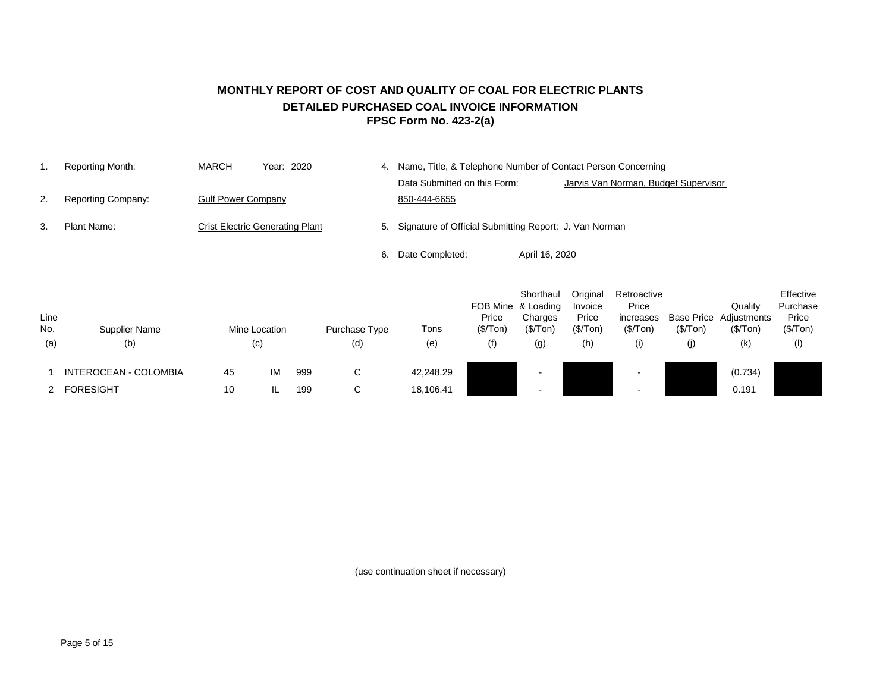# MONTHLY REPORT OF COST AND QUALITY OF COAL FOR ELECTRIC PLANTS

## DETAILED PURCHASED COAL INVOICE INFORMATION

## FPSC Form No. 423-2(a)

1. Reporting Month: MARCH Year: 2020
2. Reporting Company: Gulf Power Company
3. Plant Name: Crist Electric Generating Plant
4. Name, Title, & Telephone Number of Contact Person Concerning Data Submitted on this Form: Jarvis Van Norman, Budget Supervisor 850-444-6655
5. Signature of Official Submitting Report: J. Van Norman
6. Date Completed: April 16, 2020

| Line No. | Supplier Name | Mine Location | | | Purchase Type | Tons | FOB Mine Price ($/Ton) | Shorthaul & Loading Charges ($/Ton) | Original Invoice Price ($/Ton) | Retroactive Price increases ($/Ton) | Base Price ($/Ton) | Quality Adjustments ($/Ton) | Effective Purchase Price ($/Ton) |
|---|---|---|---|---|---|---|---|---|---|---|---|---|---|
| (a) | (b) | (c) | | | (d) | (e) | (f) | (g) | (h) | (i) | (j) | (k) | (l) |
| 1 | INTEROCEAN - COLOMBIA | 45 | IM | 999 | C | 42,248.29 | | - | | - | | (0.734) | |
| 2 | FORESIGHT | 10 | IL | 199 | C | 18,106.41 | | - | | - | | 0.191 | |

(use continuation sheet if necessary)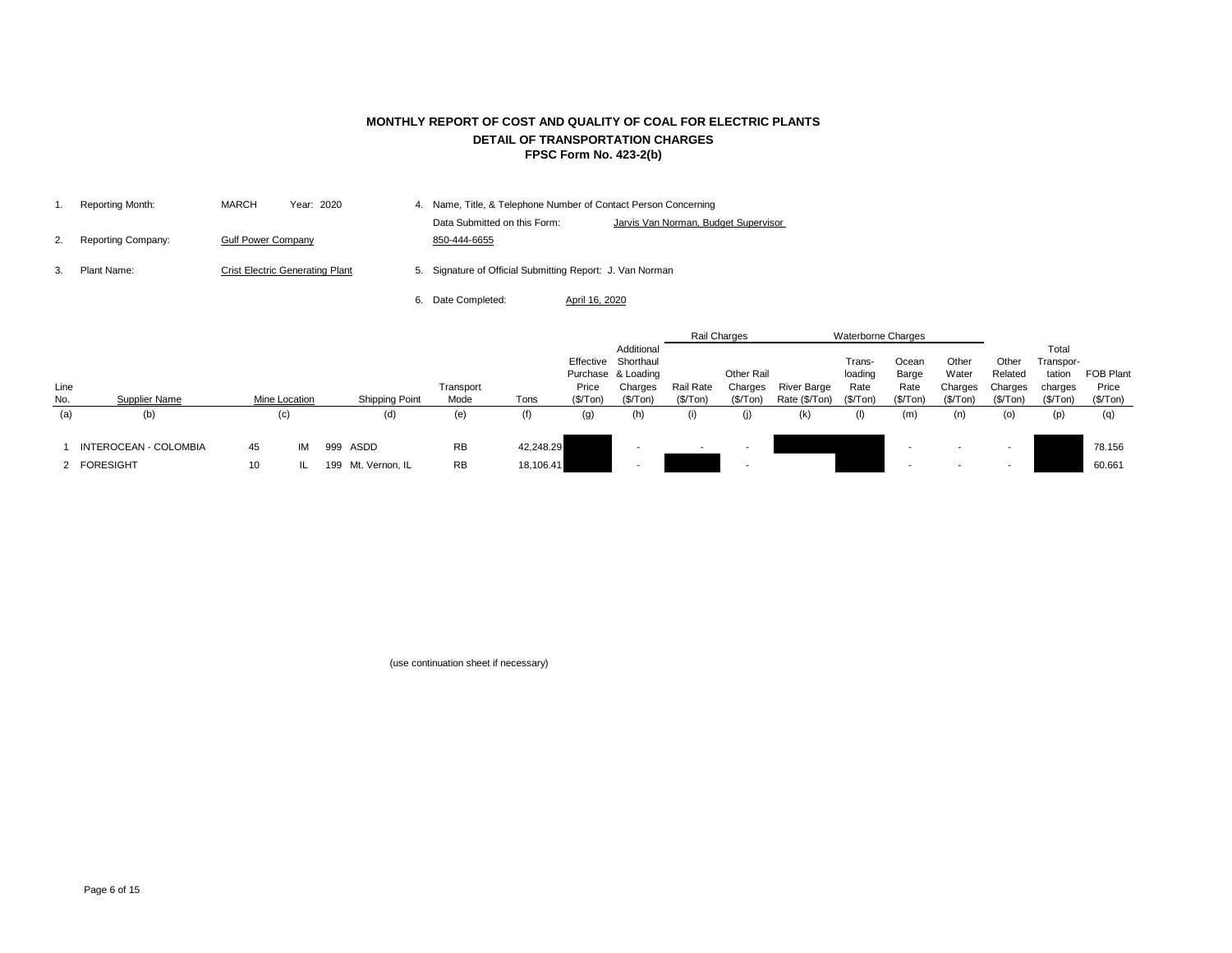# MONTHLY REPORT OF COST AND QUALITY OF COAL FOR ELECTRIC PLANTS

## DETAIL OF TRANSPORTATION CHARGES

### FPSC Form No. 423-2(b)

1. Reporting Month: MARCH Year: 2020
2. Reporting Company: Gulf Power Company
3. Plant Name: Crist Electric Generating Plant
4. Name, Title, & Telephone Number of Contact Person Concerning Data Submitted on this Form: Jarvis Van Norman, Budget Supervisor 850-444-6655
5. Signature of Official Submitting Report: J. Van Norman
6. Date Completed: April 16, 2020

| Line No. | Supplier Name | Mine Location | | | Shipping Point | Transport Mode | Tons | Effective Purchase Price ($/Ton) | Additional Shorthaul & Loading Charges ($/Ton) | Rail Charges: Rail Rate ($/Ton) | Rail Charges: Other Rail Charges ($/Ton) | Waterborne Charges: River Barge Rate ($/Ton) | Waterborne Charges: Trans-loading Rate ($/Ton) | Waterborne Charges: Ocean Barge Rate ($/Ton) | Waterborne Charges: Other Water Charges ($/Ton) | Other Related Charges ($/Ton) | Total Transportation charges ($/Ton) | FOB Plant Price ($/Ton) |
|---|---|---|---|---|---|---|---|---|---|---|---|---|---|---|---|---|---|---|
| (a) | (b) | (c) | | | (d) | (e) | (f) | (g) | (h) | (i) | (j) | (k) | (l) | (m) | (n) | (o) | (p) | (q) |
| 1 | INTEROCEAN - COLOMBIA | 45 | IM | 999 | ASDD | RB | 42,248.29 | | - | - | - | | | - | - | - | | 78.156 |
| 2 | FORESIGHT | 10 | IL | 199 | Mt. Vernon, IL | RB | 18,106.41 | | - | | - | | | - | - | - | | 60.661 |

(use continuation sheet if necessary)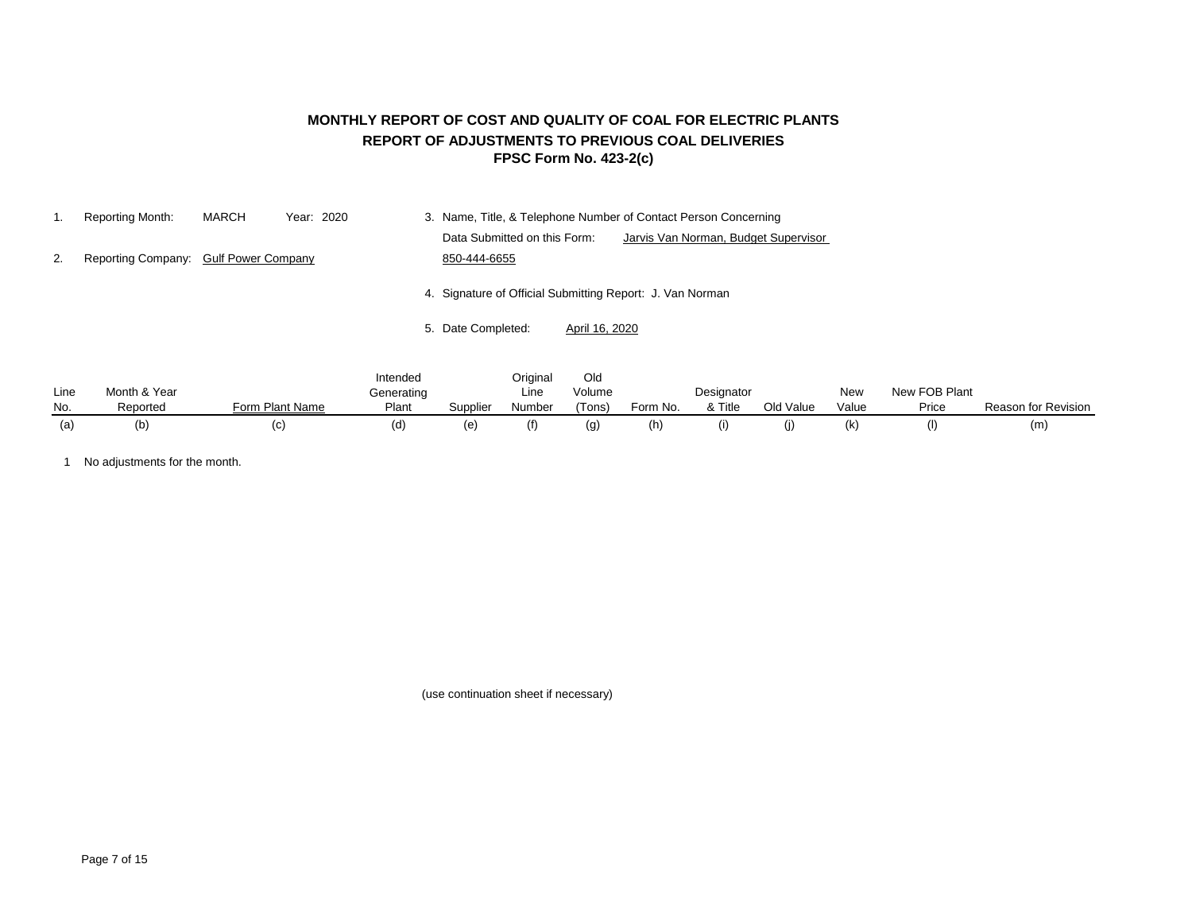# MONTHLY REPORT OF COST AND QUALITY OF COAL FOR ELECTRIC PLANTS
## REPORT OF ADJUSTMENTS TO PREVIOUS COAL DELIVERIES
### FPSC Form No. 423-2(c)

1. Reporting Month: MARCH Year: 2020
2. Reporting Company: Gulf Power Company
3. Name, Title, & Telephone Number of Contact Person Concerning Data Submitted on this Form: Jarvis Van Norman, Budget Supervisor 850-444-6655
4. Signature of Official Submitting Report: J. Van Norman
5. Date Completed: April 16, 2020

| Line No. | Month & Year Reported | Form Plant Name | Intended Generating Plant | Supplier | Original Line Number | Old Volume (Tons) | Form No. | Designator & Title | Old Value | New Value | New FOB Plant Price | Reason for Revision |
|---|---|---|---|---|---|---|---|---|---|---|---|---|
| (a) | (b) | (c) | (d) | (e) | (f) | (g) | (h) | (i) | (j) | (k) | (l) | (m) |
| 1 | No adjustments for the month. | | | | | | | | | | | |

(use continuation sheet if necessary)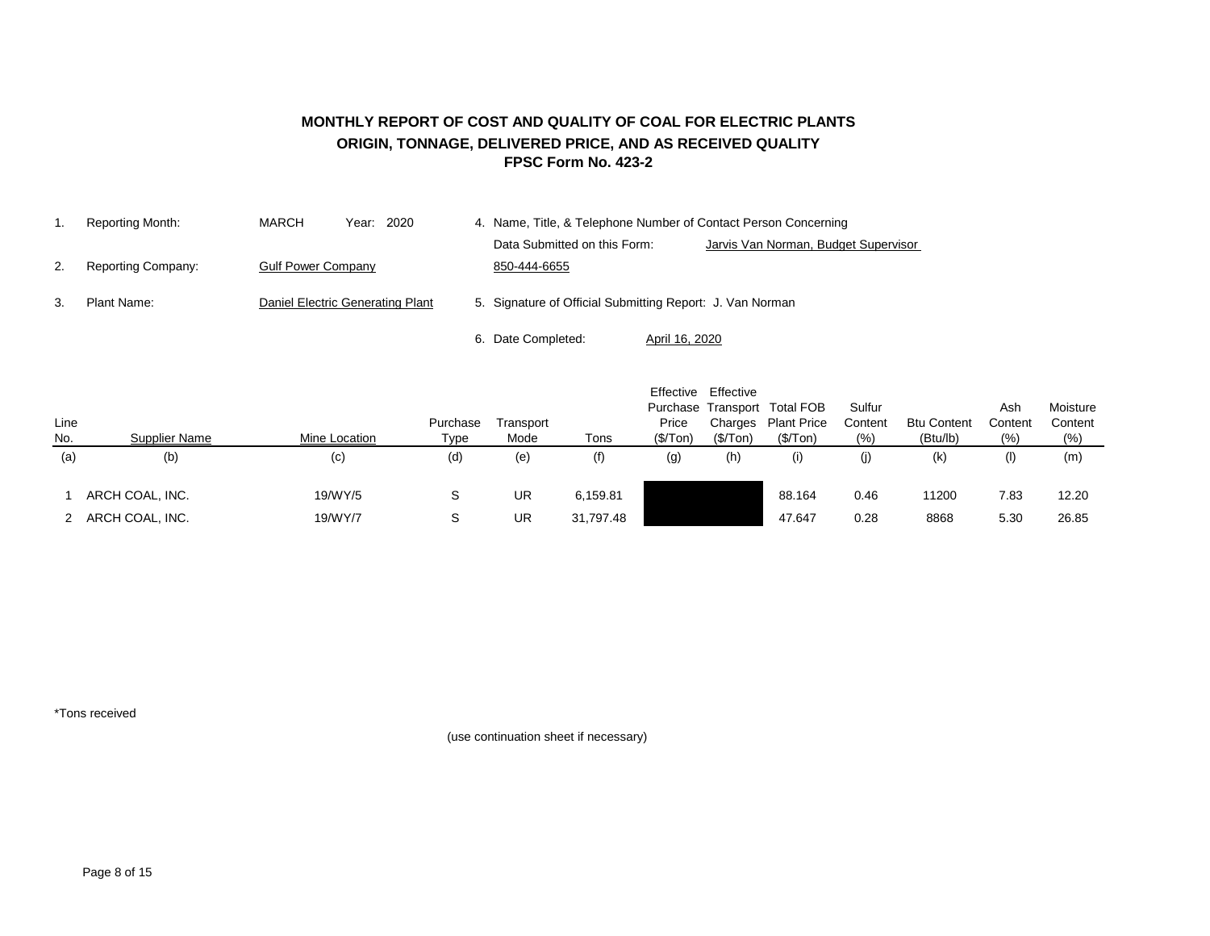# MONTHLY REPORT OF COST AND QUALITY OF COAL FOR ELECTRIC PLANTS

## ORIGIN, TONNAGE, DELIVERED PRICE, AND AS RECEIVED QUALITY

### FPSC Form No. 423-2

1. Reporting Month: MARCH Year: 2020
2. Reporting Company: Gulf Power Company
3. Plant Name: Daniel Electric Generating Plant
4. Name, Title, & Telephone Number of Contact Person Concerning Data Submitted on this Form: Jarvis Van Norman, Budget Supervisor 850-444-6655
5. Signature of Official Submitting Report: J. Van Norman
6. Date Completed: April 16, 2020

| Line No. | Supplier Name | Mine Location | Purchase Type | Transport Mode | Tons | Effective Purchase Price ($/Ton) | Effective Transport Charges ($/Ton) | Total FOB Plant Price ($/Ton) | Sulfur Content (%) | Btu Content (Btu/lb) | Ash Content (%) | Moisture Content (%) |
|---|---|---|---|---|---|---|---|---|---|---|---|---|
| (a) | (b) | (c) | (d) | (e) | (f) | (g) | (h) | (i) | (j) | (k) | (l) | (m) |
| 1 | ARCH COAL, INC. | 19/WY/5 | S | UR | 6,159.81 | | | 88.164 | 0.46 | 11200 | 7.83 | 12.20 |
| 2 | ARCH COAL, INC. | 19/WY/7 | S | UR | 31,797.48 | | | 47.647 | 0.28 | 8868 | 5.30 | 26.85 |

*Tons received

(use continuation sheet if necessary)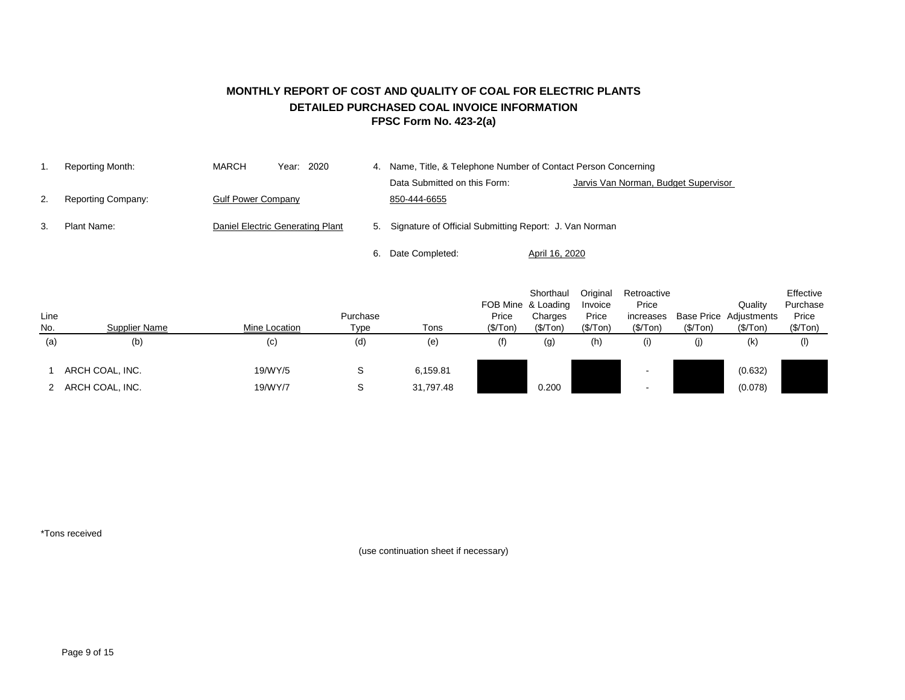# MONTHLY REPORT OF COST AND QUALITY OF COAL FOR ELECTRIC PLANTS
## DETAILED PURCHASED COAL INVOICE INFORMATION
## FPSC Form No. 423-2(a)

1. Reporting Month: MARCH Year: 2020
2. Reporting Company: Gulf Power Company
3. Plant Name: Daniel Electric Generating Plant
4. Name, Title, & Telephone Number of Contact Person Concerning Data Submitted on this Form: Jarvis Van Norman, Budget Supervisor 850-444-6655
5. Signature of Official Submitting Report: J. Van Norman
6. Date Completed: April 16, 2020

| Line No. | Supplier Name | Mine Location | Purchase Type | Tons | FOB Mine Price ($/Ton) | Shorthaul & Loading Charges ($/Ton) | Original Invoice Price ($/Ton) | Retroactive Price increases ($/Ton) | Base Price ($/Ton) | Quality Adjustments ($/Ton) | Effective Purchase Price ($/Ton) |
|---|---|---|---|---|---|---|---|---|---|---|---|
| (a) | (b) | (c) | (d) | (e) | (f) | (g) | (h) | (i) | (j) | (k) | (l) |
| 1 | ARCH COAL, INC. | 19/WY/5 | S | 6,159.81 | | | | - | | (0.632) | |
| 2 | ARCH COAL, INC. | 19/WY/7 | S | 31,797.48 | | 0.200 | | - | | (0.078) | |

*Tons received

(use continuation sheet if necessary)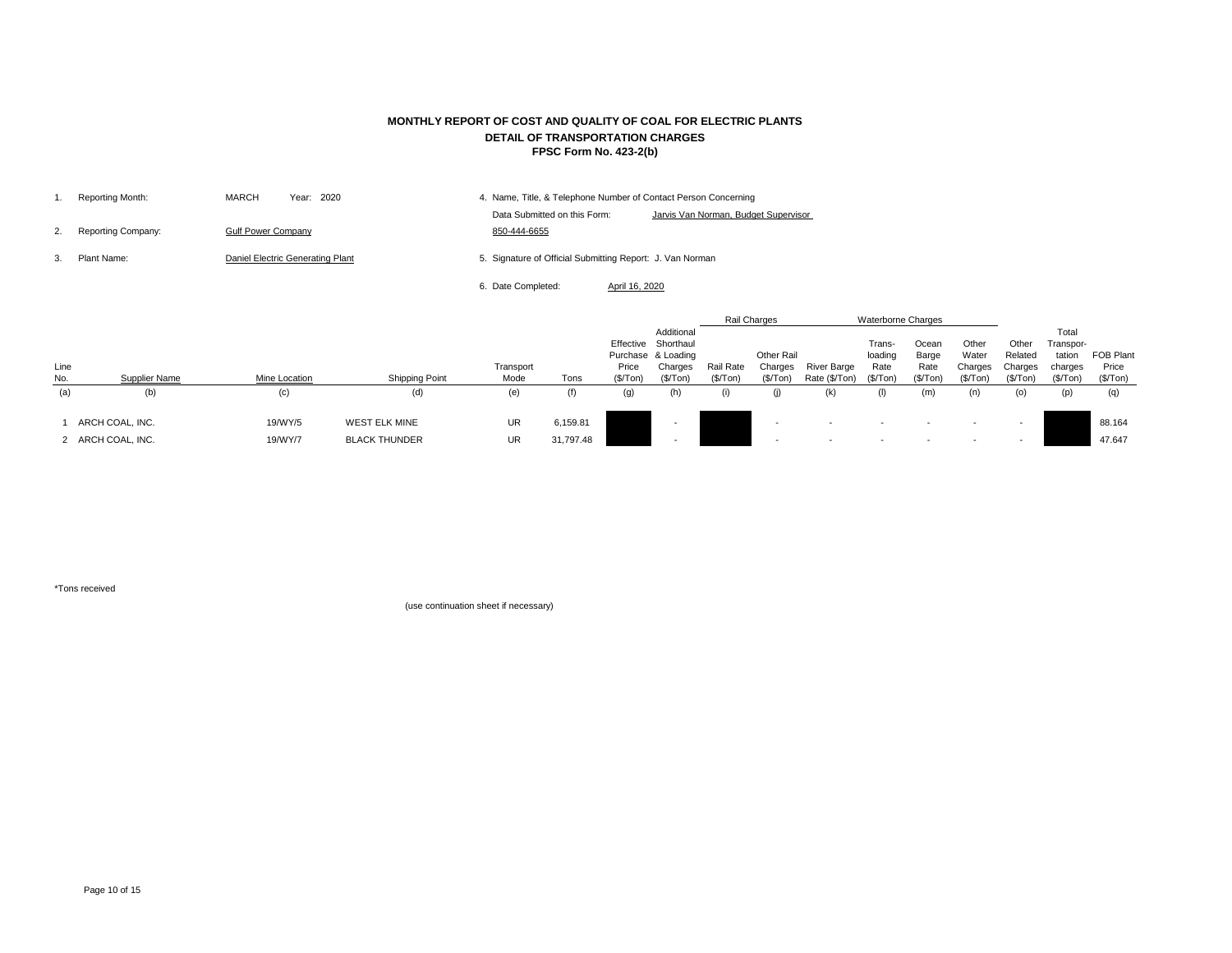# MONTHLY REPORT OF COST AND QUALITY OF COAL FOR ELECTRIC PLANTS

## DETAIL OF TRANSPORTATION CHARGES

### FPSC Form No. 423-2(b)

1. Reporting Month: MARCH Year: 2020
2. Reporting Company: Gulf Power Company
3. Plant Name: Daniel Electric Generating Plant
4. Name, Title, & Telephone Number of Contact Person Concerning Data Submitted on this Form: Jarvis Van Norman, Budget Supervisor 850-444-6655
5. Signature of Official Submitting Report: J. Van Norman
6. Date Completed: April 16, 2020

| | | | | | | | | Rail Charges | | Waterborne Charges | | | | | | |
|---|---|---|---|---|---|---|---|---|---|---|---|---|---|---|---|---|
| Line No. | Supplier Name | Mine Location | Shipping Point | Transport Mode | Tons | Effective Purchase Price ($/Ton) | Additional Shorthaul & Loading Charges ($/Ton) | Rail Rate ($/Ton) | Other Rail Charges ($/Ton) | River Barge Rate ($/Ton) | Trans-loading Rate ($/Ton) | Ocean Barge Rate ($/Ton) | Other Water Charges ($/Ton) | Other Related Charges ($/Ton) | Total Transpor-tation charges ($/Ton) | FOB Plant Price ($/Ton) |
| (a) | (b) | (c) | (d) | (e) | (f) | (g) | (h) | (i) | (j) | (k) | (l) | (m) | (n) | (o) | (p) | (q) |
| 1 | ARCH COAL, INC. | 19/WY/5 | WEST ELK MINE | UR | 6,159.81 | | - | | - | - | - | - | - | - | | 88.164 |
| 2 | ARCH COAL, INC. | 19/WY/7 | BLACK THUNDER | UR | 31,797.48 | | - | | - | - | - | - | - | - | | 47.647 |

*Tons received

(use continuation sheet if necessary)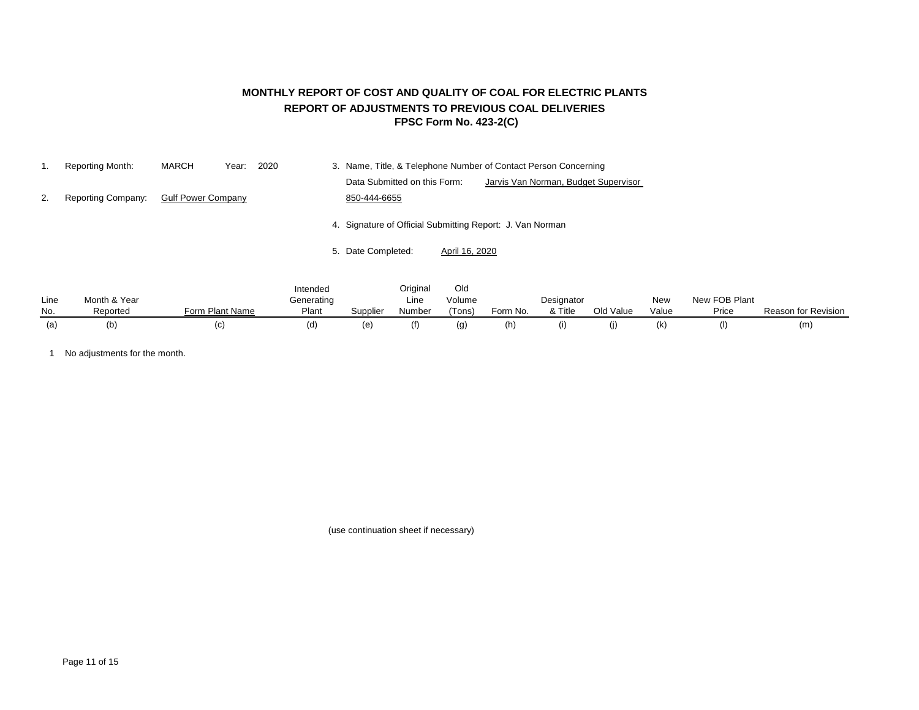# MONTHLY REPORT OF COST AND QUALITY OF COAL FOR ELECTRIC PLANTS

## REPORT OF ADJUSTMENTS TO PREVIOUS COAL DELIVERIES

## FPSC Form No. 423-2(C)

1. Reporting Month: MARCH Year: 2020
2. Reporting Company: Gulf Power Company
3. Name, Title, & Telephone Number of Contact Person Concerning Data Submitted on this Form: Jarvis Van Norman, Budget Supervisor 850-444-6655
4. Signature of Official Submitting Report: J. Van Norman
5. Date Completed: April 16, 2020

| Line No. | Month & Year Reported | Form Plant Name | Intended Generating Plant | Supplier | Original Line Number | Old Volume (Tons) | Form No. | Designator & Title | Old Value | New Value | New FOB Plant Price | Reason for Revision |
|---|---|---|---|---|---|---|---|---|---|---|---|---|
| (a) | (b) | (c) | (d) | (e) | (f) | (g) | (h) | (i) | (j) | (k) | (l) | (m) |
| 1 | No adjustments for the month. | | | | | | | | | | | |

(use continuation sheet if necessary)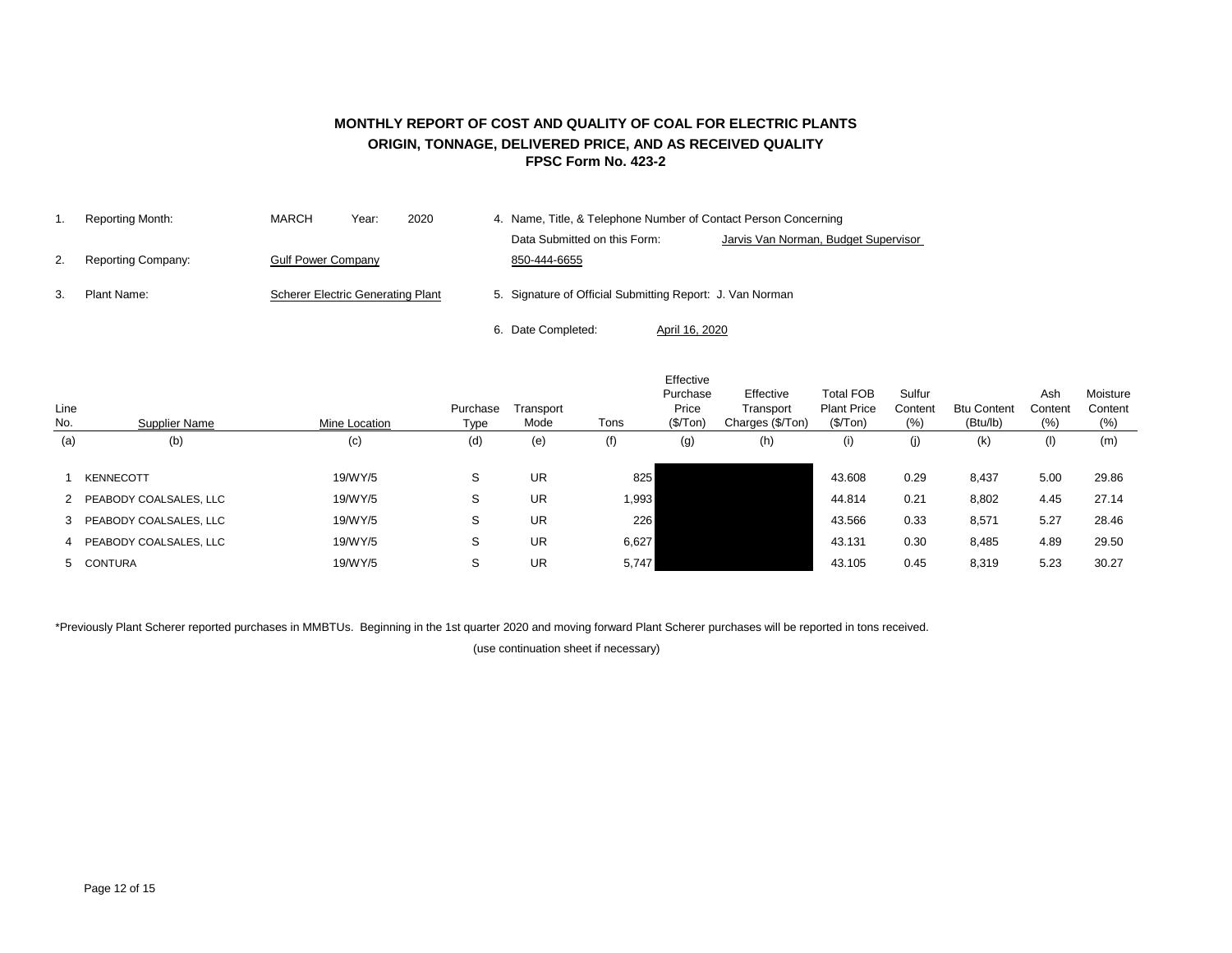# MONTHLY REPORT OF COST AND QUALITY OF COAL FOR ELECTRIC PLANTS
## ORIGIN, TONNAGE, DELIVERED PRICE, AND AS RECEIVED QUALITY
### FPSC Form No. 423-2

1. Reporting Month: MARCH Year: 2020
2. Reporting Company: Gulf Power Company
3. Plant Name: Scherer Electric Generating Plant
4. Name, Title, & Telephone Number of Contact Person Concerning Data Submitted on this Form: Jarvis Van Norman, Budget Supervisor 850-444-6655
5. Signature of Official Submitting Report: J. Van Norman
6. Date Completed: April 16, 2020

| Line No. | Supplier Name | Mine Location | Purchase Type | Transport Mode | Tons | Effective Purchase Price ($/Ton) | Effective Transport Charges ($/Ton) | Total FOB Plant Price ($/Ton) | Sulfur Content (%) | Btu Content (Btu/lb) | Ash Content (%) | Moisture Content (%) |
|---|---|---|---|---|---|---|---|---|---|---|---|---|
| (a) | (b) | (c) | (d) | (e) | (f) | (g) | (h) | (i) | (j) | (k) | (l) | (m) |
| 1 | KENNECOTT | 19/WY/5 | S | UR | 825 | | | 43.608 | 0.29 | 8,437 | 5.00 | 29.86 |
| 2 | PEABODY COALSALES, LLC | 19/WY/5 | S | UR | 1,993 | | | 44.814 | 0.21 | 8,802 | 4.45 | 27.14 |
| 3 | PEABODY COALSALES, LLC | 19/WY/5 | S | UR | 226 | | | 43.566 | 0.33 | 8,571 | 5.27 | 28.46 |
| 4 | PEABODY COALSALES, LLC | 19/WY/5 | S | UR | 6,627 | | | 43.131 | 0.30 | 8,485 | 4.89 | 29.50 |
| 5 | CONTURA | 19/WY/5 | S | UR | 5,747 | | | 43.105 | 0.45 | 8,319 | 5.23 | 30.27 |

*Previously Plant Scherer reported purchases in MMBTUs. Beginning in the 1st quarter 2020 and moving forward Plant Scherer purchases will be reported in tons received.

(use continuation sheet if necessary)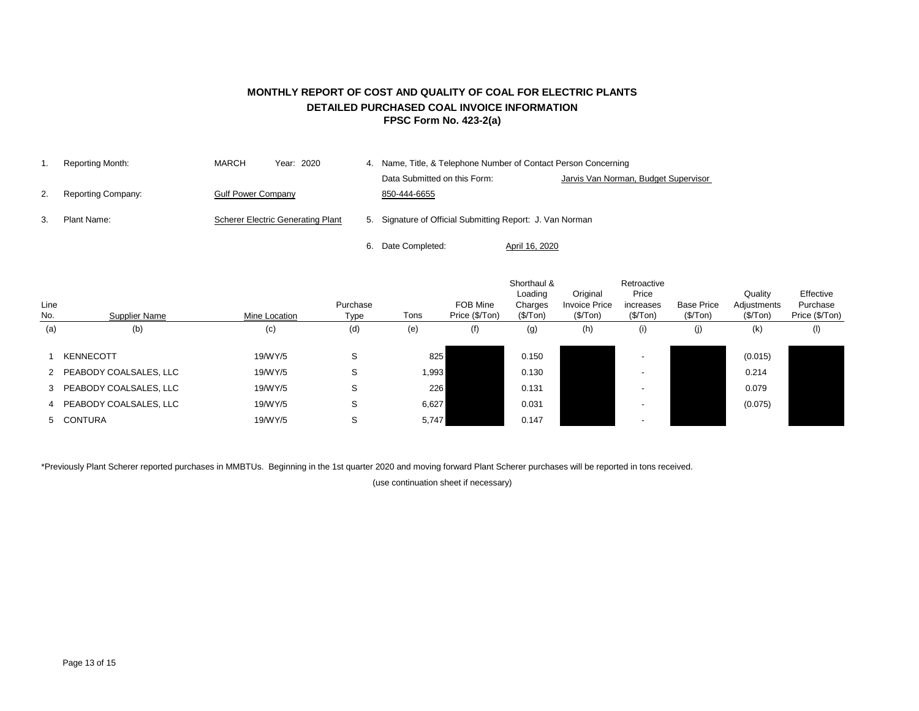# MONTHLY REPORT OF COST AND QUALITY OF COAL FOR ELECTRIC PLANTS
## DETAILED PURCHASED COAL INVOICE INFORMATION
### FPSC Form No. 423-2(a)

1. Reporting Month: MARCH Year: 2020
2. Reporting Company: Gulf Power Company
3. Plant Name: Scherer Electric Generating Plant
4. Name, Title, & Telephone Number of Contact Person Concerning Data Submitted on this Form: Jarvis Van Norman, Budget Supervisor 850-444-6655
5. Signature of Official Submitting Report: J. Van Norman
6. Date Completed: April 16, 2020

| Line No. | Supplier Name | Mine Location | Purchase Type | Tons | FOB Mine Price ($/Ton) | Shorthaul & Loading Charges ($/Ton) | Original Invoice Price ($/Ton) | Retroactive Price increases ($/Ton) | Base Price ($/Ton) | Quality Adjustments ($/Ton) | Effective Purchase Price ($/Ton) |
|---|---|---|---|---|---|---|---|---|---|---|---|
| (a) | (b) | (c) | (d) | (e) | (f) | (g) | (h) | (i) | (j) | (k) | (l) |
| 1 | KENNECOTT | 19/WY/5 | S | 825 | | 0.150 | | - | | (0.015) | |
| 2 | PEABODY COALSALES, LLC | 19/WY/5 | S | 1,993 | | 0.130 | | - | | 0.214 | |
| 3 | PEABODY COALSALES, LLC | 19/WY/5 | S | 226 | | 0.131 | | - | | 0.079 | |
| 4 | PEABODY COALSALES, LLC | 19/WY/5 | S | 6,627 | | 0.031 | | - | | (0.075) | |
| 5 | CONTURA | 19/WY/5 | S | 5,747 | | 0.147 | | - | | | |

*Previously Plant Scherer reported purchases in MMBTUs. Beginning in the 1st quarter 2020 and moving forward Plant Scherer purchases will be reported in tons received.

(use continuation sheet if necessary)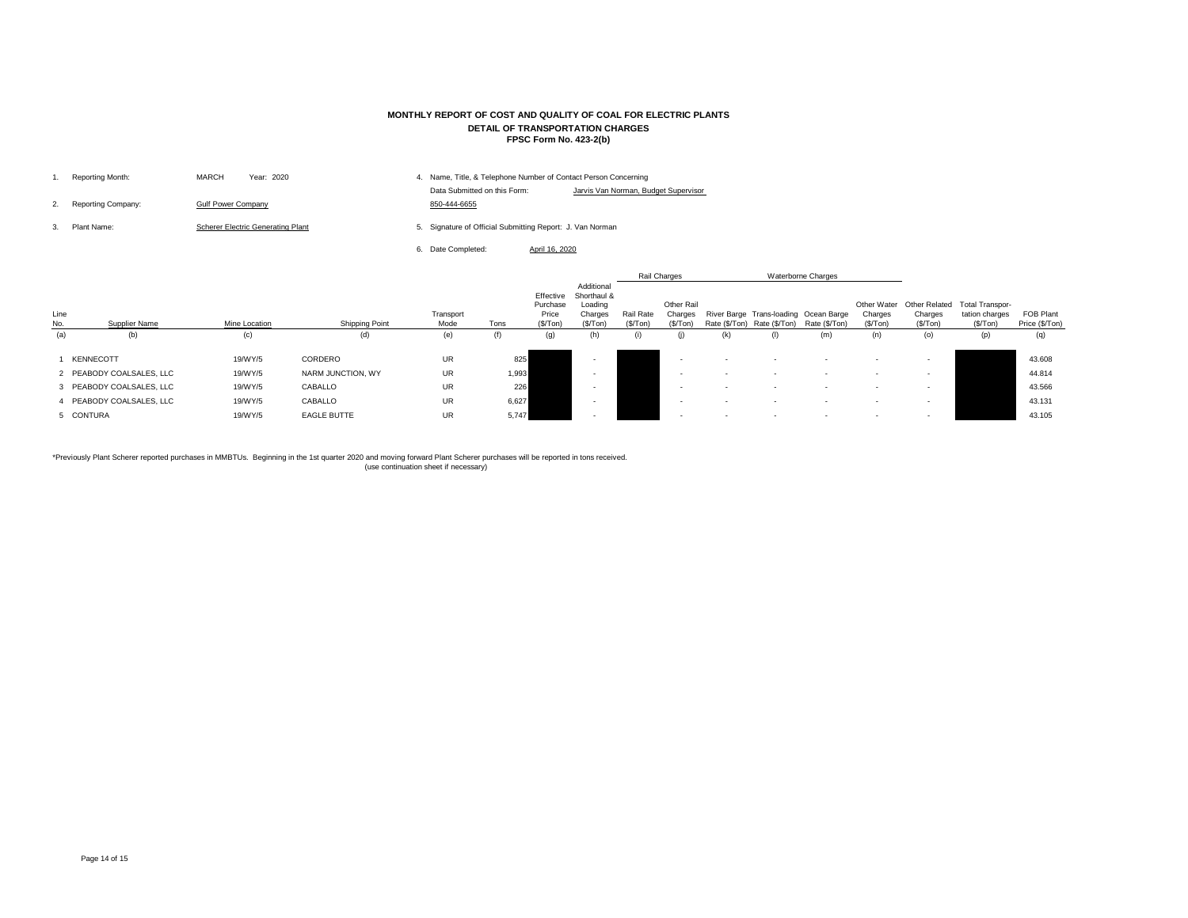**MONTHLY REPORT OF COST AND QUALITY OF COAL FOR ELECTRIC PLANTS**
**DETAIL OF TRANSPORTATION CHARGES**
**FPSC Form No. 423-2(b)**

1. Reporting Month: MARCH Year: 2020
2. Reporting Company: Gulf Power Company
3. Plant Name: Scherer Electric Generating Plant
4. Name, Title, & Telephone Number of Contact Person Concerning Data Submitted on this Form: Jarvis Van Norman, Budget Supervisor 850-444-6655
5. Signature of Official Submitting Report: J. Van Norman
6. Date Completed: April 16, 2020

| | | | | | | | | Rail Charges | | Waterborne Charges | | | | | | |
|---|---|---|---|---|---|---|---|---|---|---|---|---|---|---|---|---|
| Line No. | Supplier Name | Mine Location | Shipping Point | Transport Mode | Tons | Effective Purchase Price ($/Ton) | Additional Shorthaul & Loading Charges ($/Ton) | Rail Rate ($/Ton) | Other Rail Charges ($/Ton) | River Barge Rate ($/Ton) | Trans-loading Rate ($/Ton) | Ocean Barge Rate ($/Ton) | Other Water Charges ($/Ton) | Other Related Charges ($/Ton) | Total Transpor-tation charges ($/Ton) | FOB Plant Price ($/Ton) |
| (a) | (b) | (c) | (d) | (e) | (f) | (g) | (h) | (i) | (j) | (k) | (l) | (m) | (n) | (o) | (p) | (q) |
| 1 | KENNECOTT | 19/WY/5 | CORDERO | UR | 825 | | - | | - | - | - | - | - | - | | 43.608 |
| 2 | PEABODY COALSALES, LLC | 19/WY/5 | NARM JUNCTION, WY | UR | 1,993 | | - | | - | - | - | - | - | - | | 44.814 |
| 3 | PEABODY COALSALES, LLC | 19/WY/5 | CABALLO | UR | 226 | | - | | - | - | - | - | - | - | | 43.566 |
| 4 | PEABODY COALSALES, LLC | 19/WY/5 | CABALLO | UR | 6,627 | | - | | - | - | - | - | - | - | | 43.131 |
| 5 | CONTURA | 19/WY/5 | EAGLE BUTTE | UR | 5,747 | | - | | - | - | - | - | - | - | | 43.105 |

*Previously Plant Scherer reported purchases in MMBTUs. Beginning in the 1st quarter 2020 and moving forward Plant Scherer purchases will be reported in tons received.

(use continuation sheet if necessary)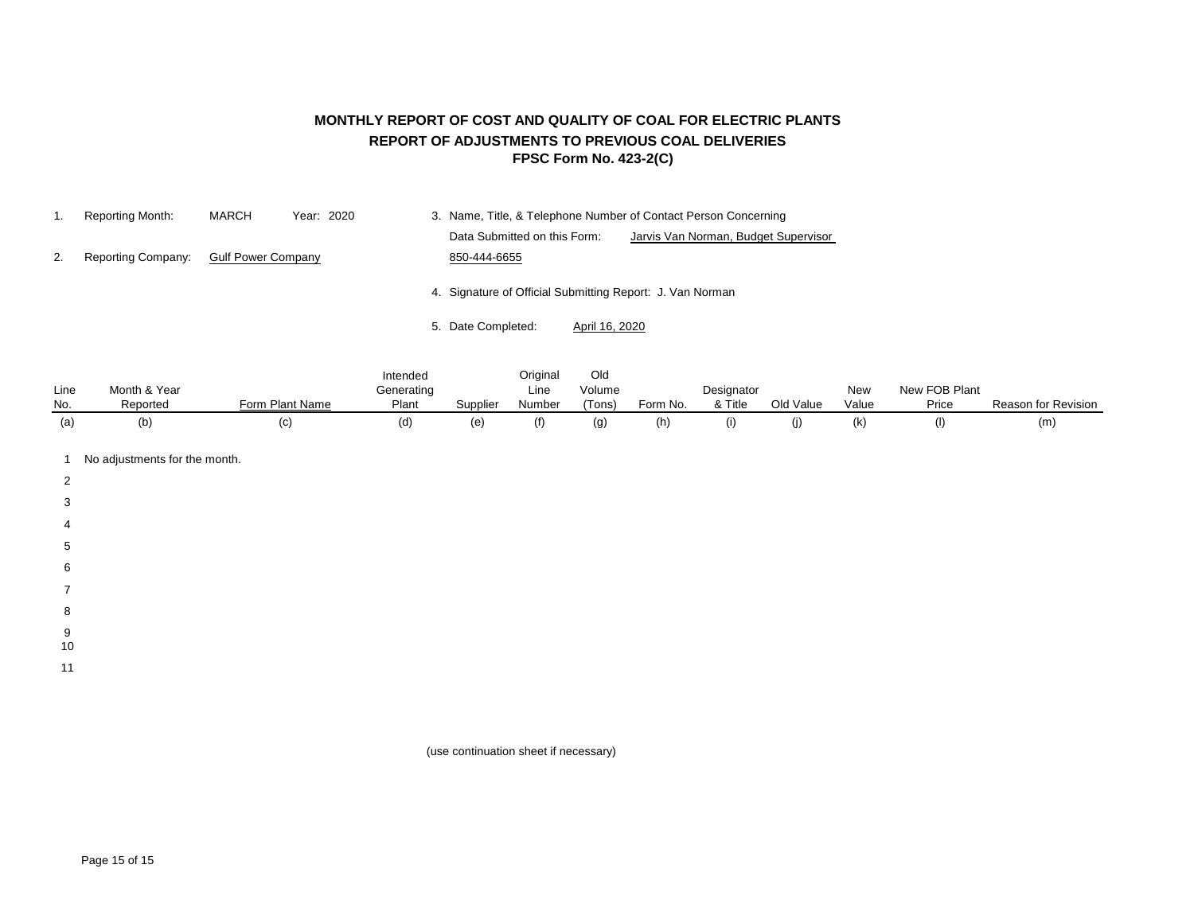# MONTHLY REPORT OF COST AND QUALITY OF COAL FOR ELECTRIC PLANTS

## REPORT OF ADJUSTMENTS TO PREVIOUS COAL DELIVERIES

### FPSC Form No. 423-2(C)

1. Reporting Month: MARCH Year: 2020
2. Reporting Company: Gulf Power Company
3. Name, Title, & Telephone Number of Contact Person Concerning Data Submitted on this Form: Jarvis Van Norman, Budget Supervisor 850-444-6655
4. Signature of Official Submitting Report: J. Van Norman
5. Date Completed: April 16, 2020

| Line No. | Month & Year Reported | Form Plant Name | Intended Generating Plant | Supplier | Original Line Number | Old Volume (Tons) | Form No. | Designator & Title | Old Value | New Value | New FOB Plant Price | Reason for Revision |
|---|---|---|---|---|---|---|---|---|---|---|---|---|
| (a) | (b) | (c) | (d) | (e) | (f) | (g) | (h) | (i) | (j) | (k) | (l) | (m) |
| 1 | No adjustments for the month. | | | | | | | | | | | |
| 2 | | | | | | | | | | | | |
| 3 | | | | | | | | | | | | |
| 4 | | | | | | | | | | | | |
| 5 | | | | | | | | | | | | |
| 6 | | | | | | | | | | | | |
| 7 | | | | | | | | | | | | |
| 8 | | | | | | | | | | | | |
| 9 | | | | | | | | | | | | |
| 10 | | | | | | | | | | | | |
| 11 | | | | | | | | | | | | |

(use continuation sheet if necessary)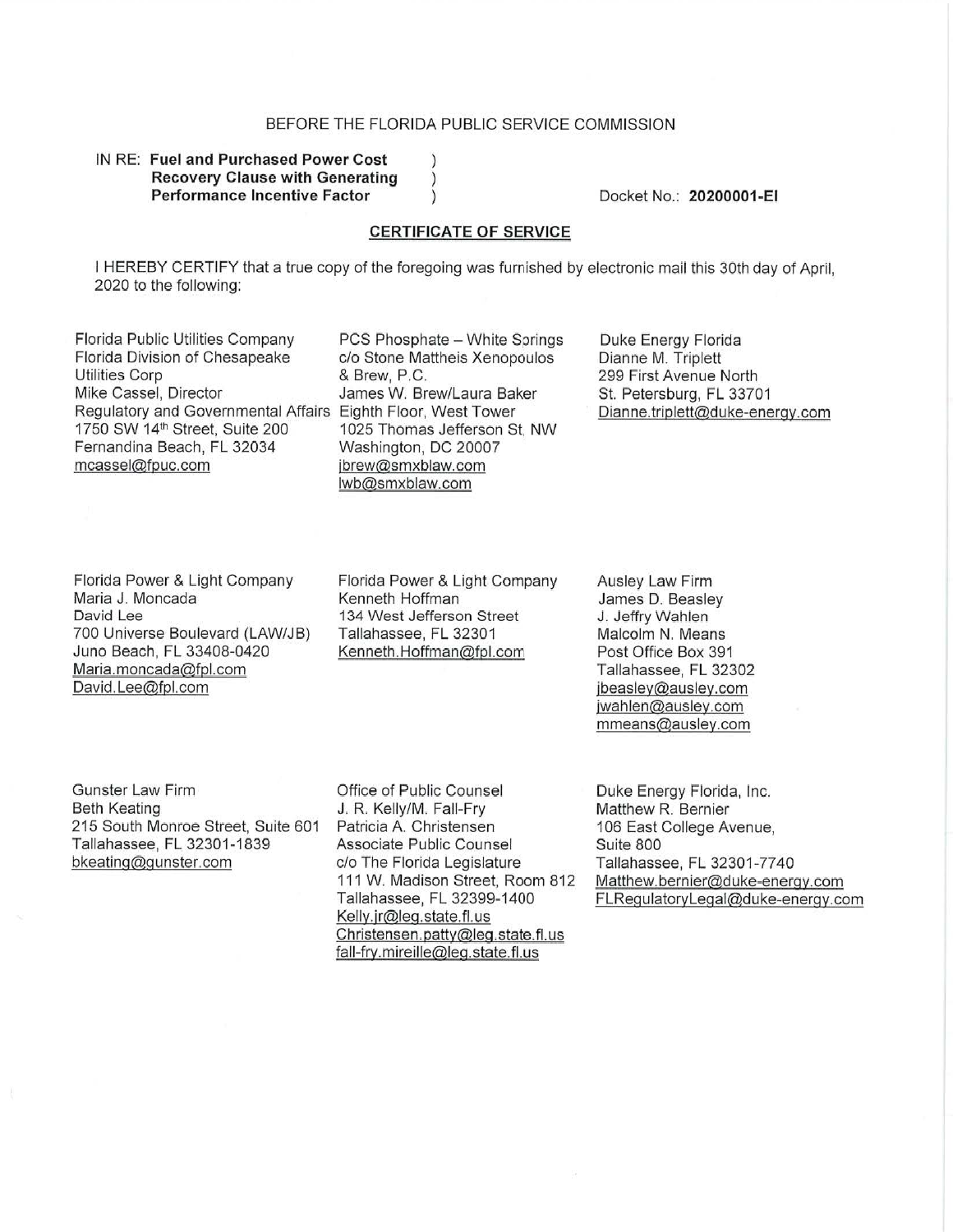BEFORE THE FLORIDA PUBLIC SERVICE COMMISSION

IN RE: **Fuel and Purchased Power Cost Recovery Clause with Generating Performance Incentive Factor**

Docket No.: **20200001-EI**

**CERTIFICATE OF SERVICE**

I HEREBY CERTIFY that a true copy of the foregoing was furnished by electronic mail this 30th day of April, 2020 to the following:

Florida Public Utilities Company
Florida Division of Chesapeake Utilities Corp
Mike Cassel, Director
Regulatory and Governmental Affairs
1750 SW 14th Street, Suite 200
Fernandina Beach, FL 32034
mcassel@fpuc.com

PCS Phosphate – White Springs
c/o Stone Mattheis Xenopoulos & Brew, P.C.
James W. Brew/Laura Baker
Eighth Floor, West Tower
1025 Thomas Jefferson St, NW
Washington, DC 20007
jbrew@smxblaw.com
lwb@smxblaw.com

Duke Energy Florida
Dianne M. Triplett
299 First Avenue North
St. Petersburg, FL 33701
Dianne.triplett@duke-energy.com

Florida Power & Light Company
Maria J. Moncada
David Lee
700 Universe Boulevard (LAW/JB)
Juno Beach, FL 33408-0420
Maria.moncada@fpl.com
David.Lee@fpl.com

Florida Power & Light Company
Kenneth Hoffman
134 West Jefferson Street
Tallahassee, FL 32301
Kenneth.Hoffman@fpl.com

Ausley Law Firm
James D. Beasley
J. Jeffry Wahlen
Malcolm N. Means
Post Office Box 391
Tallahassee, FL 32302
jbeasley@ausley.com
jwahlen@ausley.com
mmeans@ausley.com

Gunster Law Firm
Beth Keating
215 South Monroe Street, Suite 601
Tallahassee, FL 32301-1839
bkeating@gunster.com

Office of Public Counsel
J. R. Kelly/M. Fall-Fry
Patricia A. Christensen
Associate Public Counsel
c/o The Florida Legislature
111 W. Madison Street, Room 812
Tallahassee, FL 32399-1400
Kelly.jr@leg.state.fl.us
Christensen.patty@leg.state.fl.us
fall-fry.mireille@leg.state.fl.us

Duke Energy Florida, Inc.
Matthew R. Bernier
106 East College Avenue,
Suite 800
Tallahassee, FL 32301-7740
Matthew.bernier@duke-energy.com
FLRegulatoryLegal@duke-energy.com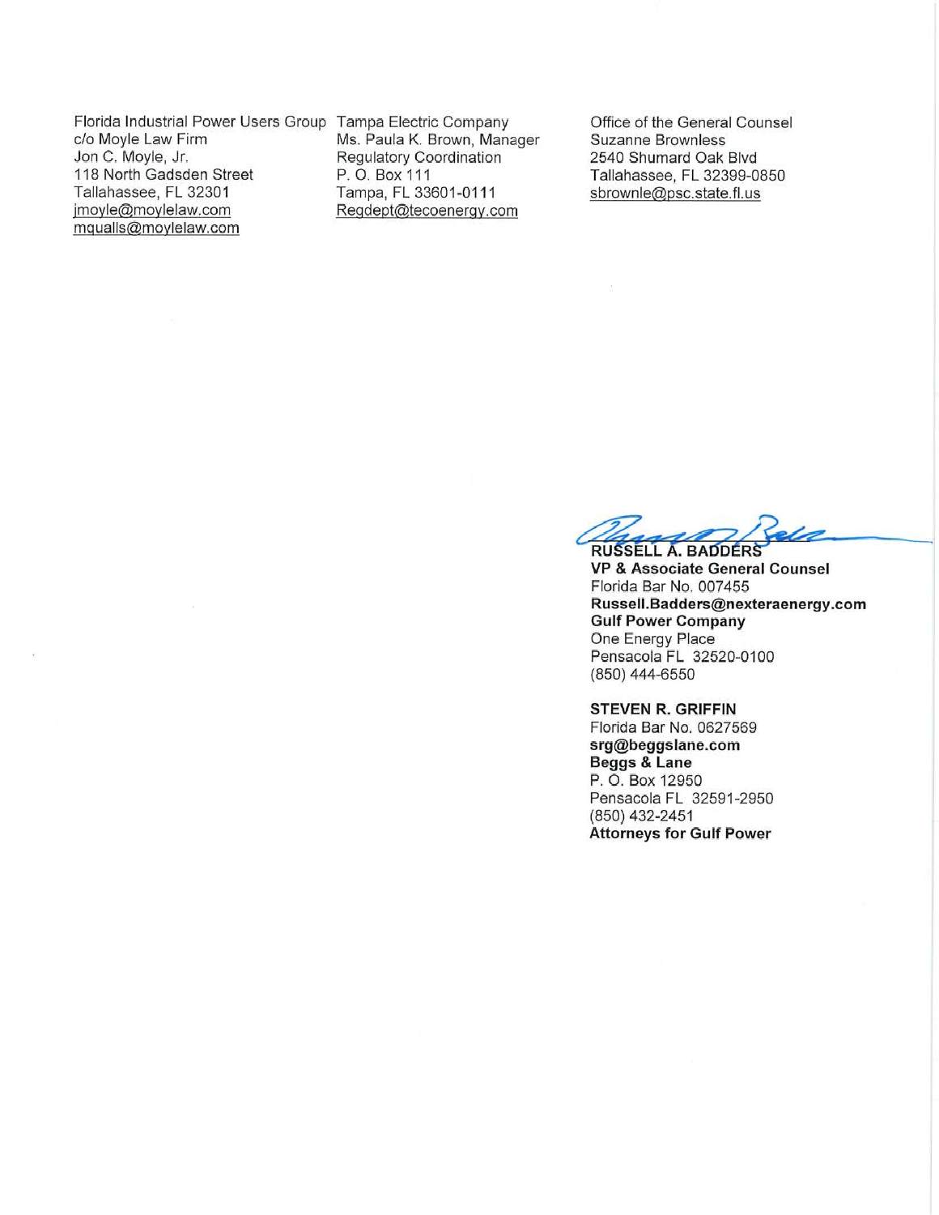Florida Industrial Power Users Group
c/o Moyle Law Firm
Jon C. Moyle, Jr.
118 North Gadsden Street
Tallahassee, FL 32301
jmoyle@moylelaw.com
mqualls@moylelaw.com

Tampa Electric Company
Ms. Paula K. Brown, Manager
Regulatory Coordination
P. O. Box 111
Tampa, FL 33601-0111
Regdept@tecoenergy.com

Office of the General Counsel
Suzanne Brownless
2540 Shumard Oak Blvd
Tallahassee, FL 32399-0850
sbrownle@psc.state.fl.us

**RUSSELL A. BADDERS**
**VP & Associate General Counsel**
Florida Bar No. 007455
**Russell.Badders@nexteraenergy.com**
**Gulf Power Company**
One Energy Place
Pensacola FL 32520-0100
(850) 444-6550

**STEVEN R. GRIFFIN**
Florida Bar No. 0627569
**srg@beggslane.com**
**Beggs & Lane**
P. O. Box 12950
Pensacola FL 32591-2950
(850) 432-2451
**Attorneys for Gulf Power**